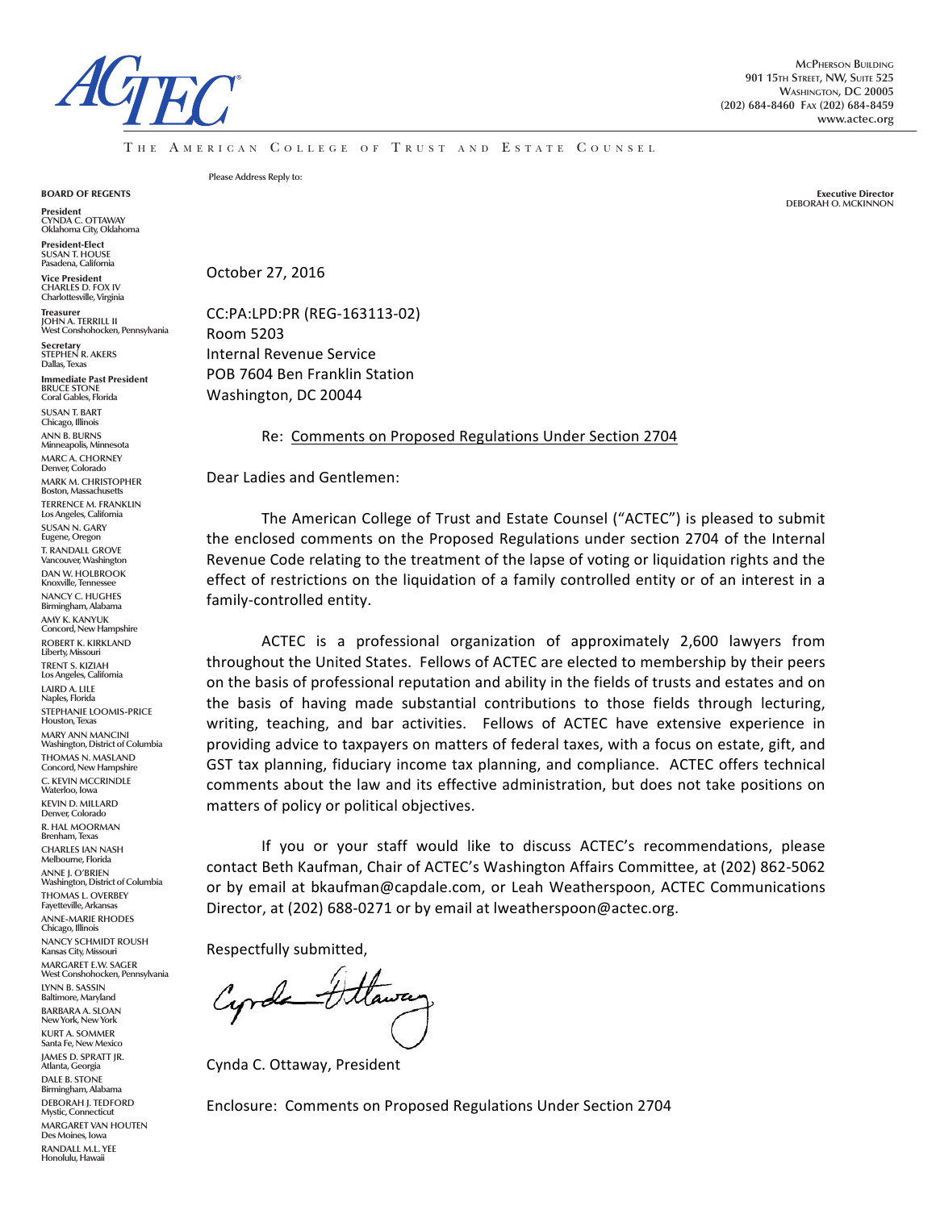# ACTEC

MCPHERSON BUILDING
901 15TH STREET, NW, SUITE 525
WASHINGTON, DC 20005
(202) 684-8460 FAX (202) 684-8459
www.actec.org

THE AMERICAN COLLEGE OF TRUST AND ESTATE COUNSEL

Please Address Reply to:

**BOARD OF REGENTS**

**President**
CYNDA C. OTTAWAY
Oklahoma City, Oklahoma

**President-Elect**
SUSAN T. HOUSE
Pasadena, California

**Vice President**
CHARLES D. FOX IV
Charlottesville, Virginia

**Treasurer**
JOHN A. TERRILL II
West Conshohocken, Pennsylvania

**Secretary**
STEPHEN R. AKERS
Dallas, Texas

**Immediate Past President**
BRUCE STONE
Coral Gables, Florida

SUSAN T. BART
Chicago, Illinois

ANN B. BURNS
Minneapolis, Minnesota

MARC A. CHORNEY
Denver, Colorado

MARK M. CHRISTOPHER
Boston, Massachusetts

TERRENCE M. FRANKLIN
Los Angeles, California

SUSAN N. GARY
Eugene, Oregon

T. RANDALL GROVE
Vancouver, Washington

DAN W. HOLBROOK
Knoxville, Tennessee

NANCY C. HUGHES
Birmingham, Alabama

AMY K. KANYUK
Concord, New Hampshire

ROBERT K. KIRKLAND
Liberty, Missouri

TRENT S. KIZIAH
Los Angeles, California

LAIRD A. LILE
Naples, Florida

STEPHANIE LOOMIS-PRICE
Houston, Texas

MARY ANN MANCINI
Washington, District of Columbia

THOMAS N. MASLAND
Concord, New Hampshire

C. KEVIN MCCRINDLE
Waterloo, Iowa

KEVIN D. MILLARD
Denver, Colorado

R. HAL MOORMAN
Brenham, Texas

CHARLES IAN NASH
Melbourne, Florida

ANNE J. O'BRIEN
Washington, District of Columbia

THOMAS L. OVERBEY
Fayetteville, Arkansas

ANNE-MARIE RHODES
Chicago, Illinois

NANCY SCHMIDT ROUSH
Kansas City, Missouri

MARGARET E.W. SAGER
West Conshohocken, Pennsylvania

LYNN B. SASSIN
Baltimore, Maryland

BARBARA A. SLOAN
New York, New York

KURT A. SOMMER
Santa Fe, New Mexico

JAMES D. SPRATT JR.
Atlanta, Georgia

DALE B. STONE
Birmingham, Alabama

DEBORAH J. TEDFORD
Mystic, Connecticut

MARGARET VAN HOUTEN
Des Moines, Iowa

RANDALL M.L. YEE
Honolulu, Hawaii

**Executive Director**
DEBORAH O. MCKINNON

October 27, 2016

CC:PA:LPD:PR (REG-163113-02)
Room 5203
Internal Revenue Service
POB 7604 Ben Franklin Station
Washington, DC 20044

Re: Comments on Proposed Regulations Under Section 2704

Dear Ladies and Gentlemen:

The American College of Trust and Estate Counsel ("ACTEC") is pleased to submit the enclosed comments on the Proposed Regulations under section 2704 of the Internal Revenue Code relating to the treatment of the lapse of voting or liquidation rights and the effect of restrictions on the liquidation of a family controlled entity or of an interest in a family-controlled entity.

ACTEC is a professional organization of approximately 2,600 lawyers from throughout the United States. Fellows of ACTEC are elected to membership by their peers on the basis of professional reputation and ability in the fields of trusts and estates and on the basis of having made substantial contributions to those fields through lecturing, writing, teaching, and bar activities. Fellows of ACTEC have extensive experience in providing advice to taxpayers on matters of federal taxes, with a focus on estate, gift, and GST tax planning, fiduciary income tax planning, and compliance. ACTEC offers technical comments about the law and its effective administration, but does not take positions on matters of policy or political objectives.

If you or your staff would like to discuss ACTEC's recommendations, please contact Beth Kaufman, Chair of ACTEC's Washington Affairs Committee, at (202) 862-5062 or by email at bkaufman@capdale.com, or Leah Weatherspoon, ACTEC Communications Director, at (202) 688-0271 or by email at lweatherspoon@actec.org.

Respectfully submitted,

Cynda C. Ottaway, President

Enclosure: Comments on Proposed Regulations Under Section 2704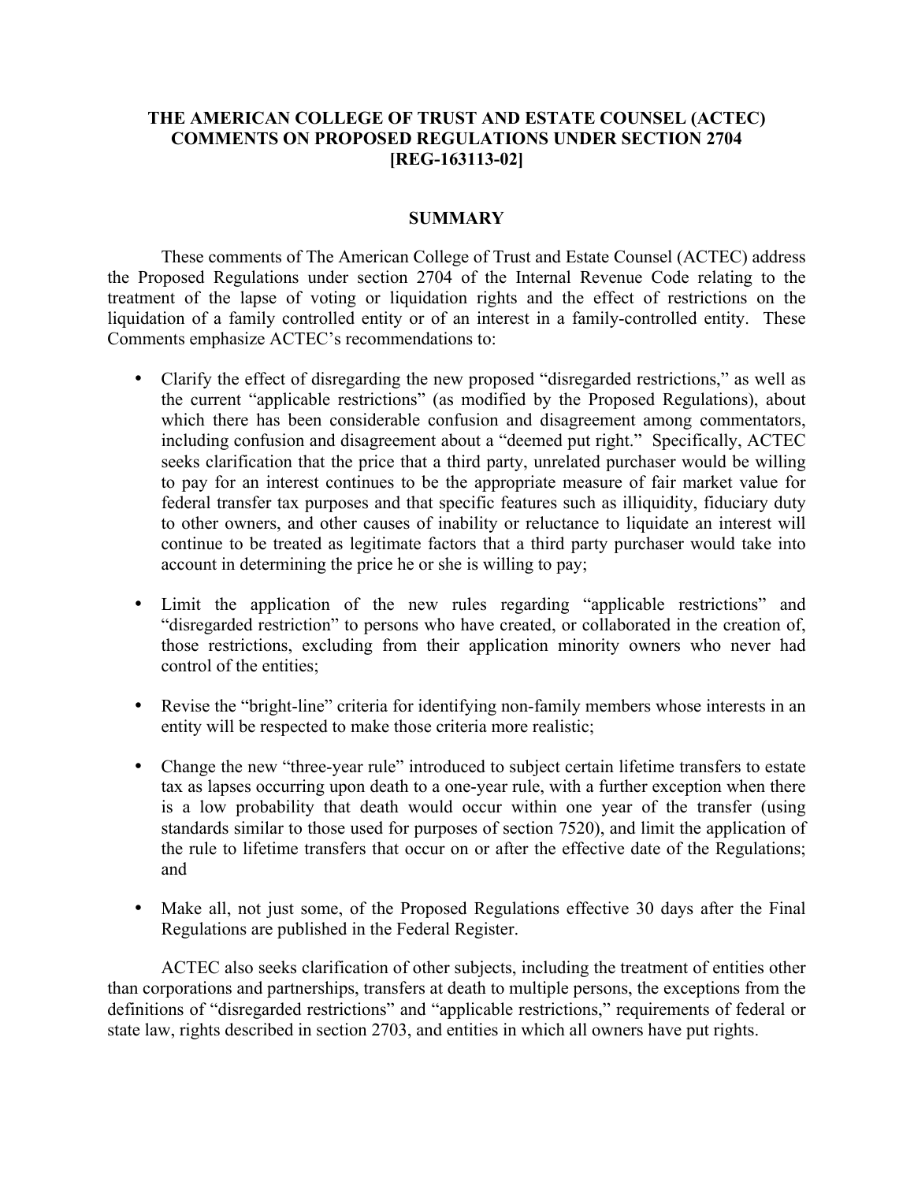**THE AMERICAN COLLEGE OF TRUST AND ESTATE COUNSEL (ACTEC) COMMENTS ON PROPOSED REGULATIONS UNDER SECTION 2704 [REG-163113-02]**

## SUMMARY

These comments of The American College of Trust and Estate Counsel (ACTEC) address the Proposed Regulations under section 2704 of the Internal Revenue Code relating to the treatment of the lapse of voting or liquidation rights and the effect of restrictions on the liquidation of a family controlled entity or of an interest in a family-controlled entity. These Comments emphasize ACTEC's recommendations to:

- Clarify the effect of disregarding the new proposed "disregarded restrictions," as well as the current "applicable restrictions" (as modified by the Proposed Regulations), about which there has been considerable confusion and disagreement among commentators, including confusion and disagreement about a "deemed put right." Specifically, ACTEC seeks clarification that the price that a third party, unrelated purchaser would be willing to pay for an interest continues to be the appropriate measure of fair market value for federal transfer tax purposes and that specific features such as illiquidity, fiduciary duty to other owners, and other causes of inability or reluctance to liquidate an interest will continue to be treated as legitimate factors that a third party purchaser would take into account in determining the price he or she is willing to pay;
- Limit the application of the new rules regarding "applicable restrictions" and "disregarded restriction" to persons who have created, or collaborated in the creation of, those restrictions, excluding from their application minority owners who never had control of the entities;
- Revise the "bright-line" criteria for identifying non-family members whose interests in an entity will be respected to make those criteria more realistic;
- Change the new "three-year rule" introduced to subject certain lifetime transfers to estate tax as lapses occurring upon death to a one-year rule, with a further exception when there is a low probability that death would occur within one year of the transfer (using standards similar to those used for purposes of section 7520), and limit the application of the rule to lifetime transfers that occur on or after the effective date of the Regulations; and
- Make all, not just some, of the Proposed Regulations effective 30 days after the Final Regulations are published in the Federal Register.

ACTEC also seeks clarification of other subjects, including the treatment of entities other than corporations and partnerships, transfers at death to multiple persons, the exceptions from the definitions of "disregarded restrictions" and "applicable restrictions," requirements of federal or state law, rights described in section 2703, and entities in which all owners have put rights.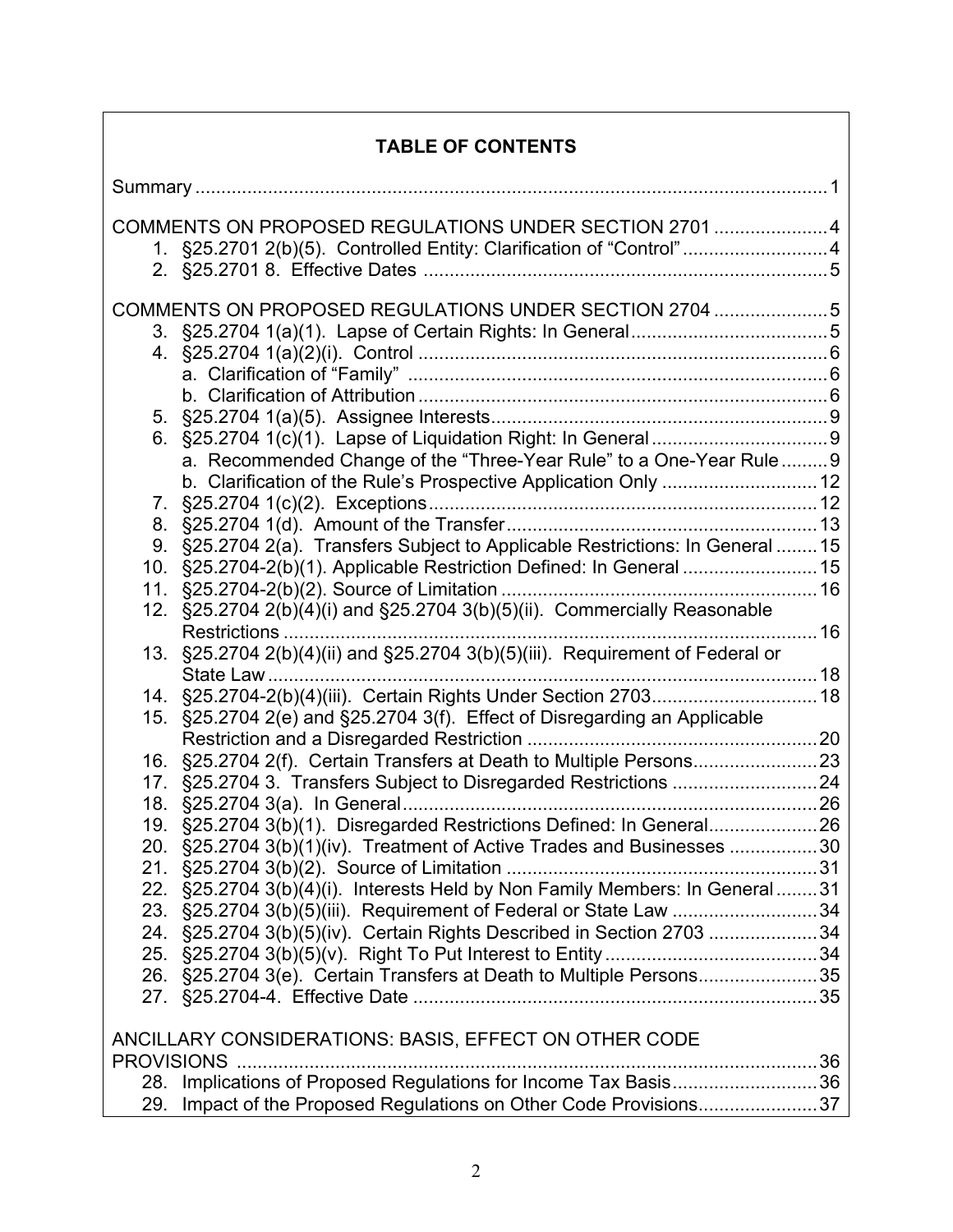# TABLE OF CONTENTS

Summary ... 1

COMMENTS ON PROPOSED REGULATIONS UNDER SECTION 2701 ... 4

1. §25.2701 2(b)(5). Controlled Entity: Clarification of "Control" ... 4
2. §25.2701 8. Effective Dates ... 5

COMMENTS ON PROPOSED REGULATIONS UNDER SECTION 2704 ... 5

3. §25.2704 1(a)(1). Lapse of Certain Rights: In General ... 5
4. §25.2704 1(a)(2)(i). Control ... 6
   a. Clarification of "Family" ... 6
   b. Clarification of Attribution ... 6
5. §25.2704 1(a)(5). Assignee Interests ... 9
6. §25.2704 1(c)(1). Lapse of Liquidation Right: In General ... 9
   a. Recommended Change of the "Three-Year Rule" to a One-Year Rule ... 9
   b. Clarification of the Rule's Prospective Application Only ... 12
7. §25.2704 1(c)(2). Exceptions ... 12
8. §25.2704 1(d). Amount of the Transfer ... 13
9. §25.2704 2(a). Transfers Subject to Applicable Restrictions: In General ... 15
10. §25.2704-2(b)(1). Applicable Restriction Defined: In General ... 15
11. §25.2704-2(b)(2). Source of Limitation ... 16
12. §25.2704 2(b)(4)(i) and §25.2704 3(b)(5)(ii). Commercially Reasonable Restrictions ... 16
13. §25.2704 2(b)(4)(ii) and §25.2704 3(b)(5)(iii). Requirement of Federal or State Law ... 18
14. §25.2704-2(b)(4)(iii). Certain Rights Under Section 2703 ... 18
15. §25.2704 2(e) and §25.2704 3(f). Effect of Disregarding an Applicable Restriction and a Disregarded Restriction ... 20
16. §25.2704 2(f). Certain Transfers at Death to Multiple Persons ... 23
17. §25.2704 3. Transfers Subject to Disregarded Restrictions ... 24
18. §25.2704 3(a). In General ... 26
19. §25.2704 3(b)(1). Disregarded Restrictions Defined: In General ... 26
20. §25.2704 3(b)(1)(iv). Treatment of Active Trades and Businesses ... 30
21. §25.2704 3(b)(2). Source of Limitation ... 31
22. §25.2704 3(b)(4)(i). Interests Held by Non Family Members: In General ... 31
23. §25.2704 3(b)(5)(iii). Requirement of Federal or State Law ... 34
24. §25.2704 3(b)(5)(iv). Certain Rights Described in Section 2703 ... 34
25. §25.2704 3(b)(5)(v). Right To Put Interest to Entity ... 34
26. §25.2704 3(e). Certain Transfers at Death to Multiple Persons ... 35
27. §25.2704-4. Effective Date ... 35

ANCILLARY CONSIDERATIONS: BASIS, EFFECT ON OTHER CODE PROVISIONS ... 36

28. Implications of Proposed Regulations for Income Tax Basis ... 36
29. Impact of the Proposed Regulations on Other Code Provisions ... 37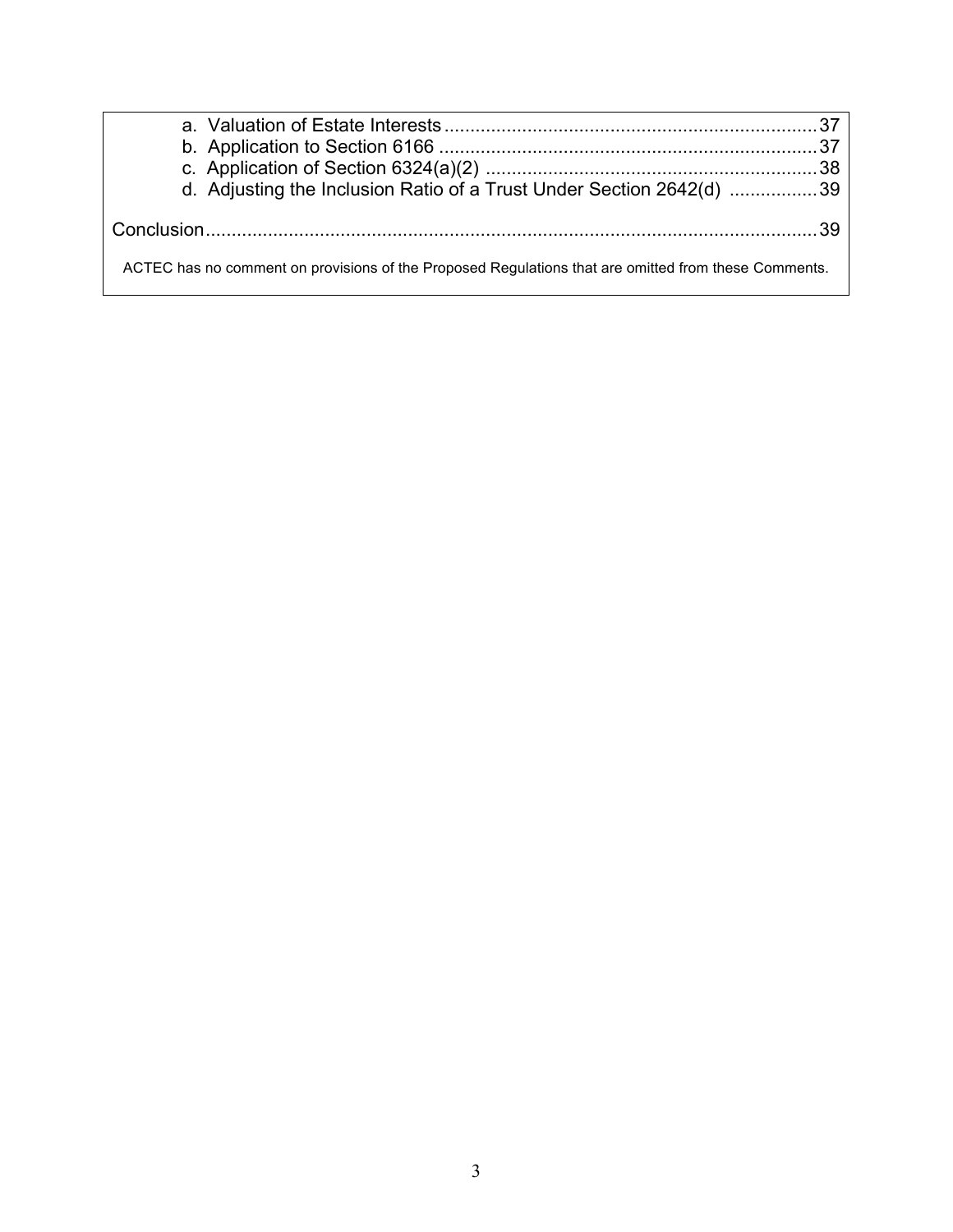a. Valuation of Estate Interests ....................................................................... 37
b. Application to Section 6166 ........................................................................ 37
c. Application of Section 6324(a)(2) ............................................................... 38
d. Adjusting the Inclusion Ratio of a Trust Under Section 2642(d) ................. 39

Conclusion ...................................................................................................... 39

ACTEC has no comment on provisions of the Proposed Regulations that are omitted from these Comments.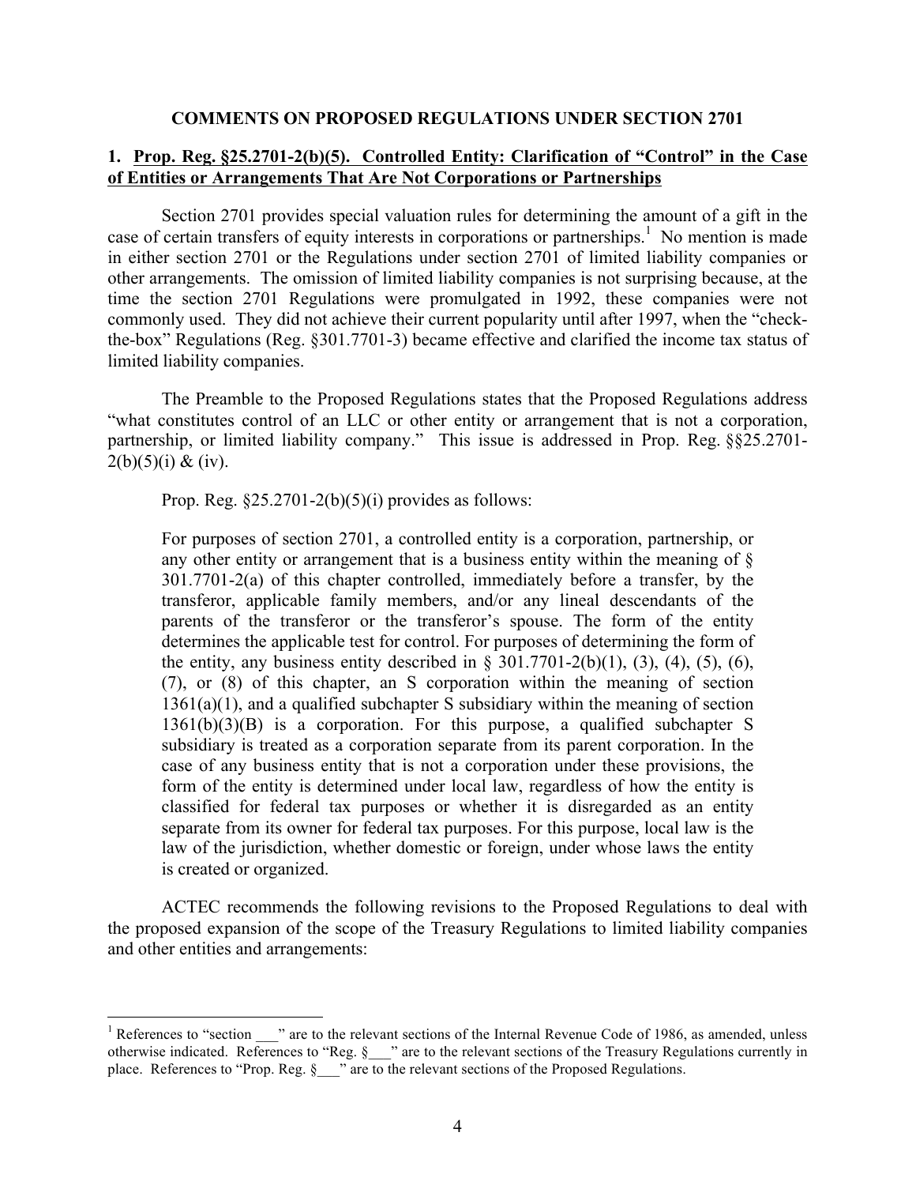## COMMENTS ON PROPOSED REGULATIONS UNDER SECTION 2701

### 1. Prop. Reg. §25.2701-2(b)(5). Controlled Entity: Clarification of "Control" in the Case of Entities or Arrangements That Are Not Corporations or Partnerships

Section 2701 provides special valuation rules for determining the amount of a gift in the case of certain transfers of equity interests in corporations or partnerships.[1] No mention is made in either section 2701 or the Regulations under section 2701 of limited liability companies or other arrangements. The omission of limited liability companies is not surprising because, at the time the section 2701 Regulations were promulgated in 1992, these companies were not commonly used. They did not achieve their current popularity until after 1997, when the "check-the-box" Regulations (Reg. §301.7701-3) became effective and clarified the income tax status of limited liability companies.

The Preamble to the Proposed Regulations states that the Proposed Regulations address "what constitutes control of an LLC or other entity or arrangement that is not a corporation, partnership, or limited liability company." This issue is addressed in Prop. Reg. §§25.2701-2(b)(5)(i) & (iv).

Prop. Reg. §25.2701-2(b)(5)(i) provides as follows:

> For purposes of section 2701, a controlled entity is a corporation, partnership, or any other entity or arrangement that is a business entity within the meaning of § 301.7701-2(a) of this chapter controlled, immediately before a transfer, by the transferor, applicable family members, and/or any lineal descendants of the parents of the transferor or the transferor's spouse. The form of the entity determines the applicable test for control. For purposes of determining the form of the entity, any business entity described in § 301.7701-2(b)(1), (3), (4), (5), (6), (7), or (8) of this chapter, an S corporation within the meaning of section 1361(a)(1), and a qualified subchapter S subsidiary within the meaning of section 1361(b)(3)(B) is a corporation. For this purpose, a qualified subchapter S subsidiary is treated as a corporation separate from its parent corporation. In the case of any business entity that is not a corporation under these provisions, the form of the entity is determined under local law, regardless of how the entity is classified for federal tax purposes or whether it is disregarded as an entity separate from its owner for federal tax purposes. For this purpose, local law is the law of the jurisdiction, whether domestic or foreign, under whose laws the entity is created or organized.

ACTEC recommends the following revisions to the Proposed Regulations to deal with the proposed expansion of the scope of the Treasury Regulations to limited liability companies and other entities and arrangements:

---

[1] References to "section ___" are to the relevant sections of the Internal Revenue Code of 1986, as amended, unless otherwise indicated. References to "Reg. §___" are to the relevant sections of the Treasury Regulations currently in place. References to "Prop. Reg. §___" are to the relevant sections of the Proposed Regulations.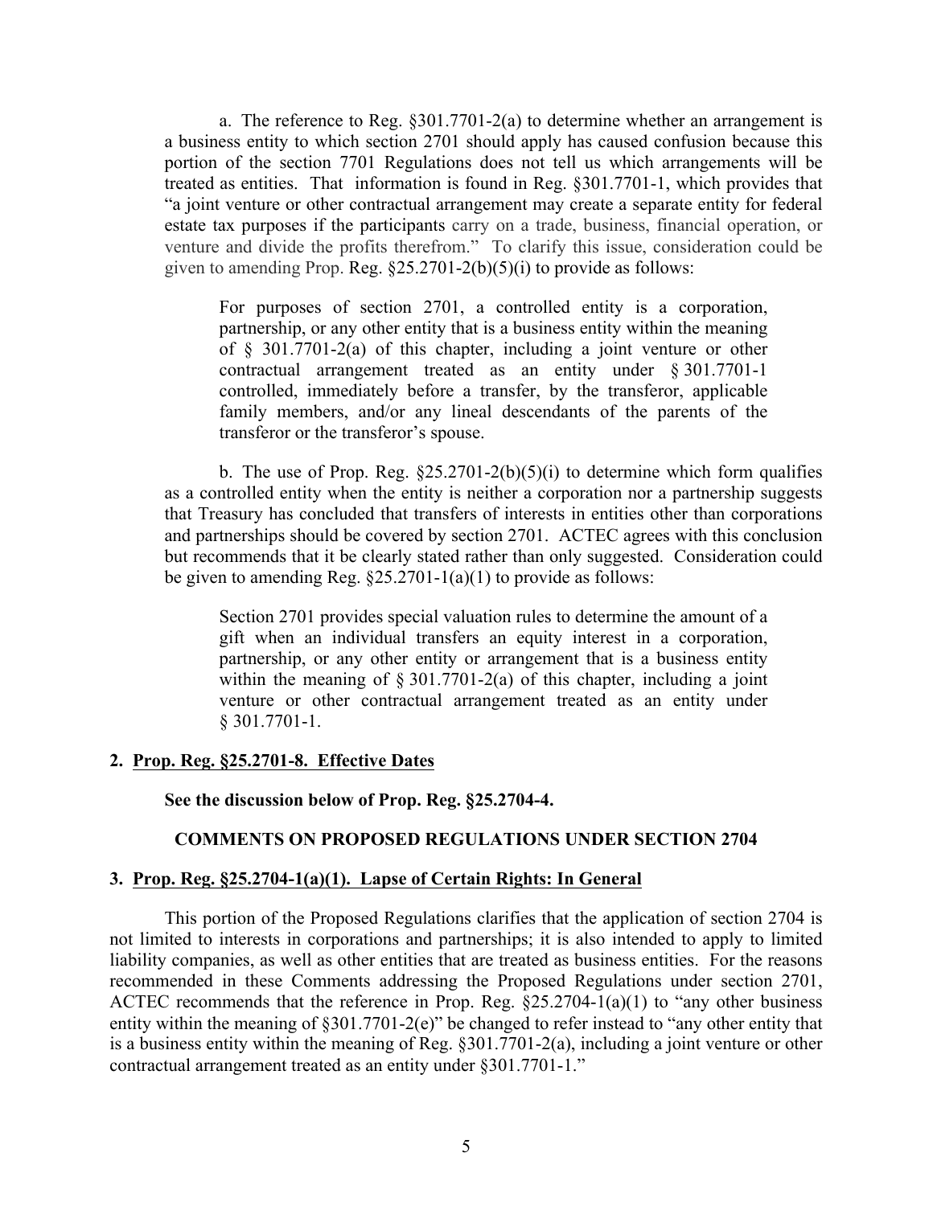a. The reference to Reg. §301.7701-2(a) to determine whether an arrangement is a business entity to which section 2701 should apply has caused confusion because this portion of the section 7701 Regulations does not tell us which arrangements will be treated as entities. That information is found in Reg. §301.7701-1, which provides that "a joint venture or other contractual arrangement may create a separate entity for federal estate tax purposes if the participants carry on a trade, business, financial operation, or venture and divide the profits therefrom." To clarify this issue, consideration could be given to amending Prop. Reg. §25.2701-2(b)(5)(i) to provide as follows:

> For purposes of section 2701, a controlled entity is a corporation, partnership, or any other entity that is a business entity within the meaning of § 301.7701-2(a) of this chapter, including a joint venture or other contractual arrangement treated as an entity under § 301.7701-1 controlled, immediately before a transfer, by the transferor, applicable family members, and/or any lineal descendants of the parents of the transferor or the transferor's spouse.

b. The use of Prop. Reg. §25.2701-2(b)(5)(i) to determine which form qualifies as a controlled entity when the entity is neither a corporation nor a partnership suggests that Treasury has concluded that transfers of interests in entities other than corporations and partnerships should be covered by section 2701. ACTEC agrees with this conclusion but recommends that it be clearly stated rather than only suggested. Consideration could be given to amending Reg. §25.2701-1(a)(1) to provide as follows:

> Section 2701 provides special valuation rules to determine the amount of a gift when an individual transfers an equity interest in a corporation, partnership, or any other entity or arrangement that is a business entity within the meaning of § 301.7701-2(a) of this chapter, including a joint venture or other contractual arrangement treated as an entity under § 301.7701-1.

**2. Prop. Reg. §25.2701-8. Effective Dates**

**See the discussion below of Prop. Reg. §25.2704-4.**

**COMMENTS ON PROPOSED REGULATIONS UNDER SECTION 2704**

**3. Prop. Reg. §25.2704-1(a)(1). Lapse of Certain Rights: In General**

This portion of the Proposed Regulations clarifies that the application of section 2704 is not limited to interests in corporations and partnerships; it is also intended to apply to limited liability companies, as well as other entities that are treated as business entities. For the reasons recommended in these Comments addressing the Proposed Regulations under section 2701, ACTEC recommends that the reference in Prop. Reg. §25.2704-1(a)(1) to "any other business entity within the meaning of §301.7701-2(e)" be changed to refer instead to "any other entity that is a business entity within the meaning of Reg. §301.7701-2(a), including a joint venture or other contractual arrangement treated as an entity under §301.7701-1."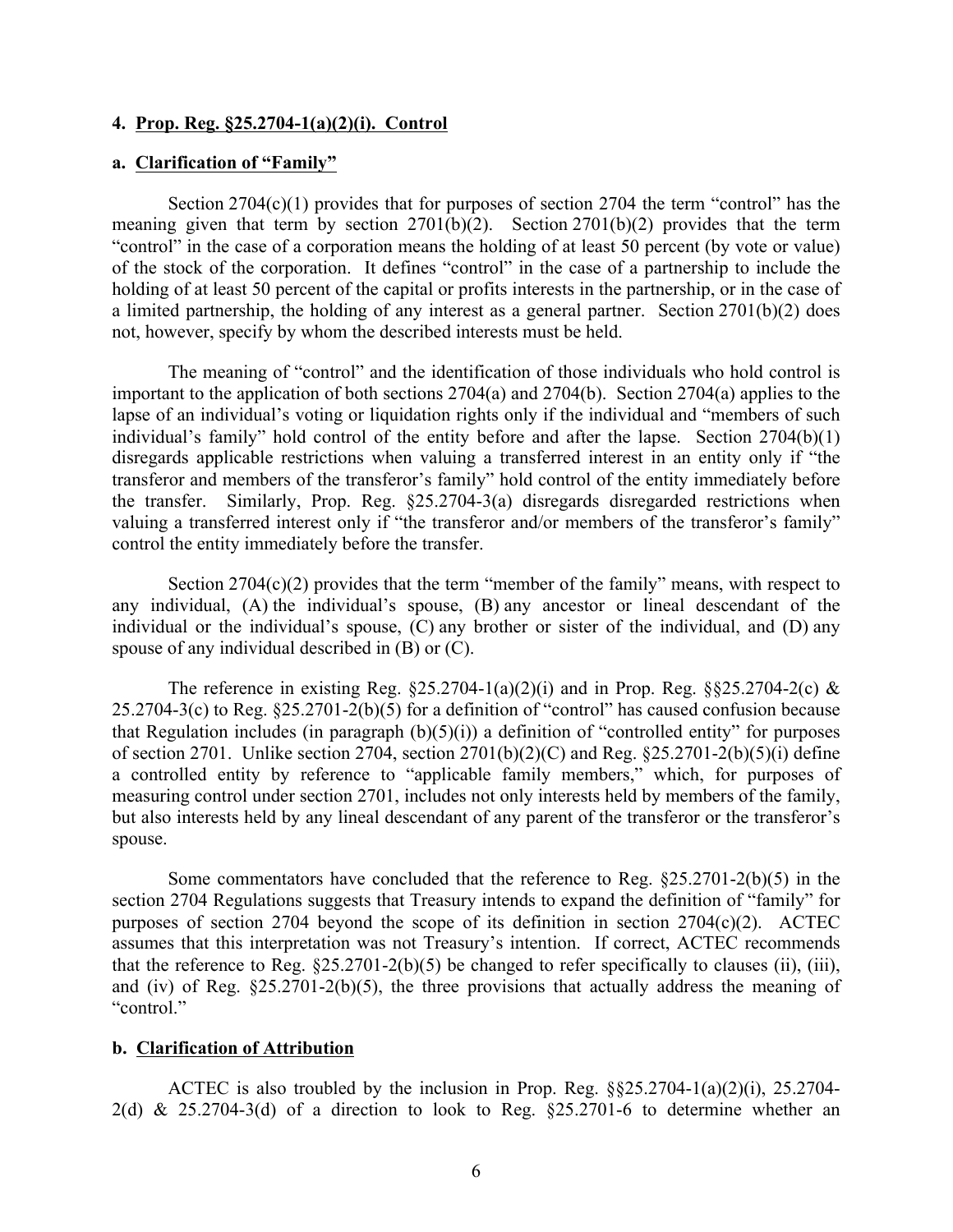#### 4. **Prop. Reg. §25.2704-1(a)(2)(i). Control**

#### a. **Clarification of "Family"**

Section 2704(c)(1) provides that for purposes of section 2704 the term "control" has the meaning given that term by section 2701(b)(2). Section 2701(b)(2) provides that the term "control" in the case of a corporation means the holding of at least 50 percent (by vote or value) of the stock of the corporation. It defines "control" in the case of a partnership to include the holding of at least 50 percent of the capital or profits interests in the partnership, or in the case of a limited partnership, the holding of any interest as a general partner. Section 2701(b)(2) does not, however, specify by whom the described interests must be held.

The meaning of "control" and the identification of those individuals who hold control is important to the application of both sections 2704(a) and 2704(b). Section 2704(a) applies to the lapse of an individual's voting or liquidation rights only if the individual and "members of such individual's family" hold control of the entity before and after the lapse. Section 2704(b)(1) disregards applicable restrictions when valuing a transferred interest in an entity only if "the transferor and members of the transferor's family" hold control of the entity immediately before the transfer. Similarly, Prop. Reg. §25.2704-3(a) disregards disregarded restrictions when valuing a transferred interest only if "the transferor and/or members of the transferor's family" control the entity immediately before the transfer.

Section 2704(c)(2) provides that the term "member of the family" means, with respect to any individual, (A) the individual's spouse, (B) any ancestor or lineal descendant of the individual or the individual's spouse, (C) any brother or sister of the individual, and (D) any spouse of any individual described in (B) or (C).

The reference in existing Reg. §25.2704-1(a)(2)(i) and in Prop. Reg. §§25.2704-2(c) & 25.2704-3(c) to Reg. §25.2701-2(b)(5) for a definition of "control" has caused confusion because that Regulation includes (in paragraph (b)(5)(i)) a definition of "controlled entity" for purposes of section 2701. Unlike section 2704, section 2701(b)(2)(C) and Reg. §25.2701-2(b)(5)(i) define a controlled entity by reference to "applicable family members," which, for purposes of measuring control under section 2701, includes not only interests held by members of the family, but also interests held by any lineal descendant of any parent of the transferor or the transferor's spouse.

Some commentators have concluded that the reference to Reg. §25.2701-2(b)(5) in the section 2704 Regulations suggests that Treasury intends to expand the definition of "family" for purposes of section 2704 beyond the scope of its definition in section 2704(c)(2). ACTEC assumes that this interpretation was not Treasury's intention. If correct, ACTEC recommends that the reference to Reg. §25.2701-2(b)(5) be changed to refer specifically to clauses (ii), (iii), and (iv) of Reg. §25.2701-2(b)(5), the three provisions that actually address the meaning of "control."

#### b. **Clarification of Attribution**

ACTEC is also troubled by the inclusion in Prop. Reg. §§25.2704-1(a)(2)(i), 25.2704-2(d) & 25.2704-3(d) of a direction to look to Reg. §25.2701-6 to determine whether an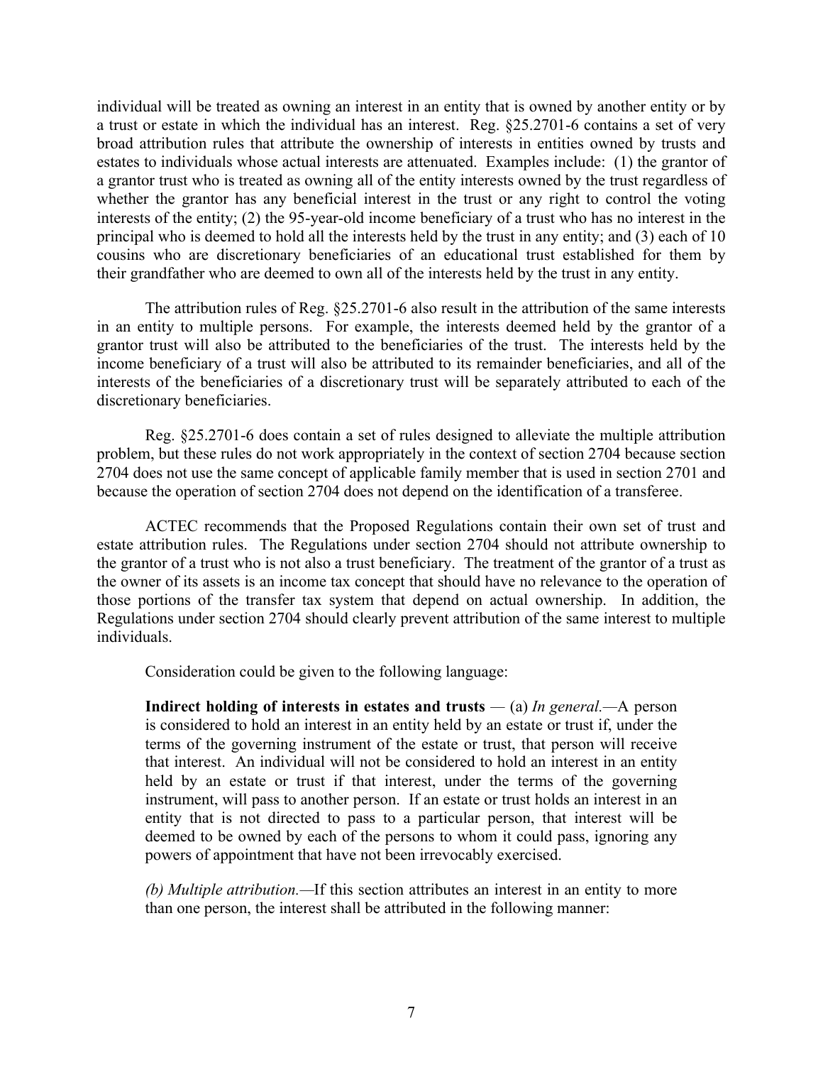individual will be treated as owning an interest in an entity that is owned by another entity or by a trust or estate in which the individual has an interest. Reg. §25.2701-6 contains a set of very broad attribution rules that attribute the ownership of interests in entities owned by trusts and estates to individuals whose actual interests are attenuated. Examples include: (1) the grantor of a grantor trust who is treated as owning all of the entity interests owned by the trust regardless of whether the grantor has any beneficial interest in the trust or any right to control the voting interests of the entity; (2) the 95-year-old income beneficiary of a trust who has no interest in the principal who is deemed to hold all the interests held by the trust in any entity; and (3) each of 10 cousins who are discretionary beneficiaries of an educational trust established for them by their grandfather who are deemed to own all of the interests held by the trust in any entity.

The attribution rules of Reg. §25.2701-6 also result in the attribution of the same interests in an entity to multiple persons. For example, the interests deemed held by the grantor of a grantor trust will also be attributed to the beneficiaries of the trust. The interests held by the income beneficiary of a trust will also be attributed to its remainder beneficiaries, and all of the interests of the beneficiaries of a discretionary trust will be separately attributed to each of the discretionary beneficiaries.

Reg. §25.2701-6 does contain a set of rules designed to alleviate the multiple attribution problem, but these rules do not work appropriately in the context of section 2704 because section 2704 does not use the same concept of applicable family member that is used in section 2701 and because the operation of section 2704 does not depend on the identification of a transferee.

ACTEC recommends that the Proposed Regulations contain their own set of trust and estate attribution rules. The Regulations under section 2704 should not attribute ownership to the grantor of a trust who is not also a trust beneficiary. The treatment of the grantor of a trust as the owner of its assets is an income tax concept that should have no relevance to the operation of those portions of the transfer tax system that depend on actual ownership. In addition, the Regulations under section 2704 should clearly prevent attribution of the same interest to multiple individuals.

Consideration could be given to the following language:

> **Indirect holding of interests in estates and trusts** — (a) *In general.*—A person is considered to hold an interest in an entity held by an estate or trust if, under the terms of the governing instrument of the estate or trust, that person will receive that interest. An individual will not be considered to hold an interest in an entity held by an estate or trust if that interest, under the terms of the governing instrument, will pass to another person. If an estate or trust holds an interest in an entity that is not directed to pass to a particular person, that interest will be deemed to be owned by each of the persons to whom it could pass, ignoring any powers of appointment that have not been irrevocably exercised.
>
> *(b) Multiple attribution.*—If this section attributes an interest in an entity to more than one person, the interest shall be attributed in the following manner: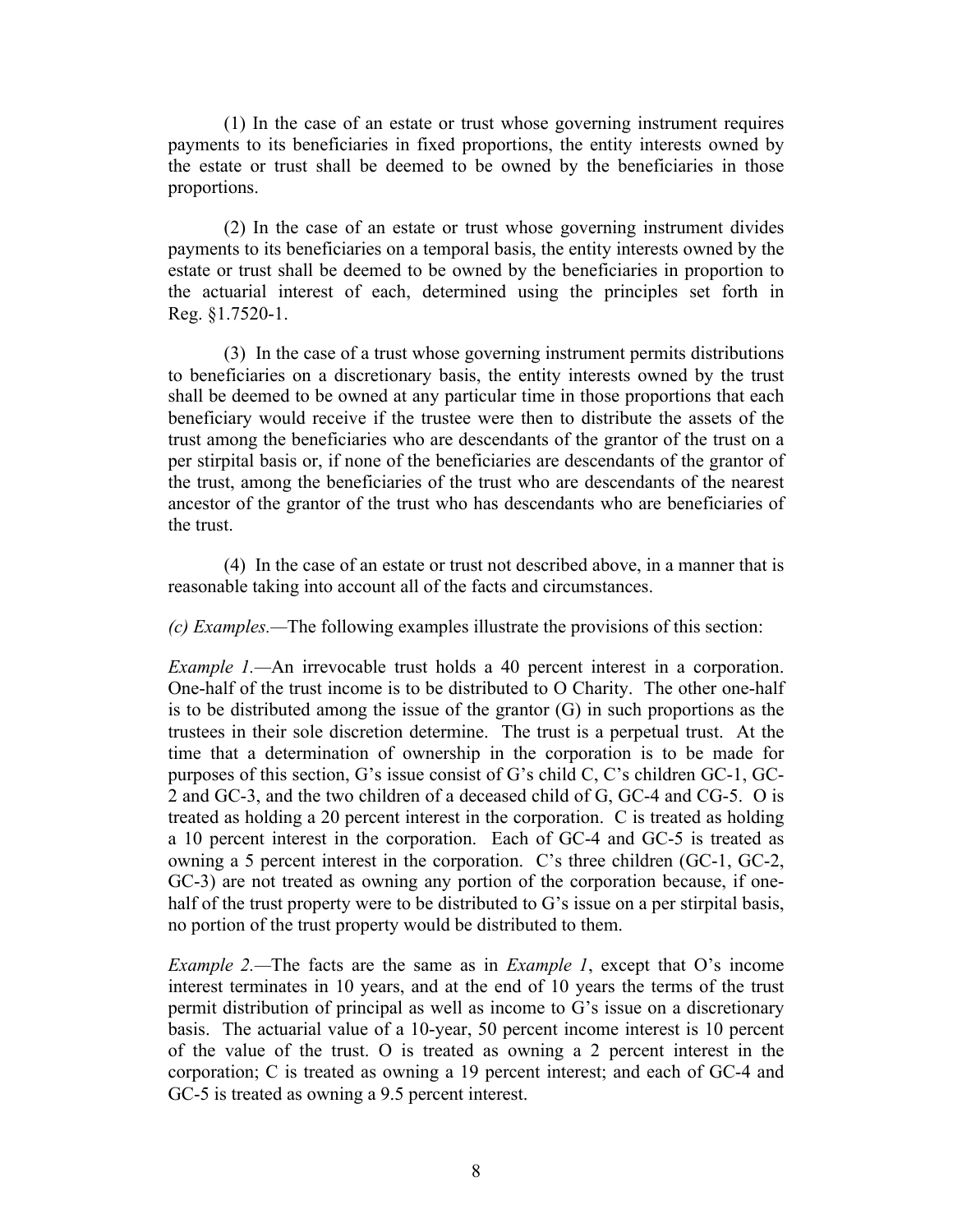(1) In the case of an estate or trust whose governing instrument requires payments to its beneficiaries in fixed proportions, the entity interests owned by the estate or trust shall be deemed to be owned by the beneficiaries in those proportions.

(2) In the case of an estate or trust whose governing instrument divides payments to its beneficiaries on a temporal basis, the entity interests owned by the estate or trust shall be deemed to be owned by the beneficiaries in proportion to the actuarial interest of each, determined using the principles set forth in Reg. §1.7520-1.

(3) In the case of a trust whose governing instrument permits distributions to beneficiaries on a discretionary basis, the entity interests owned by the trust shall be deemed to be owned at any particular time in those proportions that each beneficiary would receive if the trustee were then to distribute the assets of the trust among the beneficiaries who are descendants of the grantor of the trust on a per stirpital basis or, if none of the beneficiaries are descendants of the grantor of the trust, among the beneficiaries of the trust who are descendants of the nearest ancestor of the grantor of the trust who has descendants who are beneficiaries of the trust.

(4) In the case of an estate or trust not described above, in a manner that is reasonable taking into account all of the facts and circumstances.

*(c) Examples.*—The following examples illustrate the provisions of this section:

*Example 1.*—An irrevocable trust holds a 40 percent interest in a corporation. One-half of the trust income is to be distributed to O Charity. The other one-half is to be distributed among the issue of the grantor (G) in such proportions as the trustees in their sole discretion determine. The trust is a perpetual trust. At the time that a determination of ownership in the corporation is to be made for purposes of this section, G's issue consist of G's child C, C's children GC-1, GC-2 and GC-3, and the two children of a deceased child of G, GC-4 and CG-5. O is treated as holding a 20 percent interest in the corporation. C is treated as holding a 10 percent interest in the corporation. Each of GC-4 and GC-5 is treated as owning a 5 percent interest in the corporation. C's three children (GC-1, GC-2, GC-3) are not treated as owning any portion of the corporation because, if one-half of the trust property were to be distributed to G's issue on a per stirpital basis, no portion of the trust property would be distributed to them.

*Example 2.*—The facts are the same as in *Example 1*, except that O's income interest terminates in 10 years, and at the end of 10 years the terms of the trust permit distribution of principal as well as income to G's issue on a discretionary basis. The actuarial value of a 10-year, 50 percent income interest is 10 percent of the value of the trust. O is treated as owning a 2 percent interest in the corporation; C is treated as owning a 19 percent interest; and each of GC-4 and GC-5 is treated as owning a 9.5 percent interest.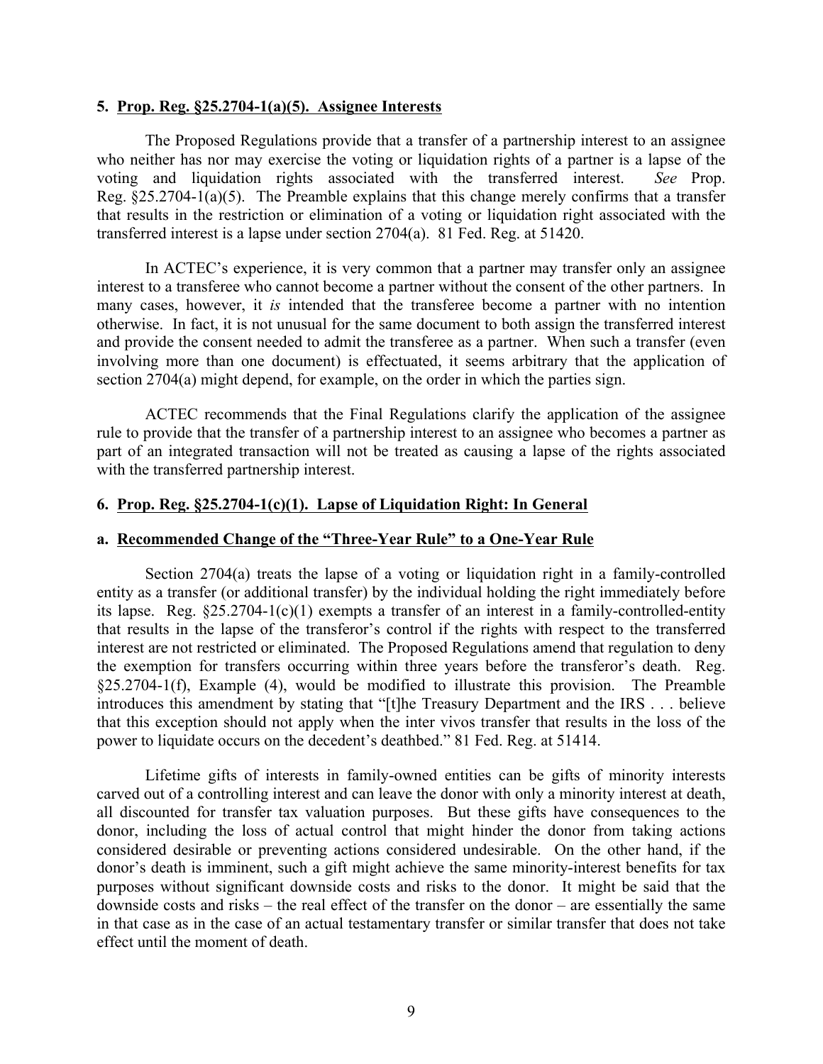### 5. **Prop. Reg. §25.2704-1(a)(5). Assignee Interests**

The Proposed Regulations provide that a transfer of a partnership interest to an assignee who neither has nor may exercise the voting or liquidation rights of a partner is a lapse of the voting and liquidation rights associated with the transferred interest. *See* Prop. Reg. §25.2704-1(a)(5). The Preamble explains that this change merely confirms that a transfer that results in the restriction or elimination of a voting or liquidation right associated with the transferred interest is a lapse under section 2704(a). 81 Fed. Reg. at 51420.

In ACTEC's experience, it is very common that a partner may transfer only an assignee interest to a transferee who cannot become a partner without the consent of the other partners. In many cases, however, it *is* intended that the transferee become a partner with no intention otherwise. In fact, it is not unusual for the same document to both assign the transferred interest and provide the consent needed to admit the transferee as a partner. When such a transfer (even involving more than one document) is effectuated, it seems arbitrary that the application of section 2704(a) might depend, for example, on the order in which the parties sign.

ACTEC recommends that the Final Regulations clarify the application of the assignee rule to provide that the transfer of a partnership interest to an assignee who becomes a partner as part of an integrated transaction will not be treated as causing a lapse of the rights associated with the transferred partnership interest.

### 6. **Prop. Reg. §25.2704-1(c)(1). Lapse of Liquidation Right: In General**

#### a. **Recommended Change of the "Three-Year Rule" to a One-Year Rule**

Section 2704(a) treats the lapse of a voting or liquidation right in a family-controlled entity as a transfer (or additional transfer) by the individual holding the right immediately before its lapse. Reg. §25.2704-1(c)(1) exempts a transfer of an interest in a family-controlled-entity that results in the lapse of the transferor's control if the rights with respect to the transferred interest are not restricted or eliminated. The Proposed Regulations amend that regulation to deny the exemption for transfers occurring within three years before the transferor's death. Reg. §25.2704-1(f), Example (4), would be modified to illustrate this provision. The Preamble introduces this amendment by stating that "[t]he Treasury Department and the IRS . . . believe that this exception should not apply when the inter vivos transfer that results in the loss of the power to liquidate occurs on the decedent's deathbed." 81 Fed. Reg. at 51414.

Lifetime gifts of interests in family-owned entities can be gifts of minority interests carved out of a controlling interest and can leave the donor with only a minority interest at death, all discounted for transfer tax valuation purposes. But these gifts have consequences to the donor, including the loss of actual control that might hinder the donor from taking actions considered desirable or preventing actions considered undesirable. On the other hand, if the donor's death is imminent, such a gift might achieve the same minority-interest benefits for tax purposes without significant downside costs and risks to the donor. It might be said that the downside costs and risks – the real effect of the transfer on the donor – are essentially the same in that case as in the case of an actual testamentary transfer or similar transfer that does not take effect until the moment of death.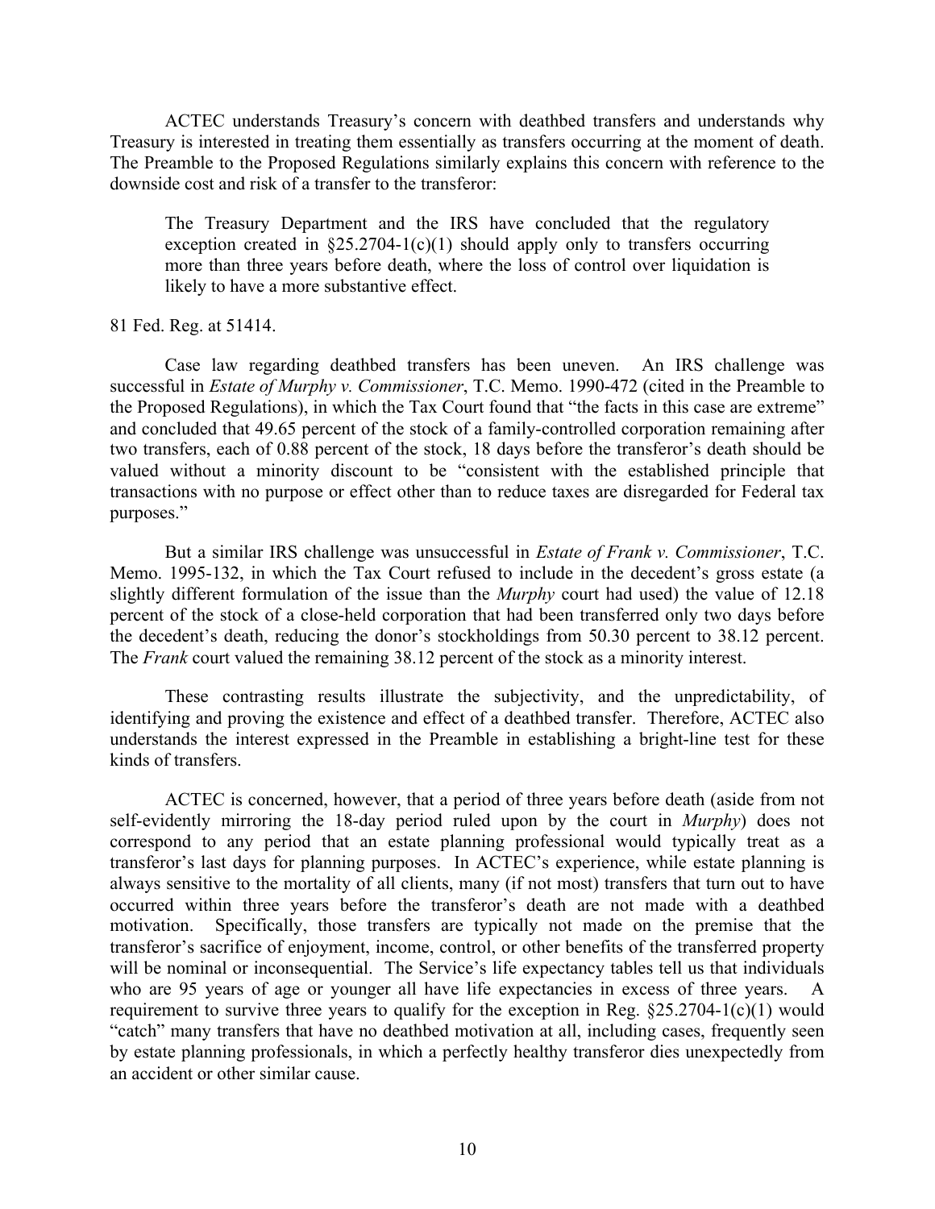ACTEC understands Treasury's concern with deathbed transfers and understands why Treasury is interested in treating them essentially as transfers occurring at the moment of death. The Preamble to the Proposed Regulations similarly explains this concern with reference to the downside cost and risk of a transfer to the transferor:

> The Treasury Department and the IRS have concluded that the regulatory exception created in §25.2704-1(c)(1) should apply only to transfers occurring more than three years before death, where the loss of control over liquidation is likely to have a more substantive effect.

81 Fed. Reg. at 51414.

Case law regarding deathbed transfers has been uneven. An IRS challenge was successful in *Estate of Murphy v. Commissioner*, T.C. Memo. 1990-472 (cited in the Preamble to the Proposed Regulations), in which the Tax Court found that "the facts in this case are extreme" and concluded that 49.65 percent of the stock of a family-controlled corporation remaining after two transfers, each of 0.88 percent of the stock, 18 days before the transferor's death should be valued without a minority discount to be "consistent with the established principle that transactions with no purpose or effect other than to reduce taxes are disregarded for Federal tax purposes."

But a similar IRS challenge was unsuccessful in *Estate of Frank v. Commissioner*, T.C. Memo. 1995-132, in which the Tax Court refused to include in the decedent's gross estate (a slightly different formulation of the issue than the *Murphy* court had used) the value of 12.18 percent of the stock of a close-held corporation that had been transferred only two days before the decedent's death, reducing the donor's stockholdings from 50.30 percent to 38.12 percent. The *Frank* court valued the remaining 38.12 percent of the stock as a minority interest.

These contrasting results illustrate the subjectivity, and the unpredictability, of identifying and proving the existence and effect of a deathbed transfer. Therefore, ACTEC also understands the interest expressed in the Preamble in establishing a bright-line test for these kinds of transfers.

ACTEC is concerned, however, that a period of three years before death (aside from not self-evidently mirroring the 18-day period ruled upon by the court in *Murphy*) does not correspond to any period that an estate planning professional would typically treat as a transferor's last days for planning purposes. In ACTEC's experience, while estate planning is always sensitive to the mortality of all clients, many (if not most) transfers that turn out to have occurred within three years before the transferor's death are not made with a deathbed motivation. Specifically, those transfers are typically not made on the premise that the transferor's sacrifice of enjoyment, income, control, or other benefits of the transferred property will be nominal or inconsequential. The Service's life expectancy tables tell us that individuals who are 95 years of age or younger all have life expectancies in excess of three years. A requirement to survive three years to qualify for the exception in Reg. §25.2704-1(c)(1) would "catch" many transfers that have no deathbed motivation at all, including cases, frequently seen by estate planning professionals, in which a perfectly healthy transferor dies unexpectedly from an accident or other similar cause.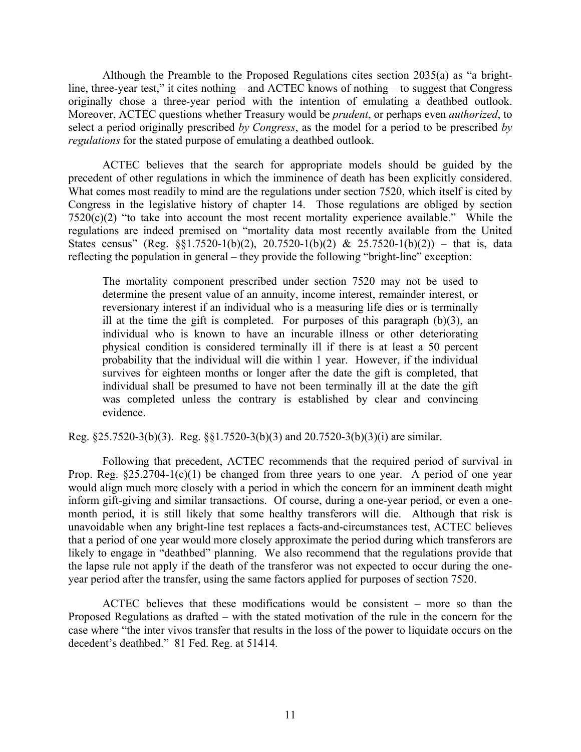Although the Preamble to the Proposed Regulations cites section 2035(a) as "a bright-line, three-year test," it cites nothing – and ACTEC knows of nothing – to suggest that Congress originally chose a three-year period with the intention of emulating a deathbed outlook. Moreover, ACTEC questions whether Treasury would be *prudent*, or perhaps even *authorized*, to select a period originally prescribed *by Congress*, as the model for a period to be prescribed *by regulations* for the stated purpose of emulating a deathbed outlook.

ACTEC believes that the search for appropriate models should be guided by the precedent of other regulations in which the imminence of death has been explicitly considered. What comes most readily to mind are the regulations under section 7520, which itself is cited by Congress in the legislative history of chapter 14. Those regulations are obliged by section 7520(c)(2) "to take into account the most recent mortality experience available." While the regulations are indeed premised on "mortality data most recently available from the United States census" (Reg. §§1.7520-1(b)(2), 20.7520-1(b)(2) & 25.7520-1(b)(2)) – that is, data reflecting the population in general – they provide the following "bright-line" exception:

> The mortality component prescribed under section 7520 may not be used to determine the present value of an annuity, income interest, remainder interest, or reversionary interest if an individual who is a measuring life dies or is terminally ill at the time the gift is completed. For purposes of this paragraph (b)(3), an individual who is known to have an incurable illness or other deteriorating physical condition is considered terminally ill if there is at least a 50 percent probability that the individual will die within 1 year. However, if the individual survives for eighteen months or longer after the date the gift is completed, that individual shall be presumed to have not been terminally ill at the date the gift was completed unless the contrary is established by clear and convincing evidence.

Reg. §25.7520-3(b)(3). Reg. §§1.7520-3(b)(3) and 20.7520-3(b)(3)(i) are similar.

Following that precedent, ACTEC recommends that the required period of survival in Prop. Reg. §25.2704-1(c)(1) be changed from three years to one year. A period of one year would align much more closely with a period in which the concern for an imminent death might inform gift-giving and similar transactions. Of course, during a one-year period, or even a one-month period, it is still likely that some healthy transferors will die. Although that risk is unavoidable when any bright-line test replaces a facts-and-circumstances test, ACTEC believes that a period of one year would more closely approximate the period during which transferors are likely to engage in "deathbed" planning. We also recommend that the regulations provide that the lapse rule not apply if the death of the transferor was not expected to occur during the one-year period after the transfer, using the same factors applied for purposes of section 7520.

ACTEC believes that these modifications would be consistent – more so than the Proposed Regulations as drafted – with the stated motivation of the rule in the concern for the case where "the inter vivos transfer that results in the loss of the power to liquidate occurs on the decedent's deathbed." 81 Fed. Reg. at 51414.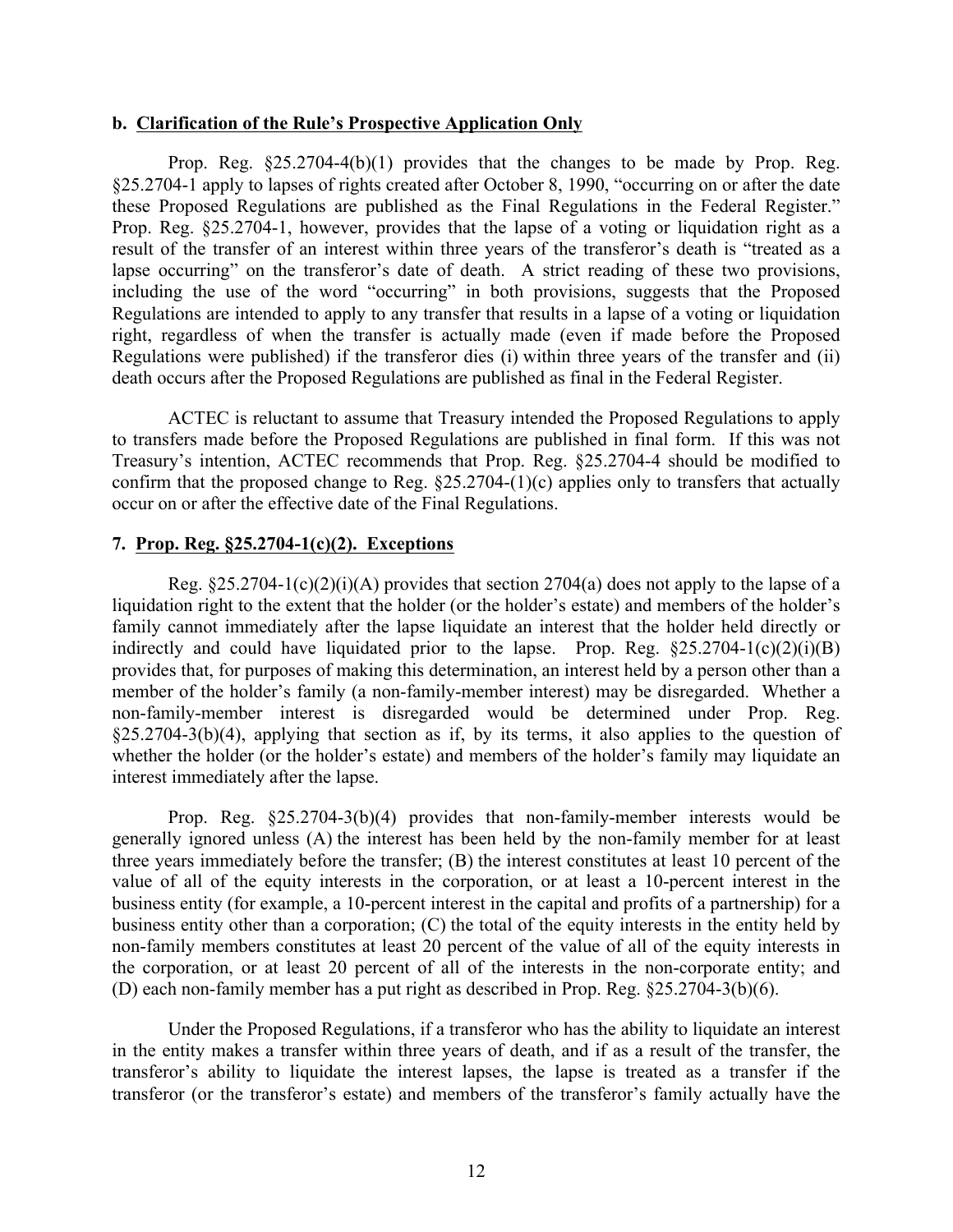**b. Clarification of the Rule's Prospective Application Only**

Prop. Reg. §25.2704-4(b)(1) provides that the changes to be made by Prop. Reg. §25.2704-1 apply to lapses of rights created after October 8, 1990, "occurring on or after the date these Proposed Regulations are published as the Final Regulations in the Federal Register." Prop. Reg. §25.2704-1, however, provides that the lapse of a voting or liquidation right as a result of the transfer of an interest within three years of the transferor's death is "treated as a lapse occurring" on the transferor's date of death. A strict reading of these two provisions, including the use of the word "occurring" in both provisions, suggests that the Proposed Regulations are intended to apply to any transfer that results in a lapse of a voting or liquidation right, regardless of when the transfer is actually made (even if made before the Proposed Regulations were published) if the transferor dies (i) within three years of the transfer and (ii) death occurs after the Proposed Regulations are published as final in the Federal Register.

ACTEC is reluctant to assume that Treasury intended the Proposed Regulations to apply to transfers made before the Proposed Regulations are published in final form. If this was not Treasury's intention, ACTEC recommends that Prop. Reg. §25.2704-4 should be modified to confirm that the proposed change to Reg. §25.2704-(1)(c) applies only to transfers that actually occur on or after the effective date of the Final Regulations.

**7. Prop. Reg. §25.2704-1(c)(2). Exceptions**

Reg. §25.2704-1(c)(2)(i)(A) provides that section 2704(a) does not apply to the lapse of a liquidation right to the extent that the holder (or the holder's estate) and members of the holder's family cannot immediately after the lapse liquidate an interest that the holder held directly or indirectly and could have liquidated prior to the lapse. Prop. Reg. §25.2704-1(c)(2)(i)(B) provides that, for purposes of making this determination, an interest held by a person other than a member of the holder's family (a non-family-member interest) may be disregarded. Whether a non-family-member interest is disregarded would be determined under Prop. Reg. §25.2704-3(b)(4), applying that section as if, by its terms, it also applies to the question of whether the holder (or the holder's estate) and members of the holder's family may liquidate an interest immediately after the lapse.

Prop. Reg. §25.2704-3(b)(4) provides that non-family-member interests would be generally ignored unless (A) the interest has been held by the non-family member for at least three years immediately before the transfer; (B) the interest constitutes at least 10 percent of the value of all of the equity interests in the corporation, or at least a 10-percent interest in the business entity (for example, a 10-percent interest in the capital and profits of a partnership) for a business entity other than a corporation; (C) the total of the equity interests in the entity held by non-family members constitutes at least 20 percent of the value of all of the equity interests in the corporation, or at least 20 percent of all of the interests in the non-corporate entity; and (D) each non-family member has a put right as described in Prop. Reg. §25.2704-3(b)(6).

Under the Proposed Regulations, if a transferor who has the ability to liquidate an interest in the entity makes a transfer within three years of death, and if as a result of the transfer, the transferor's ability to liquidate the interest lapses, the lapse is treated as a transfer if the transferor (or the transferor's estate) and members of the transferor's family actually have the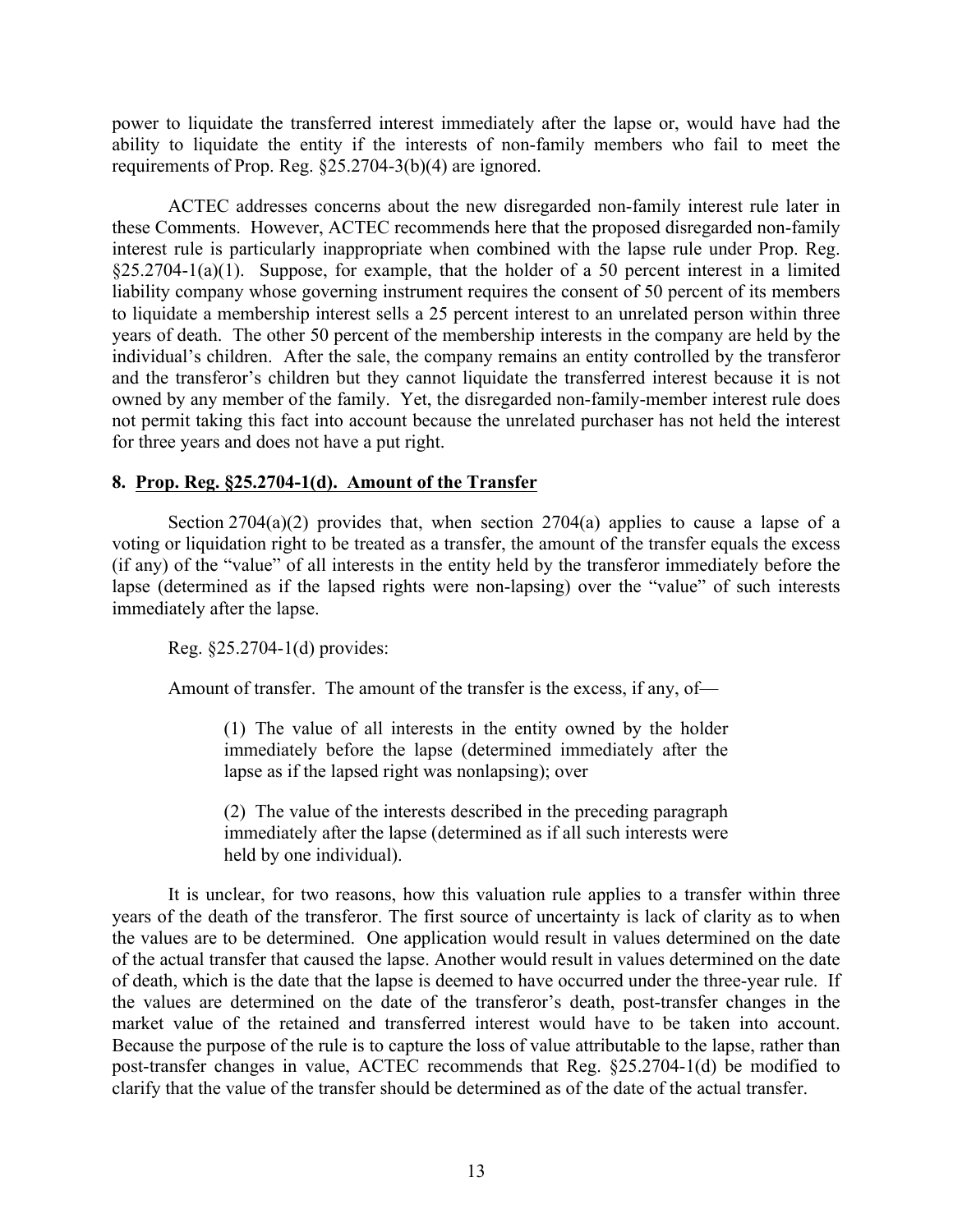power to liquidate the transferred interest immediately after the lapse or, would have had the ability to liquidate the entity if the interests of non-family members who fail to meet the requirements of Prop. Reg. §25.2704-3(b)(4) are ignored.

ACTEC addresses concerns about the new disregarded non-family interest rule later in these Comments. However, ACTEC recommends here that the proposed disregarded non-family interest rule is particularly inappropriate when combined with the lapse rule under Prop. Reg. §25.2704-1(a)(1). Suppose, for example, that the holder of a 50 percent interest in a limited liability company whose governing instrument requires the consent of 50 percent of its members to liquidate a membership interest sells a 25 percent interest to an unrelated person within three years of death. The other 50 percent of the membership interests in the company are held by the individual's children. After the sale, the company remains an entity controlled by the transferor and the transferor's children but they cannot liquidate the transferred interest because it is not owned by any member of the family. Yet, the disregarded non-family-member interest rule does not permit taking this fact into account because the unrelated purchaser has not held the interest for three years and does not have a put right.

**8. Prop. Reg. §25.2704-1(d). Amount of the Transfer**

Section 2704(a)(2) provides that, when section 2704(a) applies to cause a lapse of a voting or liquidation right to be treated as a transfer, the amount of the transfer equals the excess (if any) of the "value" of all interests in the entity held by the transferor immediately before the lapse (determined as if the lapsed rights were non-lapsing) over the "value" of such interests immediately after the lapse.

Reg. §25.2704-1(d) provides:

Amount of transfer. The amount of the transfer is the excess, if any, of—

> (1) The value of all interests in the entity owned by the holder immediately before the lapse (determined immediately after the lapse as if the lapsed right was nonlapsing); over
>
> (2) The value of the interests described in the preceding paragraph immediately after the lapse (determined as if all such interests were held by one individual).

It is unclear, for two reasons, how this valuation rule applies to a transfer within three years of the death of the transferor. The first source of uncertainty is lack of clarity as to when the values are to be determined. One application would result in values determined on the date of the actual transfer that caused the lapse. Another would result in values determined on the date of death, which is the date that the lapse is deemed to have occurred under the three-year rule. If the values are determined on the date of the transferor's death, post-transfer changes in the market value of the retained and transferred interest would have to be taken into account. Because the purpose of the rule is to capture the loss of value attributable to the lapse, rather than post-transfer changes in value, ACTEC recommends that Reg. §25.2704-1(d) be modified to clarify that the value of the transfer should be determined as of the date of the actual transfer.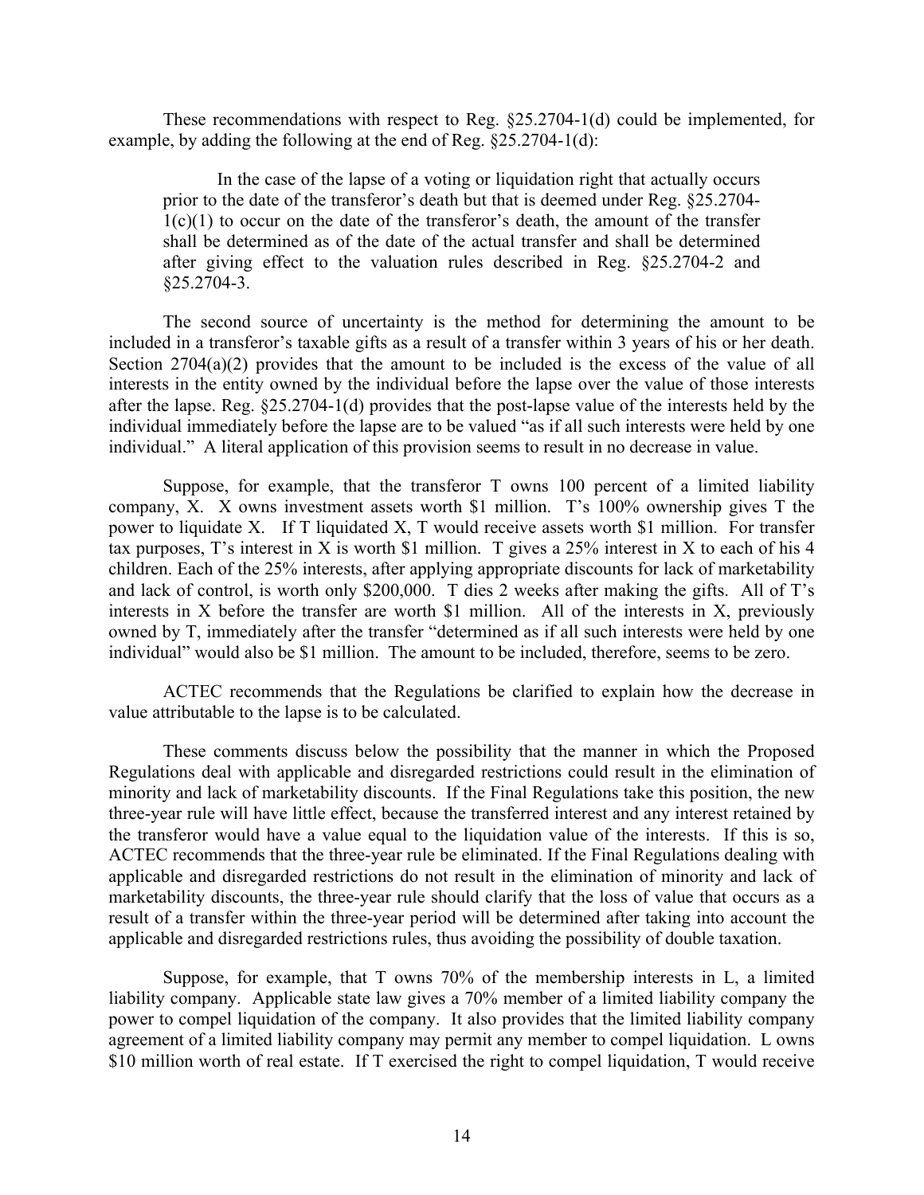These recommendations with respect to Reg. §25.2704-1(d) could be implemented, for example, by adding the following at the end of Reg. §25.2704-1(d):

> In the case of the lapse of a voting or liquidation right that actually occurs prior to the date of the transferor's death but that is deemed under Reg. §25.2704-1(c)(1) to occur on the date of the transferor's death, the amount of the transfer shall be determined as of the date of the actual transfer and shall be determined after giving effect to the valuation rules described in Reg. §25.2704-2 and §25.2704-3.

The second source of uncertainty is the method for determining the amount to be included in a transferor's taxable gifts as a result of a transfer within 3 years of his or her death. Section 2704(a)(2) provides that the amount to be included is the excess of the value of all interests in the entity owned by the individual before the lapse over the value of those interests after the lapse. Reg. §25.2704-1(d) provides that the post-lapse value of the interests held by the individual immediately before the lapse are to be valued "as if all such interests were held by one individual." A literal application of this provision seems to result in no decrease in value.

Suppose, for example, that the transferor T owns 100 percent of a limited liability company, X. X owns investment assets worth $1 million. T's 100% ownership gives T the power to liquidate X. If T liquidated X, T would receive assets worth $1 million. For transfer tax purposes, T's interest in X is worth $1 million. T gives a 25% interest in X to each of his 4 children. Each of the 25% interests, after applying appropriate discounts for lack of marketability and lack of control, is worth only $200,000. T dies 2 weeks after making the gifts. All of T's interests in X before the transfer are worth $1 million. All of the interests in X, previously owned by T, immediately after the transfer "determined as if all such interests were held by one individual" would also be $1 million. The amount to be included, therefore, seems to be zero.

ACTEC recommends that the Regulations be clarified to explain how the decrease in value attributable to the lapse is to be calculated.

These comments discuss below the possibility that the manner in which the Proposed Regulations deal with applicable and disregarded restrictions could result in the elimination of minority and lack of marketability discounts. If the Final Regulations take this position, the new three-year rule will have little effect, because the transferred interest and any interest retained by the transferor would have a value equal to the liquidation value of the interests. If this is so, ACTEC recommends that the three-year rule be eliminated. If the Final Regulations dealing with applicable and disregarded restrictions do not result in the elimination of minority and lack of marketability discounts, the three-year rule should clarify that the loss of value that occurs as a result of a transfer within the three-year period will be determined after taking into account the applicable and disregarded restrictions rules, thus avoiding the possibility of double taxation.

Suppose, for example, that T owns 70% of the membership interests in L, a limited liability company. Applicable state law gives a 70% member of a limited liability company the power to compel liquidation of the company. It also provides that the limited liability company agreement of a limited liability company may permit any member to compel liquidation. L owns $10 million worth of real estate. If T exercised the right to compel liquidation, T would receive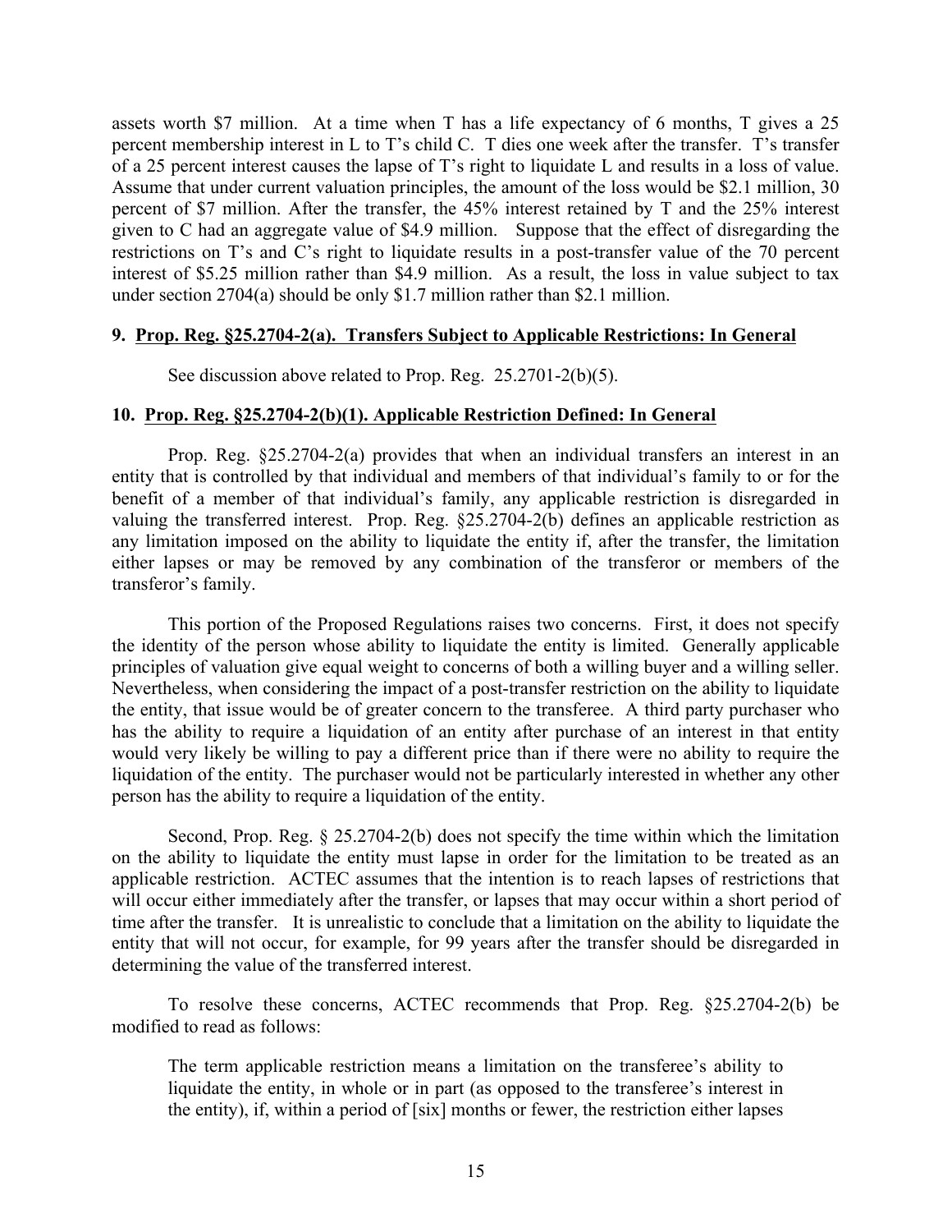assets worth $7 million. At a time when T has a life expectancy of 6 months, T gives a 25 percent membership interest in L to T's child C. T dies one week after the transfer. T's transfer of a 25 percent interest causes the lapse of T's right to liquidate L and results in a loss of value. Assume that under current valuation principles, the amount of the loss would be $2.1 million, 30 percent of $7 million. After the transfer, the 45% interest retained by T and the 25% interest given to C had an aggregate value of $4.9 million. Suppose that the effect of disregarding the restrictions on T's and C's right to liquidate results in a post-transfer value of the 70 percent interest of $5.25 million rather than $4.9 million. As a result, the loss in value subject to tax under section 2704(a) should be only $1.7 million rather than $2.1 million.

## 9. Prop. Reg. §25.2704-2(a). Transfers Subject to Applicable Restrictions: In General

See discussion above related to Prop. Reg. 25.2701-2(b)(5).

## 10. Prop. Reg. §25.2704-2(b)(1). Applicable Restriction Defined: In General

Prop. Reg. §25.2704-2(a) provides that when an individual transfers an interest in an entity that is controlled by that individual and members of that individual's family to or for the benefit of a member of that individual's family, any applicable restriction is disregarded in valuing the transferred interest. Prop. Reg. §25.2704-2(b) defines an applicable restriction as any limitation imposed on the ability to liquidate the entity if, after the transfer, the limitation either lapses or may be removed by any combination of the transferor or members of the transferor's family.

This portion of the Proposed Regulations raises two concerns. First, it does not specify the identity of the person whose ability to liquidate the entity is limited. Generally applicable principles of valuation give equal weight to concerns of both a willing buyer and a willing seller. Nevertheless, when considering the impact of a post-transfer restriction on the ability to liquidate the entity, that issue would be of greater concern to the transferee. A third party purchaser who has the ability to require a liquidation of an entity after purchase of an interest in that entity would very likely be willing to pay a different price than if there were no ability to require the liquidation of the entity. The purchaser would not be particularly interested in whether any other person has the ability to require a liquidation of the entity.

Second, Prop. Reg. § 25.2704-2(b) does not specify the time within which the limitation on the ability to liquidate the entity must lapse in order for the limitation to be treated as an applicable restriction. ACTEC assumes that the intention is to reach lapses of restrictions that will occur either immediately after the transfer, or lapses that may occur within a short period of time after the transfer. It is unrealistic to conclude that a limitation on the ability to liquidate the entity that will not occur, for example, for 99 years after the transfer should be disregarded in determining the value of the transferred interest.

To resolve these concerns, ACTEC recommends that Prop. Reg. §25.2704-2(b) be modified to read as follows:

> The term applicable restriction means a limitation on the transferee's ability to liquidate the entity, in whole or in part (as opposed to the transferee's interest in the entity), if, within a period of [six] months or fewer, the restriction either lapses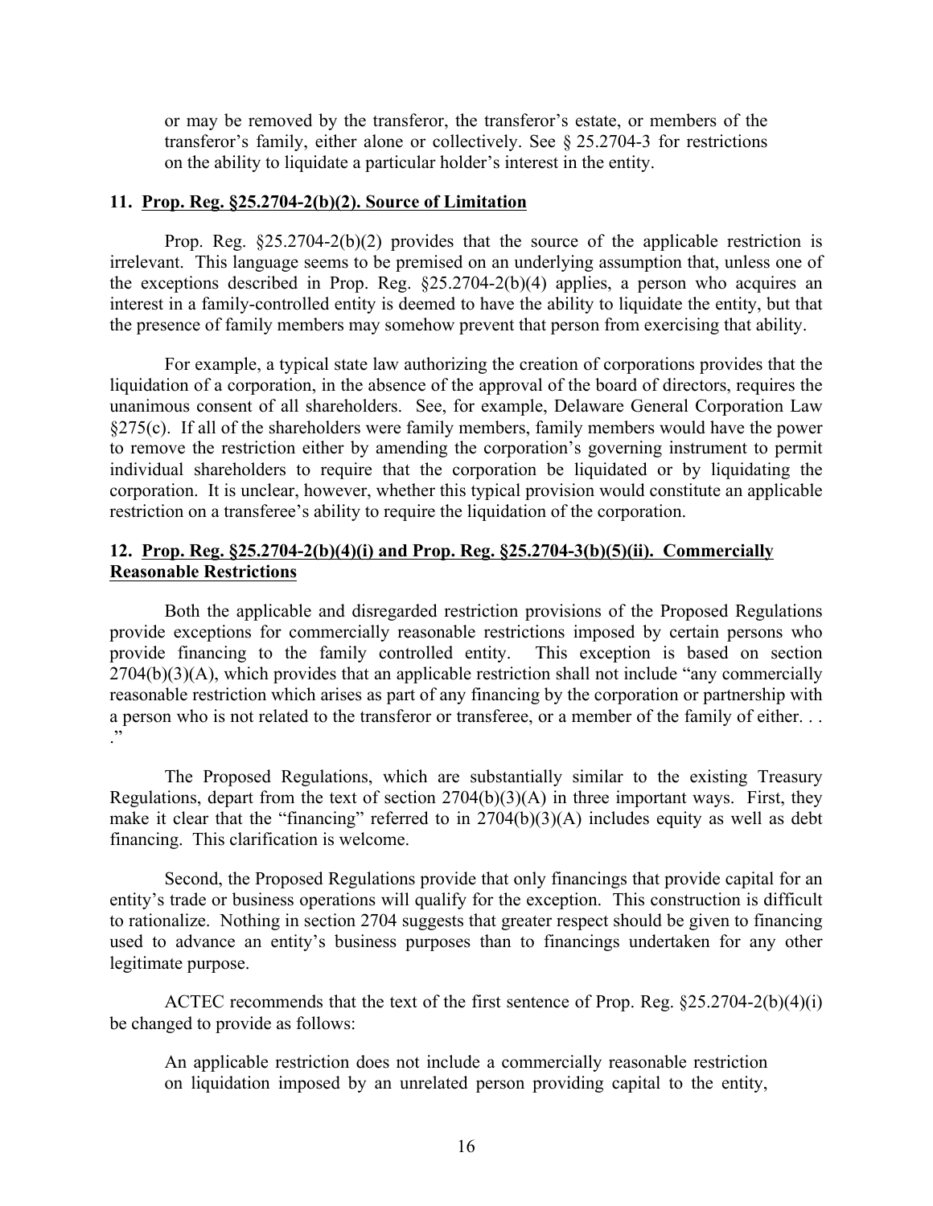> or may be removed by the transferor, the transferor's estate, or members of the transferor's family, either alone or collectively. See § 25.2704-3 for restrictions on the ability to liquidate a particular holder's interest in the entity.

### 11. Prop. Reg. §25.2704-2(b)(2). Source of Limitation

Prop. Reg. §25.2704-2(b)(2) provides that the source of the applicable restriction is irrelevant. This language seems to be premised on an underlying assumption that, unless one of the exceptions described in Prop. Reg. §25.2704-2(b)(4) applies, a person who acquires an interest in a family-controlled entity is deemed to have the ability to liquidate the entity, but that the presence of family members may somehow prevent that person from exercising that ability.

For example, a typical state law authorizing the creation of corporations provides that the liquidation of a corporation, in the absence of the approval of the board of directors, requires the unanimous consent of all shareholders. See, for example, Delaware General Corporation Law §275(c). If all of the shareholders were family members, family members would have the power to remove the restriction either by amending the corporation's governing instrument to permit individual shareholders to require that the corporation be liquidated or by liquidating the corporation. It is unclear, however, whether this typical provision would constitute an applicable restriction on a transferee's ability to require the liquidation of the corporation.

### 12. Prop. Reg. §25.2704-2(b)(4)(i) and Prop. Reg. §25.2704-3(b)(5)(ii). Commercially Reasonable Restrictions

Both the applicable and disregarded restriction provisions of the Proposed Regulations provide exceptions for commercially reasonable restrictions imposed by certain persons who provide financing to the family controlled entity. This exception is based on section 2704(b)(3)(A), which provides that an applicable restriction shall not include "any commercially reasonable restriction which arises as part of any financing by the corporation or partnership with a person who is not related to the transferor or transferee, or a member of the family of either. . . ."

The Proposed Regulations, which are substantially similar to the existing Treasury Regulations, depart from the text of section 2704(b)(3)(A) in three important ways. First, they make it clear that the "financing" referred to in 2704(b)(3)(A) includes equity as well as debt financing. This clarification is welcome.

Second, the Proposed Regulations provide that only financings that provide capital for an entity's trade or business operations will qualify for the exception. This construction is difficult to rationalize. Nothing in section 2704 suggests that greater respect should be given to financing used to advance an entity's business purposes than to financings undertaken for any other legitimate purpose.

ACTEC recommends that the text of the first sentence of Prop. Reg. §25.2704-2(b)(4)(i) be changed to provide as follows:

> An applicable restriction does not include a commercially reasonable restriction on liquidation imposed by an unrelated person providing capital to the entity,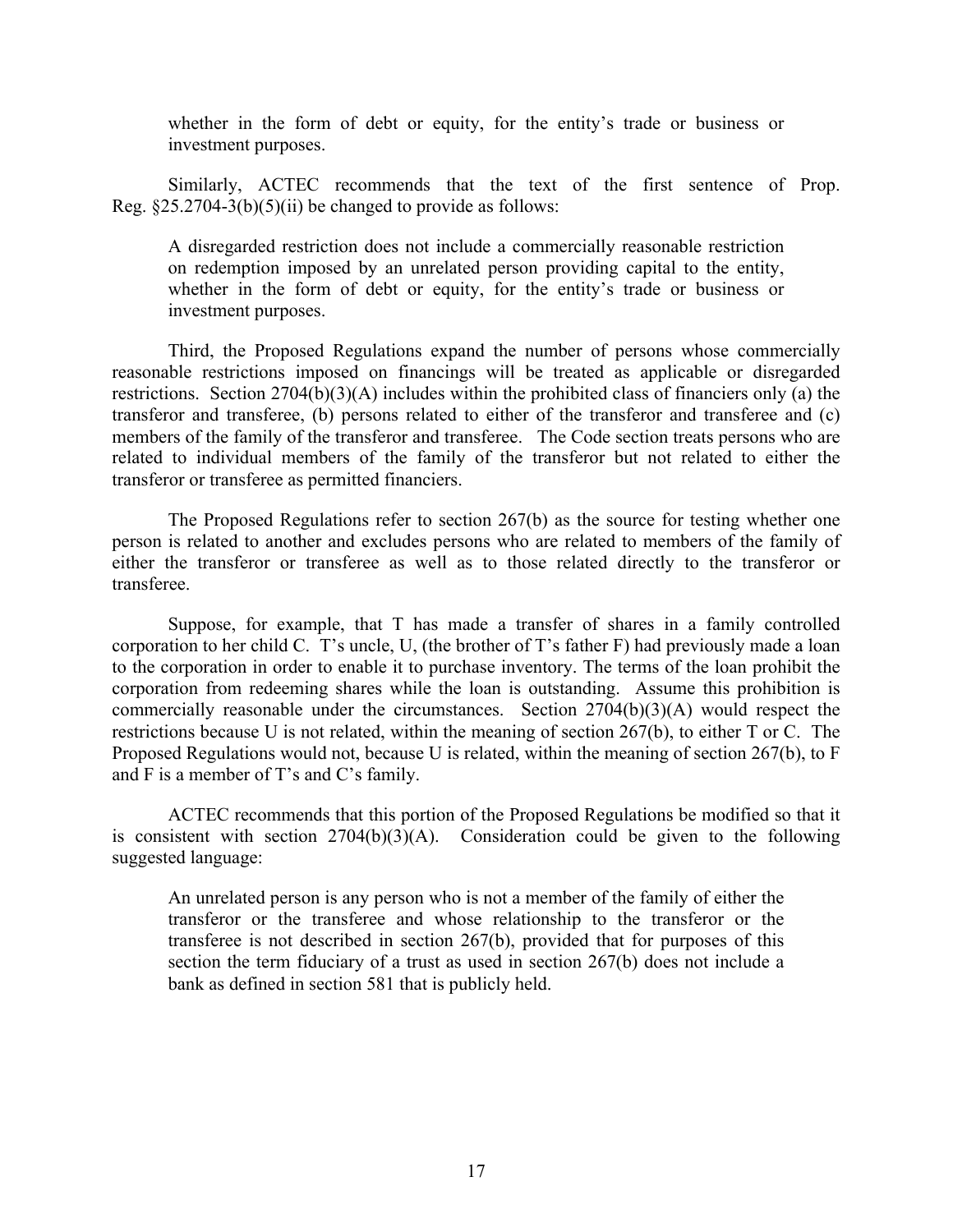> whether in the form of debt or equity, for the entity's trade or business or investment purposes.

Similarly, ACTEC recommends that the text of the first sentence of Prop. Reg. §25.2704-3(b)(5)(ii) be changed to provide as follows:

> A disregarded restriction does not include a commercially reasonable restriction on redemption imposed by an unrelated person providing capital to the entity, whether in the form of debt or equity, for the entity's trade or business or investment purposes.

Third, the Proposed Regulations expand the number of persons whose commercially reasonable restrictions imposed on financings will be treated as applicable or disregarded restrictions. Section 2704(b)(3)(A) includes within the prohibited class of financiers only (a) the transferor and transferee, (b) persons related to either of the transferor and transferee and (c) members of the family of the transferor and transferee. The Code section treats persons who are related to individual members of the family of the transferor but not related to either the transferor or transferee as permitted financiers.

The Proposed Regulations refer to section 267(b) as the source for testing whether one person is related to another and excludes persons who are related to members of the family of either the transferor or transferee as well as to those related directly to the transferor or transferee.

Suppose, for example, that T has made a transfer of shares in a family controlled corporation to her child C. T's uncle, U, (the brother of T's father F) had previously made a loan to the corporation in order to enable it to purchase inventory. The terms of the loan prohibit the corporation from redeeming shares while the loan is outstanding. Assume this prohibition is commercially reasonable under the circumstances. Section 2704(b)(3)(A) would respect the restrictions because U is not related, within the meaning of section 267(b), to either T or C. The Proposed Regulations would not, because U is related, within the meaning of section 267(b), to F and F is a member of T's and C's family.

ACTEC recommends that this portion of the Proposed Regulations be modified so that it is consistent with section 2704(b)(3)(A). Consideration could be given to the following suggested language:

> An unrelated person is any person who is not a member of the family of either the transferor or the transferee and whose relationship to the transferor or the transferee is not described in section 267(b), provided that for purposes of this section the term fiduciary of a trust as used in section 267(b) does not include a bank as defined in section 581 that is publicly held.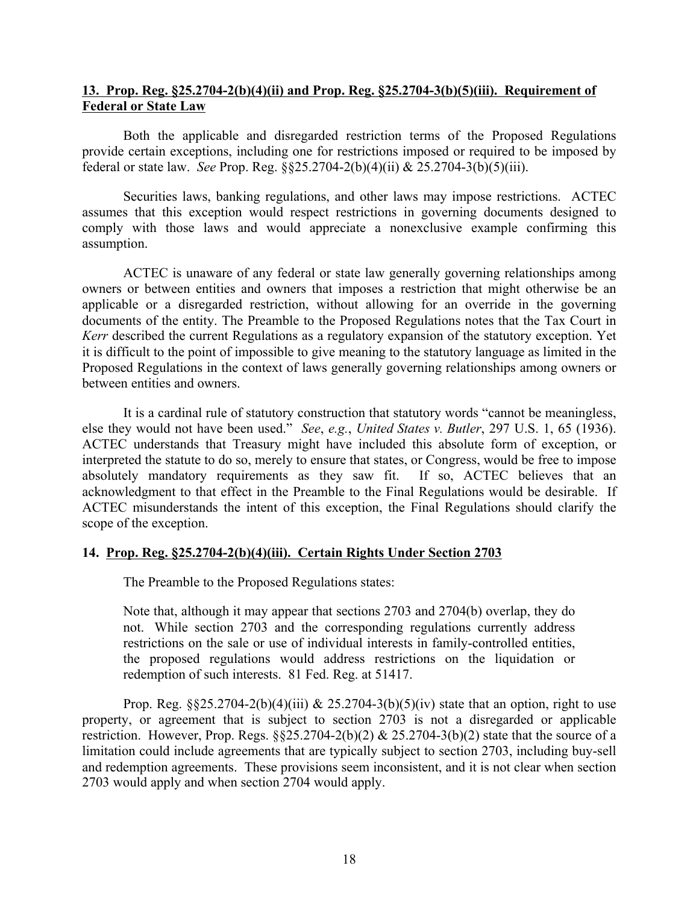## 13. Prop. Reg. §25.2704-2(b)(4)(ii) and Prop. Reg. §25.2704-3(b)(5)(iii). Requirement of Federal or State Law

Both the applicable and disregarded restriction terms of the Proposed Regulations provide certain exceptions, including one for restrictions imposed or required to be imposed by federal or state law. *See* Prop. Reg. §§25.2704-2(b)(4)(ii) & 25.2704-3(b)(5)(iii).

Securities laws, banking regulations, and other laws may impose restrictions. ACTEC assumes that this exception would respect restrictions in governing documents designed to comply with those laws and would appreciate a nonexclusive example confirming this assumption.

ACTEC is unaware of any federal or state law generally governing relationships among owners or between entities and owners that imposes a restriction that might otherwise be an applicable or a disregarded restriction, without allowing for an override in the governing documents of the entity. The Preamble to the Proposed Regulations notes that the Tax Court in *Kerr* described the current Regulations as a regulatory expansion of the statutory exception. Yet it is difficult to the point of impossible to give meaning to the statutory language as limited in the Proposed Regulations in the context of laws generally governing relationships among owners or between entities and owners.

It is a cardinal rule of statutory construction that statutory words "cannot be meaningless, else they would not have been used." *See*, *e.g.*, *United States v. Butler*, 297 U.S. 1, 65 (1936). ACTEC understands that Treasury might have included this absolute form of exception, or interpreted the statute to do so, merely to ensure that states, or Congress, would be free to impose absolutely mandatory requirements as they saw fit. If so, ACTEC believes that an acknowledgment to that effect in the Preamble to the Final Regulations would be desirable. If ACTEC misunderstands the intent of this exception, the Final Regulations should clarify the scope of the exception.

## 14. Prop. Reg. §25.2704-2(b)(4)(iii). Certain Rights Under Section 2703

The Preamble to the Proposed Regulations states:

> Note that, although it may appear that sections 2703 and 2704(b) overlap, they do not. While section 2703 and the corresponding regulations currently address restrictions on the sale or use of individual interests in family-controlled entities, the proposed regulations would address restrictions on the liquidation or redemption of such interests. 81 Fed. Reg. at 51417.

Prop. Reg. §§25.2704-2(b)(4)(iii) & 25.2704-3(b)(5)(iv) state that an option, right to use property, or agreement that is subject to section 2703 is not a disregarded or applicable restriction. However, Prop. Regs. §§25.2704-2(b)(2) & 25.2704-3(b)(2) state that the source of a limitation could include agreements that are typically subject to section 2703, including buy-sell and redemption agreements. These provisions seem inconsistent, and it is not clear when section 2703 would apply and when section 2704 would apply.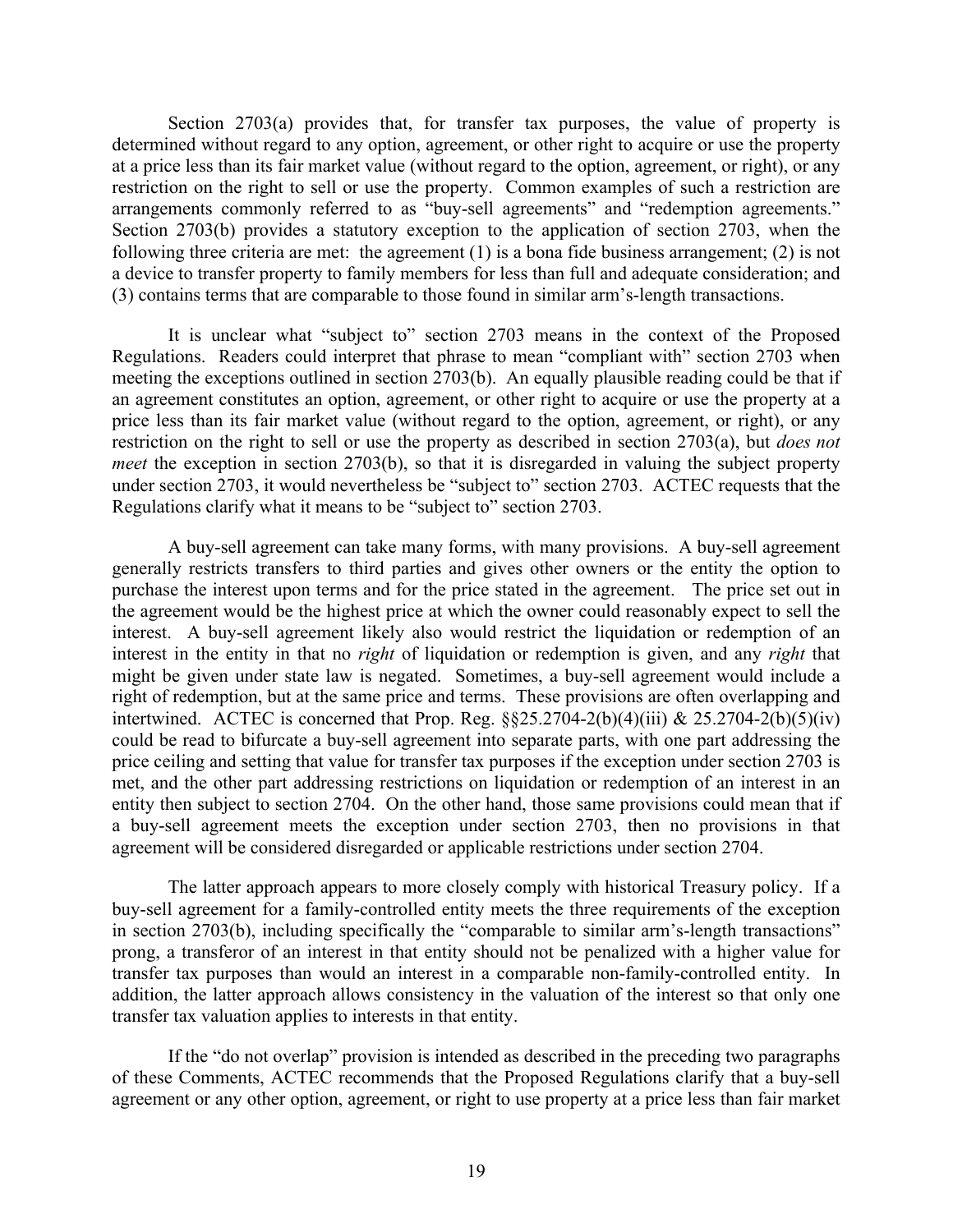Section 2703(a) provides that, for transfer tax purposes, the value of property is determined without regard to any option, agreement, or other right to acquire or use the property at a price less than its fair market value (without regard to the option, agreement, or right), or any restriction on the right to sell or use the property. Common examples of such a restriction are arrangements commonly referred to as "buy-sell agreements" and "redemption agreements." Section 2703(b) provides a statutory exception to the application of section 2703, when the following three criteria are met: the agreement (1) is a bona fide business arrangement; (2) is not a device to transfer property to family members for less than full and adequate consideration; and (3) contains terms that are comparable to those found in similar arm's-length transactions.

It is unclear what "subject to" section 2703 means in the context of the Proposed Regulations. Readers could interpret that phrase to mean "compliant with" section 2703 when meeting the exceptions outlined in section 2703(b). An equally plausible reading could be that if an agreement constitutes an option, agreement, or other right to acquire or use the property at a price less than its fair market value (without regard to the option, agreement, or right), or any restriction on the right to sell or use the property as described in section 2703(a), but *does not meet* the exception in section 2703(b), so that it is disregarded in valuing the subject property under section 2703, it would nevertheless be "subject to" section 2703. ACTEC requests that the Regulations clarify what it means to be "subject to" section 2703.

A buy-sell agreement can take many forms, with many provisions. A buy-sell agreement generally restricts transfers to third parties and gives other owners or the entity the option to purchase the interest upon terms and for the price stated in the agreement. The price set out in the agreement would be the highest price at which the owner could reasonably expect to sell the interest. A buy-sell agreement likely also would restrict the liquidation or redemption of an interest in the entity in that no *right* of liquidation or redemption is given, and any *right* that might be given under state law is negated. Sometimes, a buy-sell agreement would include a right of redemption, but at the same price and terms. These provisions are often overlapping and intertwined. ACTEC is concerned that Prop. Reg. §§25.2704-2(b)(4)(iii) & 25.2704-2(b)(5)(iv) could be read to bifurcate a buy-sell agreement into separate parts, with one part addressing the price ceiling and setting that value for transfer tax purposes if the exception under section 2703 is met, and the other part addressing restrictions on liquidation or redemption of an interest in an entity then subject to section 2704. On the other hand, those same provisions could mean that if a buy-sell agreement meets the exception under section 2703, then no provisions in that agreement will be considered disregarded or applicable restrictions under section 2704.

The latter approach appears to more closely comply with historical Treasury policy. If a buy-sell agreement for a family-controlled entity meets the three requirements of the exception in section 2703(b), including specifically the "comparable to similar arm's-length transactions" prong, a transferor of an interest in that entity should not be penalized with a higher value for transfer tax purposes than would an interest in a comparable non-family-controlled entity. In addition, the latter approach allows consistency in the valuation of the interest so that only one transfer tax valuation applies to interests in that entity.

If the "do not overlap" provision is intended as described in the preceding two paragraphs of these Comments, ACTEC recommends that the Proposed Regulations clarify that a buy-sell agreement or any other option, agreement, or right to use property at a price less than fair market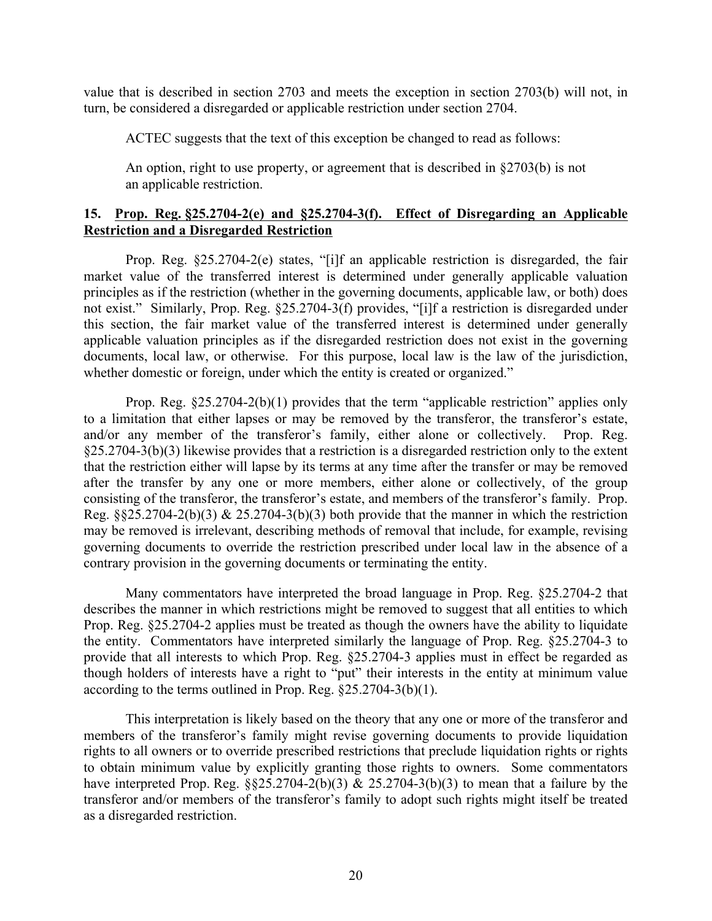value that is described in section 2703 and meets the exception in section 2703(b) will not, in turn, be considered a disregarded or applicable restriction under section 2704.

ACTEC suggests that the text of this exception be changed to read as follows:

An option, right to use property, or agreement that is described in §2703(b) is not an applicable restriction.

### 15. Prop. Reg. §25.2704-2(e) and §25.2704-3(f). Effect of Disregarding an Applicable Restriction and a Disregarded Restriction

Prop. Reg. §25.2704-2(e) states, "[i]f an applicable restriction is disregarded, the fair market value of the transferred interest is determined under generally applicable valuation principles as if the restriction (whether in the governing documents, applicable law, or both) does not exist." Similarly, Prop. Reg. §25.2704-3(f) provides, "[i]f a restriction is disregarded under this section, the fair market value of the transferred interest is determined under generally applicable valuation principles as if the disregarded restriction does not exist in the governing documents, local law, or otherwise. For this purpose, local law is the law of the jurisdiction, whether domestic or foreign, under which the entity is created or organized."

Prop. Reg. §25.2704-2(b)(1) provides that the term "applicable restriction" applies only to a limitation that either lapses or may be removed by the transferor, the transferor's estate, and/or any member of the transferor's family, either alone or collectively. Prop. Reg. §25.2704-3(b)(3) likewise provides that a restriction is a disregarded restriction only to the extent that the restriction either will lapse by its terms at any time after the transfer or may be removed after the transfer by any one or more members, either alone or collectively, of the group consisting of the transferor, the transferor's estate, and members of the transferor's family. Prop. Reg. §§25.2704-2(b)(3) & 25.2704-3(b)(3) both provide that the manner in which the restriction may be removed is irrelevant, describing methods of removal that include, for example, revising governing documents to override the restriction prescribed under local law in the absence of a contrary provision in the governing documents or terminating the entity.

Many commentators have interpreted the broad language in Prop. Reg. §25.2704-2 that describes the manner in which restrictions might be removed to suggest that all entities to which Prop. Reg. §25.2704-2 applies must be treated as though the owners have the ability to liquidate the entity. Commentators have interpreted similarly the language of Prop. Reg. §25.2704-3 to provide that all interests to which Prop. Reg. §25.2704-3 applies must in effect be regarded as though holders of interests have a right to "put" their interests in the entity at minimum value according to the terms outlined in Prop. Reg. §25.2704-3(b)(1).

This interpretation is likely based on the theory that any one or more of the transferor and members of the transferor's family might revise governing documents to provide liquidation rights to all owners or to override prescribed restrictions that preclude liquidation rights or rights to obtain minimum value by explicitly granting those rights to owners. Some commentators have interpreted Prop. Reg. §§25.2704-2(b)(3) & 25.2704-3(b)(3) to mean that a failure by the transferor and/or members of the transferor's family to adopt such rights might itself be treated as a disregarded restriction.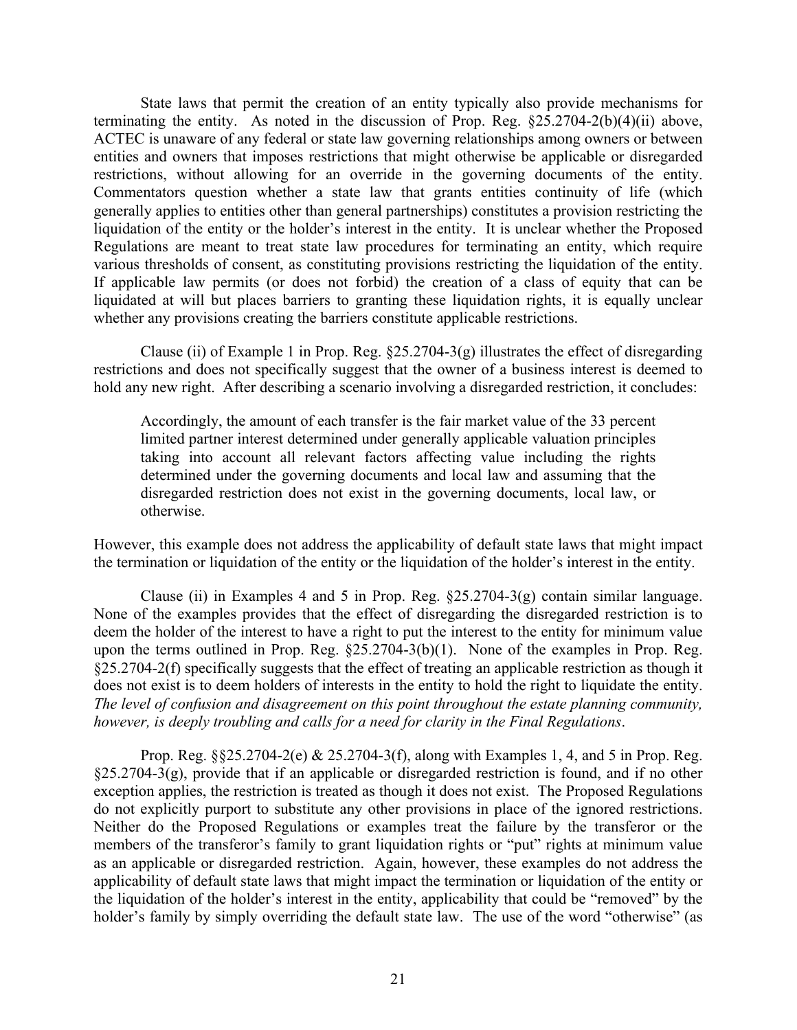State laws that permit the creation of an entity typically also provide mechanisms for terminating the entity. As noted in the discussion of Prop. Reg. §25.2704-2(b)(4)(ii) above, ACTEC is unaware of any federal or state law governing relationships among owners or between entities and owners that imposes restrictions that might otherwise be applicable or disregarded restrictions, without allowing for an override in the governing documents of the entity. Commentators question whether a state law that grants entities continuity of life (which generally applies to entities other than general partnerships) constitutes a provision restricting the liquidation of the entity or the holder's interest in the entity. It is unclear whether the Proposed Regulations are meant to treat state law procedures for terminating an entity, which require various thresholds of consent, as constituting provisions restricting the liquidation of the entity. If applicable law permits (or does not forbid) the creation of a class of equity that can be liquidated at will but places barriers to granting these liquidation rights, it is equally unclear whether any provisions creating the barriers constitute applicable restrictions.

Clause (ii) of Example 1 in Prop. Reg. §25.2704-3(g) illustrates the effect of disregarding restrictions and does not specifically suggest that the owner of a business interest is deemed to hold any new right. After describing a scenario involving a disregarded restriction, it concludes:

> Accordingly, the amount of each transfer is the fair market value of the 33 percent limited partner interest determined under generally applicable valuation principles taking into account all relevant factors affecting value including the rights determined under the governing documents and local law and assuming that the disregarded restriction does not exist in the governing documents, local law, or otherwise.

However, this example does not address the applicability of default state laws that might impact the termination or liquidation of the entity or the liquidation of the holder's interest in the entity.

Clause (ii) in Examples 4 and 5 in Prop. Reg. §25.2704-3(g) contain similar language. None of the examples provides that the effect of disregarding the disregarded restriction is to deem the holder of the interest to have a right to put the interest to the entity for minimum value upon the terms outlined in Prop. Reg. §25.2704-3(b)(1). None of the examples in Prop. Reg. §25.2704-2(f) specifically suggests that the effect of treating an applicable restriction as though it does not exist is to deem holders of interests in the entity to hold the right to liquidate the entity. *The level of confusion and disagreement on this point throughout the estate planning community, however, is deeply troubling and calls for a need for clarity in the Final Regulations*.

Prop. Reg. §§25.2704-2(e) & 25.2704-3(f), along with Examples 1, 4, and 5 in Prop. Reg. §25.2704-3(g), provide that if an applicable or disregarded restriction is found, and if no other exception applies, the restriction is treated as though it does not exist. The Proposed Regulations do not explicitly purport to substitute any other provisions in place of the ignored restrictions. Neither do the Proposed Regulations or examples treat the failure by the transferor or the members of the transferor's family to grant liquidation rights or "put" rights at minimum value as an applicable or disregarded restriction. Again, however, these examples do not address the applicability of default state laws that might impact the termination or liquidation of the entity or the liquidation of the holder's interest in the entity, applicability that could be "removed" by the holder's family by simply overriding the default state law. The use of the word "otherwise" (as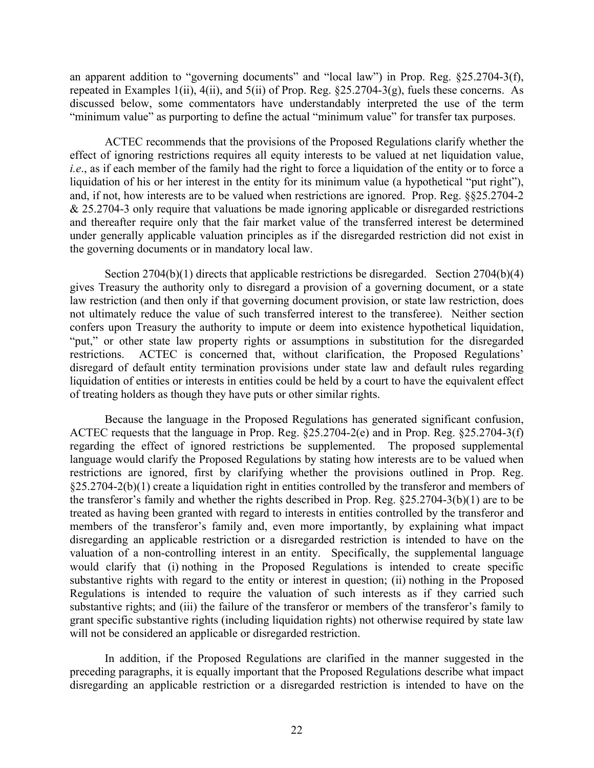an apparent addition to "governing documents" and "local law") in Prop. Reg. §25.2704-3(f), repeated in Examples 1(ii), 4(ii), and 5(ii) of Prop. Reg. §25.2704-3(g), fuels these concerns. As discussed below, some commentators have understandably interpreted the use of the term "minimum value" as purporting to define the actual "minimum value" for transfer tax purposes.

ACTEC recommends that the provisions of the Proposed Regulations clarify whether the effect of ignoring restrictions requires all equity interests to be valued at net liquidation value, *i.e*., as if each member of the family had the right to force a liquidation of the entity or to force a liquidation of his or her interest in the entity for its minimum value (a hypothetical "put right"), and, if not, how interests are to be valued when restrictions are ignored. Prop. Reg. §§25.2704-2 & 25.2704-3 only require that valuations be made ignoring applicable or disregarded restrictions and thereafter require only that the fair market value of the transferred interest be determined under generally applicable valuation principles as if the disregarded restriction did not exist in the governing documents or in mandatory local law.

Section 2704(b)(1) directs that applicable restrictions be disregarded. Section 2704(b)(4) gives Treasury the authority only to disregard a provision of a governing document, or a state law restriction (and then only if that governing document provision, or state law restriction, does not ultimately reduce the value of such transferred interest to the transferee). Neither section confers upon Treasury the authority to impute or deem into existence hypothetical liquidation, "put," or other state law property rights or assumptions in substitution for the disregarded restrictions. ACTEC is concerned that, without clarification, the Proposed Regulations' disregard of default entity termination provisions under state law and default rules regarding liquidation of entities or interests in entities could be held by a court to have the equivalent effect of treating holders as though they have puts or other similar rights.

Because the language in the Proposed Regulations has generated significant confusion, ACTEC requests that the language in Prop. Reg. §25.2704-2(e) and in Prop. Reg. §25.2704-3(f) regarding the effect of ignored restrictions be supplemented. The proposed supplemental language would clarify the Proposed Regulations by stating how interests are to be valued when restrictions are ignored, first by clarifying whether the provisions outlined in Prop. Reg. §25.2704-2(b)(1) create a liquidation right in entities controlled by the transferor and members of the transferor's family and whether the rights described in Prop. Reg. §25.2704-3(b)(1) are to be treated as having been granted with regard to interests in entities controlled by the transferor and members of the transferor's family and, even more importantly, by explaining what impact disregarding an applicable restriction or a disregarded restriction is intended to have on the valuation of a non-controlling interest in an entity. Specifically, the supplemental language would clarify that (i) nothing in the Proposed Regulations is intended to create specific substantive rights with regard to the entity or interest in question; (ii) nothing in the Proposed Regulations is intended to require the valuation of such interests as if they carried such substantive rights; and (iii) the failure of the transferor or members of the transferor's family to grant specific substantive rights (including liquidation rights) not otherwise required by state law will not be considered an applicable or disregarded restriction.

In addition, if the Proposed Regulations are clarified in the manner suggested in the preceding paragraphs, it is equally important that the Proposed Regulations describe what impact disregarding an applicable restriction or a disregarded restriction is intended to have on the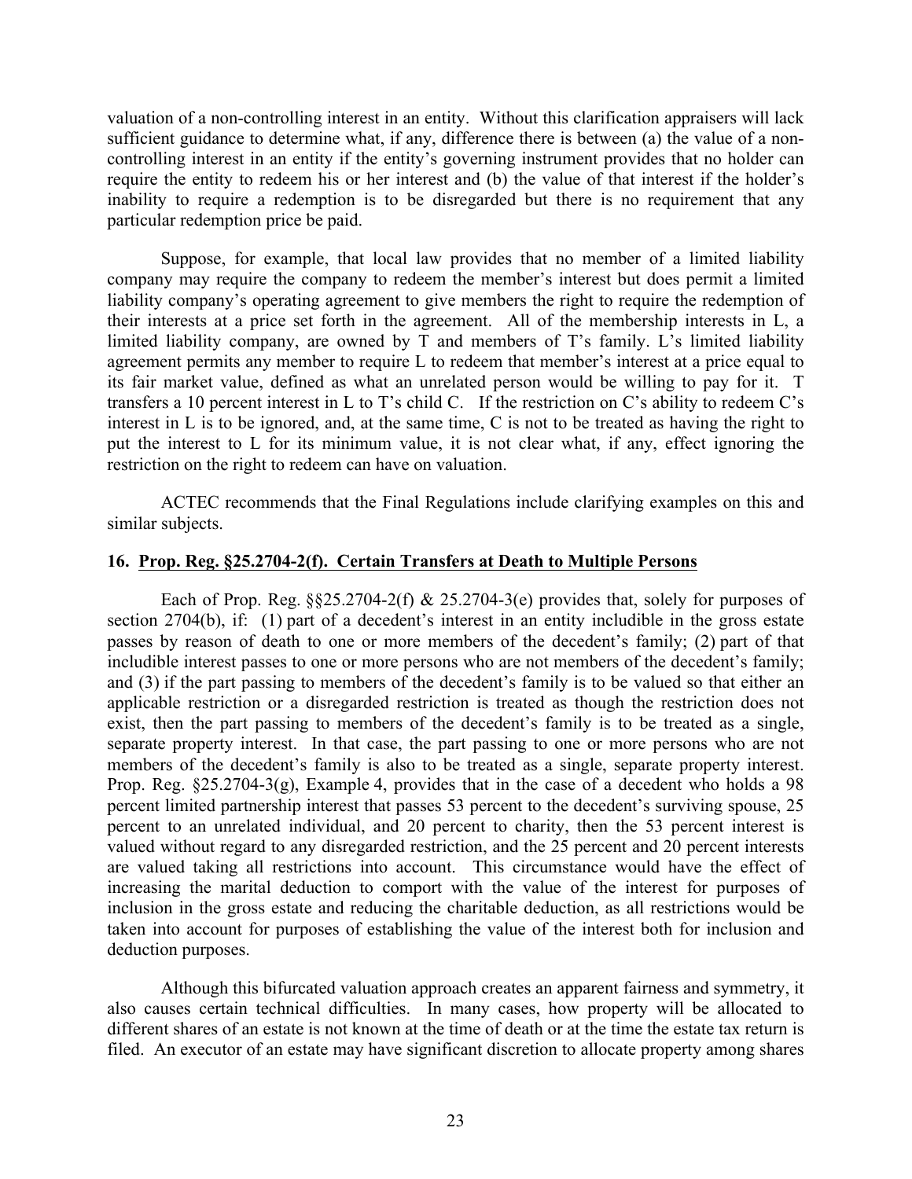valuation of a non-controlling interest in an entity. Without this clarification appraisers will lack sufficient guidance to determine what, if any, difference there is between (a) the value of a non-controlling interest in an entity if the entity's governing instrument provides that no holder can require the entity to redeem his or her interest and (b) the value of that interest if the holder's inability to require a redemption is to be disregarded but there is no requirement that any particular redemption price be paid.

Suppose, for example, that local law provides that no member of a limited liability company may require the company to redeem the member's interest but does permit a limited liability company's operating agreement to give members the right to require the redemption of their interests at a price set forth in the agreement. All of the membership interests in L, a limited liability company, are owned by T and members of T's family. L's limited liability agreement permits any member to require L to redeem that member's interest at a price equal to its fair market value, defined as what an unrelated person would be willing to pay for it. T transfers a 10 percent interest in L to T's child C. If the restriction on C's ability to redeem C's interest in L is to be ignored, and, at the same time, C is not to be treated as having the right to put the interest to L for its minimum value, it is not clear what, if any, effect ignoring the restriction on the right to redeem can have on valuation.

ACTEC recommends that the Final Regulations include clarifying examples on this and similar subjects.

## 16. Prop. Reg. §25.2704-2(f). Certain Transfers at Death to Multiple Persons

Each of Prop. Reg. §§25.2704-2(f) & 25.2704-3(e) provides that, solely for purposes of section 2704(b), if: (1) part of a decedent's interest in an entity includible in the gross estate passes by reason of death to one or more members of the decedent's family; (2) part of that includible interest passes to one or more persons who are not members of the decedent's family; and (3) if the part passing to members of the decedent's family is to be valued so that either an applicable restriction or a disregarded restriction is treated as though the restriction does not exist, then the part passing to members of the decedent's family is to be treated as a single, separate property interest. In that case, the part passing to one or more persons who are not members of the decedent's family is also to be treated as a single, separate property interest. Prop. Reg. §25.2704-3(g), Example 4, provides that in the case of a decedent who holds a 98 percent limited partnership interest that passes 53 percent to the decedent's surviving spouse, 25 percent to an unrelated individual, and 20 percent to charity, then the 53 percent interest is valued without regard to any disregarded restriction, and the 25 percent and 20 percent interests are valued taking all restrictions into account. This circumstance would have the effect of increasing the marital deduction to comport with the value of the interest for purposes of inclusion in the gross estate and reducing the charitable deduction, as all restrictions would be taken into account for purposes of establishing the value of the interest both for inclusion and deduction purposes.

Although this bifurcated valuation approach creates an apparent fairness and symmetry, it also causes certain technical difficulties. In many cases, how property will be allocated to different shares of an estate is not known at the time of death or at the time the estate tax return is filed. An executor of an estate may have significant discretion to allocate property among shares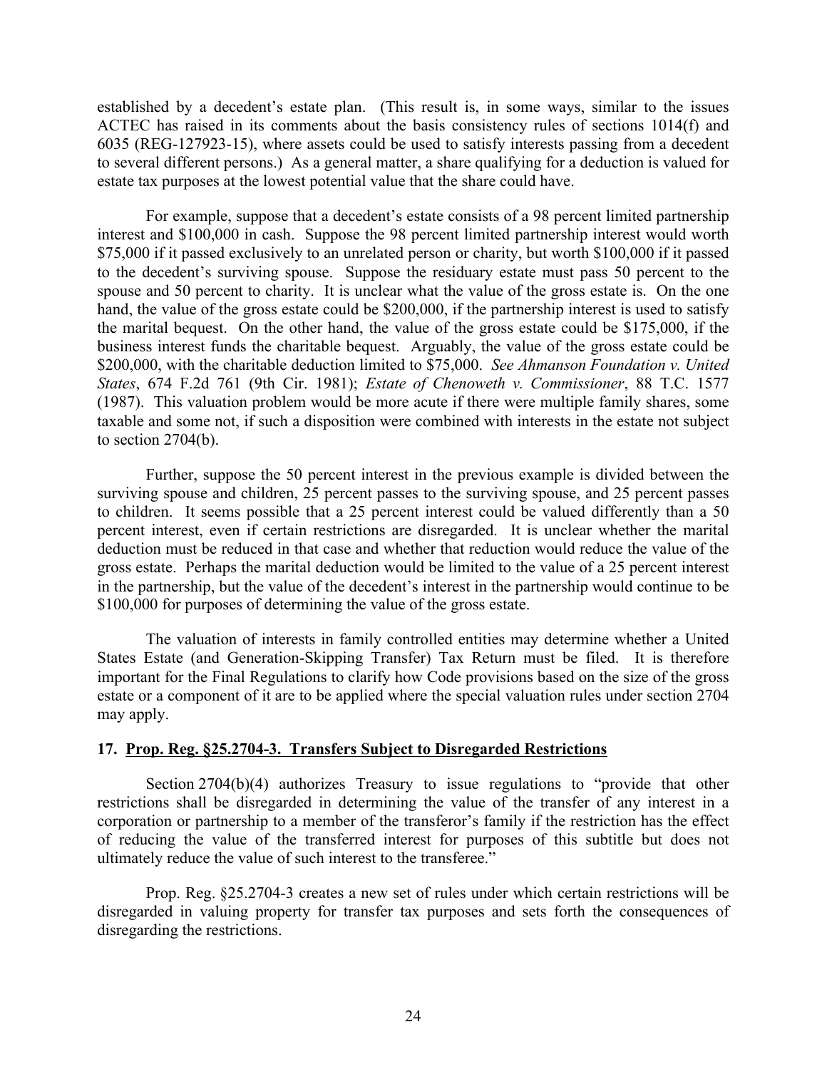established by a decedent's estate plan. (This result is, in some ways, similar to the issues ACTEC has raised in its comments about the basis consistency rules of sections 1014(f) and 6035 (REG-127923-15), where assets could be used to satisfy interests passing from a decedent to several different persons.) As a general matter, a share qualifying for a deduction is valued for estate tax purposes at the lowest potential value that the share could have.

For example, suppose that a decedent's estate consists of a 98 percent limited partnership interest and $100,000 in cash. Suppose the 98 percent limited partnership interest would worth $75,000 if it passed exclusively to an unrelated person or charity, but worth $100,000 if it passed to the decedent's surviving spouse. Suppose the residuary estate must pass 50 percent to the spouse and 50 percent to charity. It is unclear what the value of the gross estate is. On the one hand, the value of the gross estate could be $200,000, if the partnership interest is used to satisfy the marital bequest. On the other hand, the value of the gross estate could be $175,000, if the business interest funds the charitable bequest. Arguably, the value of the gross estate could be $200,000, with the charitable deduction limited to $75,000. *See Ahmanson Foundation v. United States*, 674 F.2d 761 (9th Cir. 1981); *Estate of Chenoweth v. Commissioner*, 88 T.C. 1577 (1987). This valuation problem would be more acute if there were multiple family shares, some taxable and some not, if such a disposition were combined with interests in the estate not subject to section 2704(b).

Further, suppose the 50 percent interest in the previous example is divided between the surviving spouse and children, 25 percent passes to the surviving spouse, and 25 percent passes to children. It seems possible that a 25 percent interest could be valued differently than a 50 percent interest, even if certain restrictions are disregarded. It is unclear whether the marital deduction must be reduced in that case and whether that reduction would reduce the value of the gross estate. Perhaps the marital deduction would be limited to the value of a 25 percent interest in the partnership, but the value of the decedent's interest in the partnership would continue to be $100,000 for purposes of determining the value of the gross estate.

The valuation of interests in family controlled entities may determine whether a United States Estate (and Generation-Skipping Transfer) Tax Return must be filed. It is therefore important for the Final Regulations to clarify how Code provisions based on the size of the gross estate or a component of it are to be applied where the special valuation rules under section 2704 may apply.

## 17. Prop. Reg. §25.2704-3. Transfers Subject to Disregarded Restrictions

Section 2704(b)(4) authorizes Treasury to issue regulations to "provide that other restrictions shall be disregarded in determining the value of the transfer of any interest in a corporation or partnership to a member of the transferor's family if the restriction has the effect of reducing the value of the transferred interest for purposes of this subtitle but does not ultimately reduce the value of such interest to the transferee."

Prop. Reg. §25.2704-3 creates a new set of rules under which certain restrictions will be disregarded in valuing property for transfer tax purposes and sets forth the consequences of disregarding the restrictions.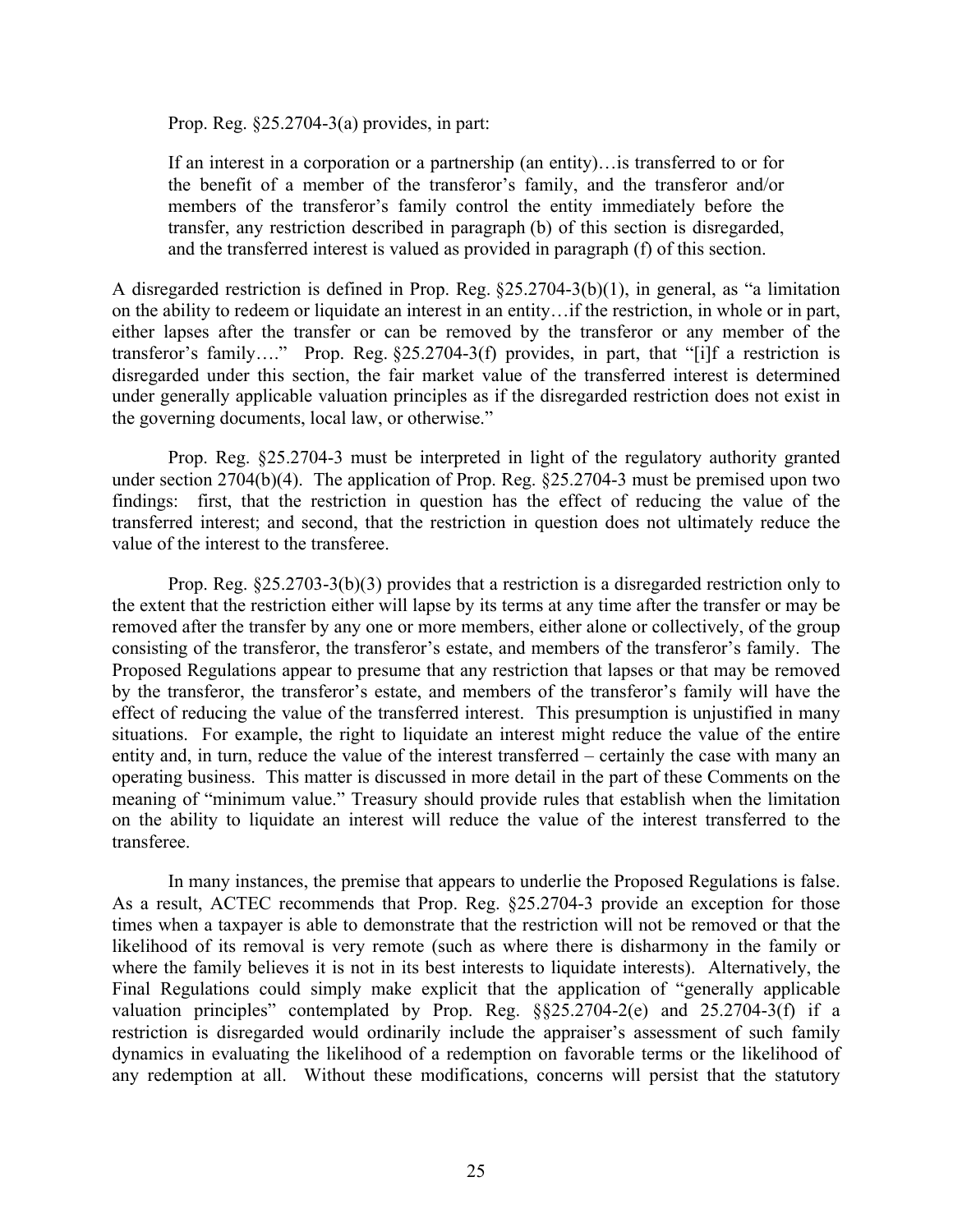Prop. Reg. §25.2704-3(a) provides, in part:

> If an interest in a corporation or a partnership (an entity)…is transferred to or for the benefit of a member of the transferor's family, and the transferor and/or members of the transferor's family control the entity immediately before the transfer, any restriction described in paragraph (b) of this section is disregarded, and the transferred interest is valued as provided in paragraph (f) of this section.

A disregarded restriction is defined in Prop. Reg. §25.2704-3(b)(1), in general, as "a limitation on the ability to redeem or liquidate an interest in an entity…if the restriction, in whole or in part, either lapses after the transfer or can be removed by the transferor or any member of the transferor's family…." Prop. Reg. §25.2704-3(f) provides, in part, that "[i]f a restriction is disregarded under this section, the fair market value of the transferred interest is determined under generally applicable valuation principles as if the disregarded restriction does not exist in the governing documents, local law, or otherwise."

Prop. Reg. §25.2704-3 must be interpreted in light of the regulatory authority granted under section 2704(b)(4). The application of Prop. Reg. §25.2704-3 must be premised upon two findings: first, that the restriction in question has the effect of reducing the value of the transferred interest; and second, that the restriction in question does not ultimately reduce the value of the interest to the transferee.

Prop. Reg. §25.2703-3(b)(3) provides that a restriction is a disregarded restriction only to the extent that the restriction either will lapse by its terms at any time after the transfer or may be removed after the transfer by any one or more members, either alone or collectively, of the group consisting of the transferor, the transferor's estate, and members of the transferor's family. The Proposed Regulations appear to presume that any restriction that lapses or that may be removed by the transferor, the transferor's estate, and members of the transferor's family will have the effect of reducing the value of the transferred interest. This presumption is unjustified in many situations. For example, the right to liquidate an interest might reduce the value of the entire entity and, in turn, reduce the value of the interest transferred – certainly the case with many an operating business. This matter is discussed in more detail in the part of these Comments on the meaning of "minimum value." Treasury should provide rules that establish when the limitation on the ability to liquidate an interest will reduce the value of the interest transferred to the transferee.

In many instances, the premise that appears to underlie the Proposed Regulations is false. As a result, ACTEC recommends that Prop. Reg. §25.2704-3 provide an exception for those times when a taxpayer is able to demonstrate that the restriction will not be removed or that the likelihood of its removal is very remote (such as where there is disharmony in the family or where the family believes it is not in its best interests to liquidate interests). Alternatively, the Final Regulations could simply make explicit that the application of "generally applicable valuation principles" contemplated by Prop. Reg. §§25.2704-2(e) and 25.2704-3(f) if a restriction is disregarded would ordinarily include the appraiser's assessment of such family dynamics in evaluating the likelihood of a redemption on favorable terms or the likelihood of any redemption at all. Without these modifications, concerns will persist that the statutory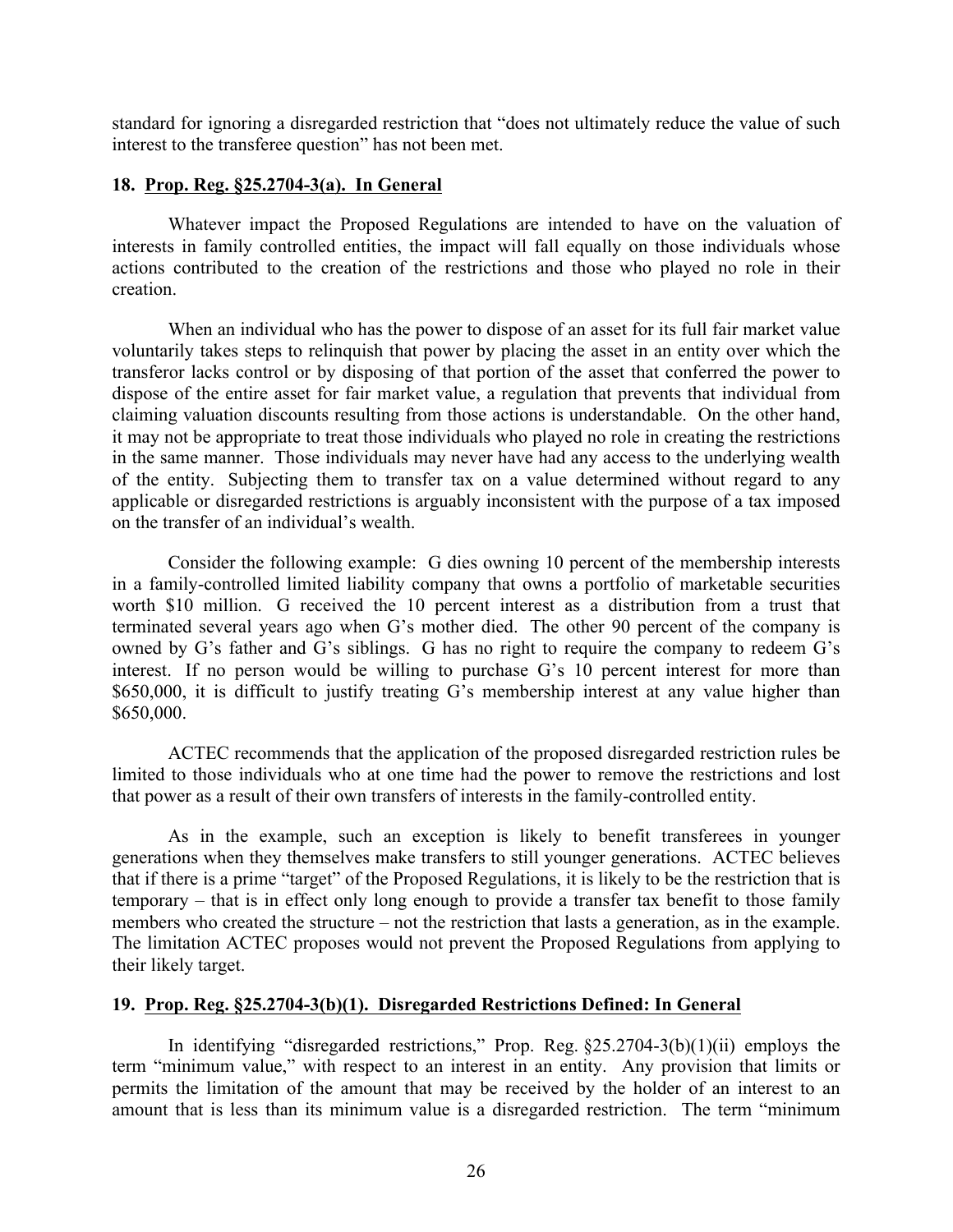standard for ignoring a disregarded restriction that "does not ultimately reduce the value of such interest to the transferee question" has not been met.

**18. Prop. Reg. §25.2704-3(a). In General**

Whatever impact the Proposed Regulations are intended to have on the valuation of interests in family controlled entities, the impact will fall equally on those individuals whose actions contributed to the creation of the restrictions and those who played no role in their creation.

When an individual who has the power to dispose of an asset for its full fair market value voluntarily takes steps to relinquish that power by placing the asset in an entity over which the transferor lacks control or by disposing of that portion of the asset that conferred the power to dispose of the entire asset for fair market value, a regulation that prevents that individual from claiming valuation discounts resulting from those actions is understandable. On the other hand, it may not be appropriate to treat those individuals who played no role in creating the restrictions in the same manner. Those individuals may never have had any access to the underlying wealth of the entity. Subjecting them to transfer tax on a value determined without regard to any applicable or disregarded restrictions is arguably inconsistent with the purpose of a tax imposed on the transfer of an individual's wealth.

Consider the following example: G dies owning 10 percent of the membership interests in a family-controlled limited liability company that owns a portfolio of marketable securities worth $10 million. G received the 10 percent interest as a distribution from a trust that terminated several years ago when G's mother died. The other 90 percent of the company is owned by G's father and G's siblings. G has no right to require the company to redeem G's interest. If no person would be willing to purchase G's 10 percent interest for more than $650,000, it is difficult to justify treating G's membership interest at any value higher than $650,000.

ACTEC recommends that the application of the proposed disregarded restriction rules be limited to those individuals who at one time had the power to remove the restrictions and lost that power as a result of their own transfers of interests in the family-controlled entity.

As in the example, such an exception is likely to benefit transferees in younger generations when they themselves make transfers to still younger generations. ACTEC believes that if there is a prime "target" of the Proposed Regulations, it is likely to be the restriction that is temporary – that is in effect only long enough to provide a transfer tax benefit to those family members who created the structure – not the restriction that lasts a generation, as in the example. The limitation ACTEC proposes would not prevent the Proposed Regulations from applying to their likely target.

**19. Prop. Reg. §25.2704-3(b)(1). Disregarded Restrictions Defined: In General**

In identifying "disregarded restrictions," Prop. Reg. §25.2704-3(b)(1)(ii) employs the term "minimum value," with respect to an interest in an entity. Any provision that limits or permits the limitation of the amount that may be received by the holder of an interest to an amount that is less than its minimum value is a disregarded restriction. The term "minimum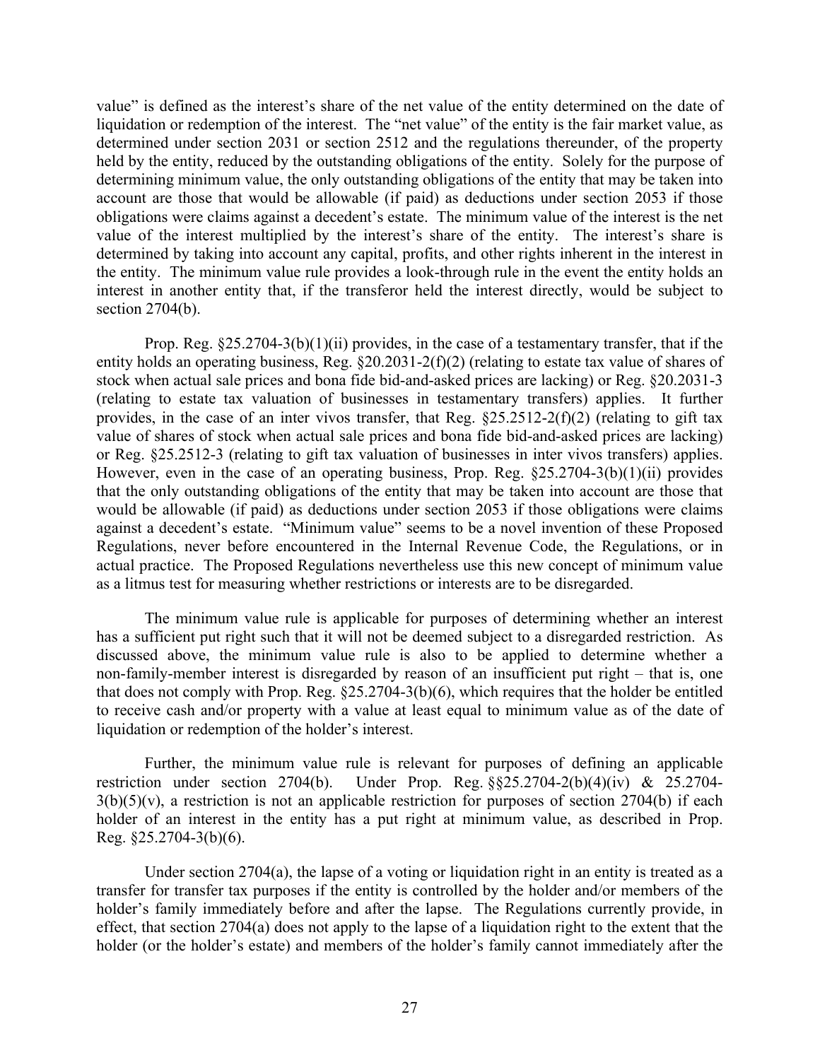value" is defined as the interest's share of the net value of the entity determined on the date of liquidation or redemption of the interest. The "net value" of the entity is the fair market value, as determined under section 2031 or section 2512 and the regulations thereunder, of the property held by the entity, reduced by the outstanding obligations of the entity. Solely for the purpose of determining minimum value, the only outstanding obligations of the entity that may be taken into account are those that would be allowable (if paid) as deductions under section 2053 if those obligations were claims against a decedent's estate. The minimum value of the interest is the net value of the interest multiplied by the interest's share of the entity. The interest's share is determined by taking into account any capital, profits, and other rights inherent in the interest in the entity. The minimum value rule provides a look-through rule in the event the entity holds an interest in another entity that, if the transferor held the interest directly, would be subject to section 2704(b).

Prop. Reg. §25.2704-3(b)(1)(ii) provides, in the case of a testamentary transfer, that if the entity holds an operating business, Reg. §20.2031-2(f)(2) (relating to estate tax value of shares of stock when actual sale prices and bona fide bid-and-asked prices are lacking) or Reg. §20.2031-3 (relating to estate tax valuation of businesses in testamentary transfers) applies. It further provides, in the case of an inter vivos transfer, that Reg. §25.2512-2(f)(2) (relating to gift tax value of shares of stock when actual sale prices and bona fide bid-and-asked prices are lacking) or Reg. §25.2512-3 (relating to gift tax valuation of businesses in inter vivos transfers) applies. However, even in the case of an operating business, Prop. Reg. §25.2704-3(b)(1)(ii) provides that the only outstanding obligations of the entity that may be taken into account are those that would be allowable (if paid) as deductions under section 2053 if those obligations were claims against a decedent's estate. "Minimum value" seems to be a novel invention of these Proposed Regulations, never before encountered in the Internal Revenue Code, the Regulations, or in actual practice. The Proposed Regulations nevertheless use this new concept of minimum value as a litmus test for measuring whether restrictions or interests are to be disregarded.

The minimum value rule is applicable for purposes of determining whether an interest has a sufficient put right such that it will not be deemed subject to a disregarded restriction. As discussed above, the minimum value rule is also to be applied to determine whether a non-family-member interest is disregarded by reason of an insufficient put right – that is, one that does not comply with Prop. Reg. §25.2704-3(b)(6), which requires that the holder be entitled to receive cash and/or property with a value at least equal to minimum value as of the date of liquidation or redemption of the holder's interest.

Further, the minimum value rule is relevant for purposes of defining an applicable restriction under section 2704(b). Under Prop. Reg. §§25.2704-2(b)(4)(iv) & 25.2704-3(b)(5)(v), a restriction is not an applicable restriction for purposes of section 2704(b) if each holder of an interest in the entity has a put right at minimum value, as described in Prop. Reg. §25.2704-3(b)(6).

Under section 2704(a), the lapse of a voting or liquidation right in an entity is treated as a transfer for transfer tax purposes if the entity is controlled by the holder and/or members of the holder's family immediately before and after the lapse. The Regulations currently provide, in effect, that section 2704(a) does not apply to the lapse of a liquidation right to the extent that the holder (or the holder's estate) and members of the holder's family cannot immediately after the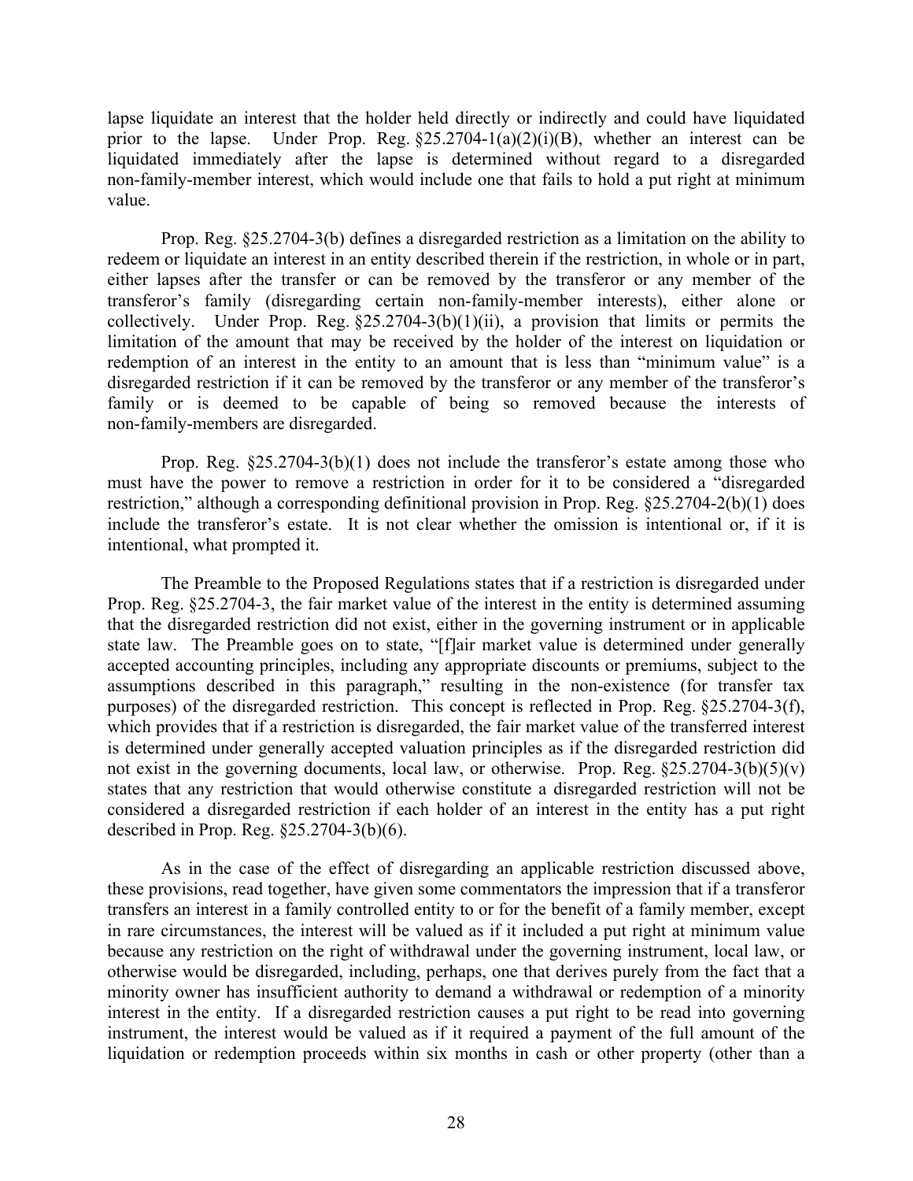lapse liquidate an interest that the holder held directly or indirectly and could have liquidated prior to the lapse. Under Prop. Reg. §25.2704-1(a)(2)(i)(B), whether an interest can be liquidated immediately after the lapse is determined without regard to a disregarded non-family-member interest, which would include one that fails to hold a put right at minimum value.

Prop. Reg. §25.2704-3(b) defines a disregarded restriction as a limitation on the ability to redeem or liquidate an interest in an entity described therein if the restriction, in whole or in part, either lapses after the transfer or can be removed by the transferor or any member of the transferor's family (disregarding certain non-family-member interests), either alone or collectively. Under Prop. Reg. §25.2704-3(b)(1)(ii), a provision that limits or permits the limitation of the amount that may be received by the holder of the interest on liquidation or redemption of an interest in the entity to an amount that is less than "minimum value" is a disregarded restriction if it can be removed by the transferor or any member of the transferor's family or is deemed to be capable of being so removed because the interests of non-family-members are disregarded.

Prop. Reg. §25.2704-3(b)(1) does not include the transferor's estate among those who must have the power to remove a restriction in order for it to be considered a "disregarded restriction," although a corresponding definitional provision in Prop. Reg. §25.2704-2(b)(1) does include the transferor's estate. It is not clear whether the omission is intentional or, if it is intentional, what prompted it.

The Preamble to the Proposed Regulations states that if a restriction is disregarded under Prop. Reg. §25.2704-3, the fair market value of the interest in the entity is determined assuming that the disregarded restriction did not exist, either in the governing instrument or in applicable state law. The Preamble goes on to state, "[f]air market value is determined under generally accepted accounting principles, including any appropriate discounts or premiums, subject to the assumptions described in this paragraph," resulting in the non-existence (for transfer tax purposes) of the disregarded restriction. This concept is reflected in Prop. Reg. §25.2704-3(f), which provides that if a restriction is disregarded, the fair market value of the transferred interest is determined under generally accepted valuation principles as if the disregarded restriction did not exist in the governing documents, local law, or otherwise. Prop. Reg. §25.2704-3(b)(5)(v) states that any restriction that would otherwise constitute a disregarded restriction will not be considered a disregarded restriction if each holder of an interest in the entity has a put right described in Prop. Reg. §25.2704-3(b)(6).

As in the case of the effect of disregarding an applicable restriction discussed above, these provisions, read together, have given some commentators the impression that if a transferor transfers an interest in a family controlled entity to or for the benefit of a family member, except in rare circumstances, the interest will be valued as if it included a put right at minimum value because any restriction on the right of withdrawal under the governing instrument, local law, or otherwise would be disregarded, including, perhaps, one that derives purely from the fact that a minority owner has insufficient authority to demand a withdrawal or redemption of a minority interest in the entity. If a disregarded restriction causes a put right to be read into governing instrument, the interest would be valued as if it required a payment of the full amount of the liquidation or redemption proceeds within six months in cash or other property (other than a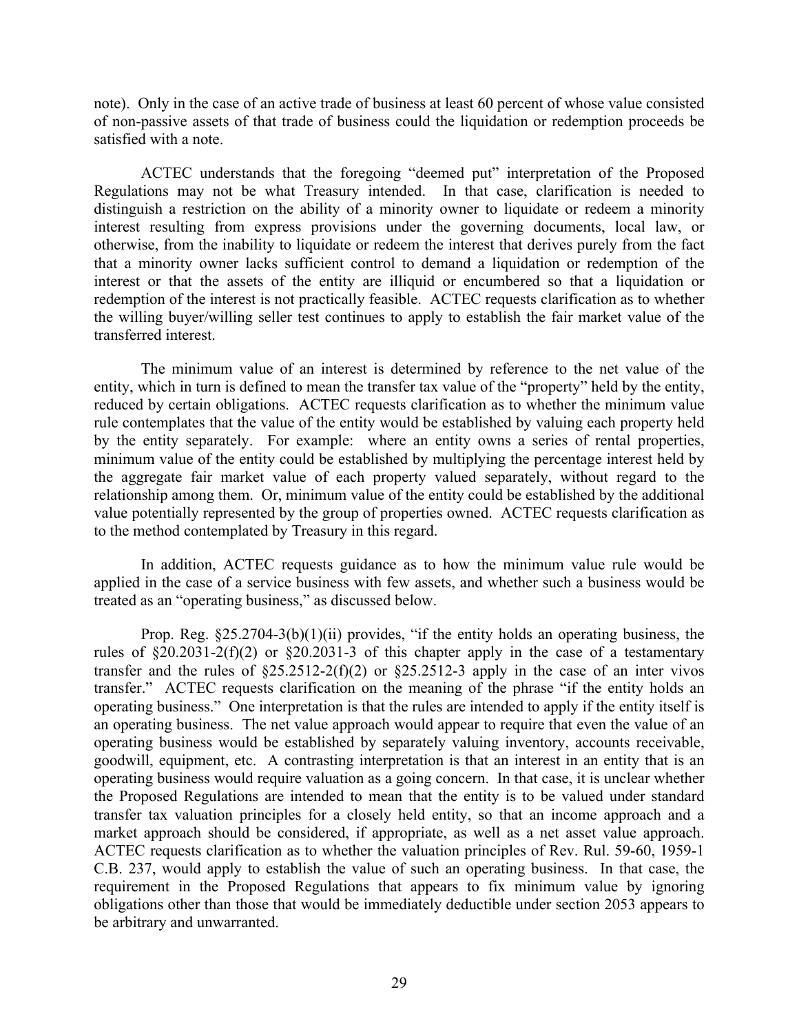note). Only in the case of an active trade of business at least 60 percent of whose value consisted of non-passive assets of that trade of business could the liquidation or redemption proceeds be satisfied with a note.

ACTEC understands that the foregoing "deemed put" interpretation of the Proposed Regulations may not be what Treasury intended. In that case, clarification is needed to distinguish a restriction on the ability of a minority owner to liquidate or redeem a minority interest resulting from express provisions under the governing documents, local law, or otherwise, from the inability to liquidate or redeem the interest that derives purely from the fact that a minority owner lacks sufficient control to demand a liquidation or redemption of the interest or that the assets of the entity are illiquid or encumbered so that a liquidation or redemption of the interest is not practically feasible. ACTEC requests clarification as to whether the willing buyer/willing seller test continues to apply to establish the fair market value of the transferred interest.

The minimum value of an interest is determined by reference to the net value of the entity, which in turn is defined to mean the transfer tax value of the "property" held by the entity, reduced by certain obligations. ACTEC requests clarification as to whether the minimum value rule contemplates that the value of the entity would be established by valuing each property held by the entity separately. For example: where an entity owns a series of rental properties, minimum value of the entity could be established by multiplying the percentage interest held by the aggregate fair market value of each property valued separately, without regard to the relationship among them. Or, minimum value of the entity could be established by the additional value potentially represented by the group of properties owned. ACTEC requests clarification as to the method contemplated by Treasury in this regard.

In addition, ACTEC requests guidance as to how the minimum value rule would be applied in the case of a service business with few assets, and whether such a business would be treated as an "operating business," as discussed below.

Prop. Reg. §25.2704-3(b)(1)(ii) provides, "if the entity holds an operating business, the rules of §20.2031-2(f)(2) or §20.2031-3 of this chapter apply in the case of a testamentary transfer and the rules of §25.2512-2(f)(2) or §25.2512-3 apply in the case of an inter vivos transfer." ACTEC requests clarification on the meaning of the phrase "if the entity holds an operating business." One interpretation is that the rules are intended to apply if the entity itself is an operating business. The net value approach would appear to require that even the value of an operating business would be established by separately valuing inventory, accounts receivable, goodwill, equipment, etc. A contrasting interpretation is that an interest in an entity that is an operating business would require valuation as a going concern. In that case, it is unclear whether the Proposed Regulations are intended to mean that the entity is to be valued under standard transfer tax valuation principles for a closely held entity, so that an income approach and a market approach should be considered, if appropriate, as well as a net asset value approach. ACTEC requests clarification as to whether the valuation principles of Rev. Rul. 59-60, 1959-1 C.B. 237, would apply to establish the value of such an operating business. In that case, the requirement in the Proposed Regulations that appears to fix minimum value by ignoring obligations other than those that would be immediately deductible under section 2053 appears to be arbitrary and unwarranted.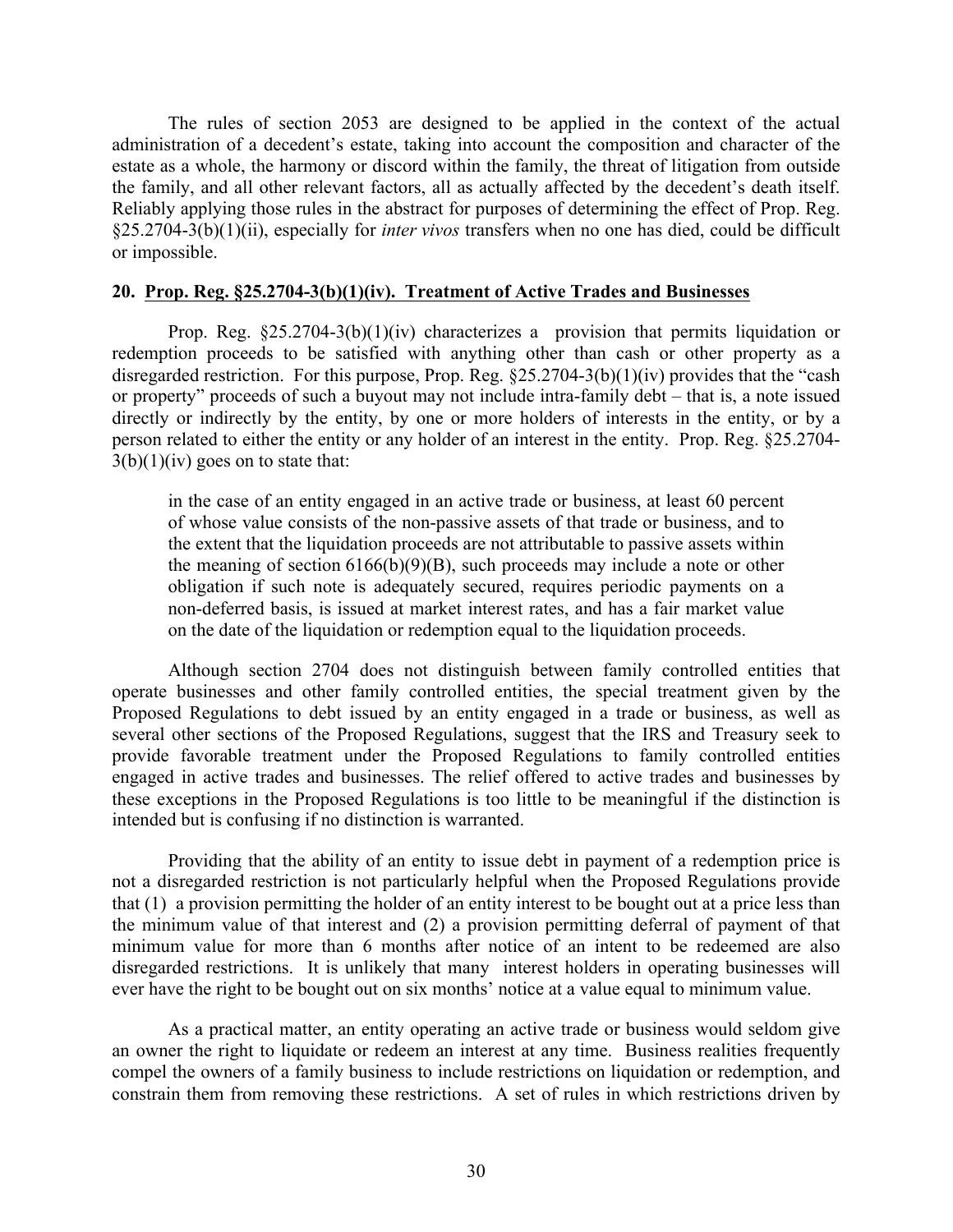The rules of section 2053 are designed to be applied in the context of the actual administration of a decedent's estate, taking into account the composition and character of the estate as a whole, the harmony or discord within the family, the threat of litigation from outside the family, and all other relevant factors, all as actually affected by the decedent's death itself. Reliably applying those rules in the abstract for purposes of determining the effect of Prop. Reg. §25.2704-3(b)(1)(ii), especially for *inter vivos* transfers when no one has died, could be difficult or impossible.

## 20. Prop. Reg. §25.2704-3(b)(1)(iv). Treatment of Active Trades and Businesses

Prop. Reg. §25.2704-3(b)(1)(iv) characterizes a provision that permits liquidation or redemption proceeds to be satisfied with anything other than cash or other property as a disregarded restriction. For this purpose, Prop. Reg. §25.2704-3(b)(1)(iv) provides that the "cash or property" proceeds of such a buyout may not include intra-family debt – that is, a note issued directly or indirectly by the entity, by one or more holders of interests in the entity, or by a person related to either the entity or any holder of an interest in the entity. Prop. Reg. §25.2704-3(b)(1)(iv) goes on to state that:

> in the case of an entity engaged in an active trade or business, at least 60 percent of whose value consists of the non-passive assets of that trade or business, and to the extent that the liquidation proceeds are not attributable to passive assets within the meaning of section 6166(b)(9)(B), such proceeds may include a note or other obligation if such note is adequately secured, requires periodic payments on a non-deferred basis, is issued at market interest rates, and has a fair market value on the date of the liquidation or redemption equal to the liquidation proceeds.

Although section 2704 does not distinguish between family controlled entities that operate businesses and other family controlled entities, the special treatment given by the Proposed Regulations to debt issued by an entity engaged in a trade or business, as well as several other sections of the Proposed Regulations, suggest that the IRS and Treasury seek to provide favorable treatment under the Proposed Regulations to family controlled entities engaged in active trades and businesses. The relief offered to active trades and businesses by these exceptions in the Proposed Regulations is too little to be meaningful if the distinction is intended but is confusing if no distinction is warranted.

Providing that the ability of an entity to issue debt in payment of a redemption price is not a disregarded restriction is not particularly helpful when the Proposed Regulations provide that (1) a provision permitting the holder of an entity interest to be bought out at a price less than the minimum value of that interest and (2) a provision permitting deferral of payment of that minimum value for more than 6 months after notice of an intent to be redeemed are also disregarded restrictions. It is unlikely that many interest holders in operating businesses will ever have the right to be bought out on six months' notice at a value equal to minimum value.

As a practical matter, an entity operating an active trade or business would seldom give an owner the right to liquidate or redeem an interest at any time. Business realities frequently compel the owners of a family business to include restrictions on liquidation or redemption, and constrain them from removing these restrictions. A set of rules in which restrictions driven by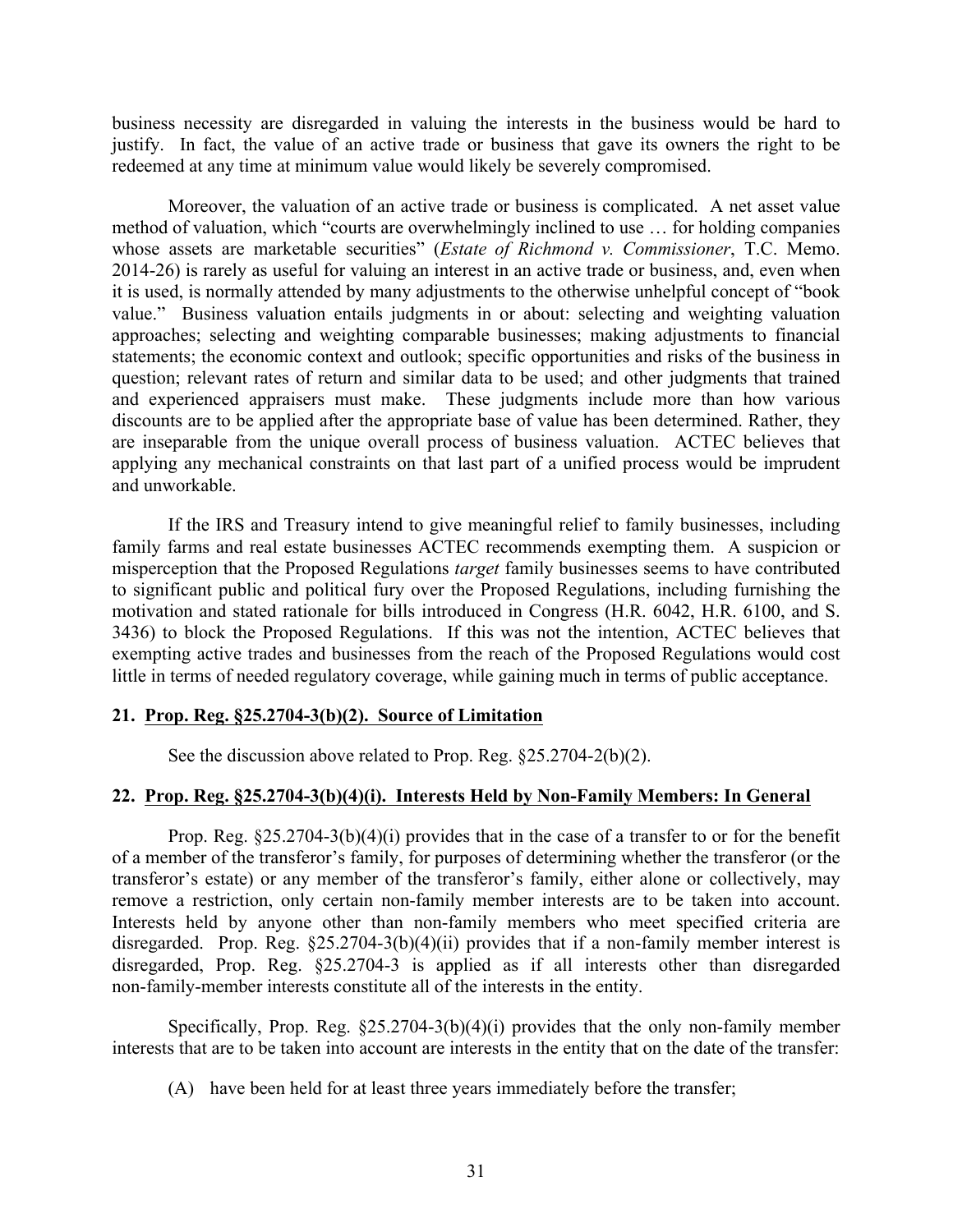business necessity are disregarded in valuing the interests in the business would be hard to justify. In fact, the value of an active trade or business that gave its owners the right to be redeemed at any time at minimum value would likely be severely compromised.

Moreover, the valuation of an active trade or business is complicated. A net asset value method of valuation, which "courts are overwhelmingly inclined to use … for holding companies whose assets are marketable securities" (*Estate of Richmond v. Commissioner*, T.C. Memo. 2014-26) is rarely as useful for valuing an interest in an active trade or business, and, even when it is used, is normally attended by many adjustments to the otherwise unhelpful concept of "book value." Business valuation entails judgments in or about: selecting and weighting valuation approaches; selecting and weighting comparable businesses; making adjustments to financial statements; the economic context and outlook; specific opportunities and risks of the business in question; relevant rates of return and similar data to be used; and other judgments that trained and experienced appraisers must make. These judgments include more than how various discounts are to be applied after the appropriate base of value has been determined. Rather, they are inseparable from the unique overall process of business valuation. ACTEC believes that applying any mechanical constraints on that last part of a unified process would be imprudent and unworkable.

If the IRS and Treasury intend to give meaningful relief to family businesses, including family farms and real estate businesses ACTEC recommends exempting them. A suspicion or misperception that the Proposed Regulations *target* family businesses seems to have contributed to significant public and political fury over the Proposed Regulations, including furnishing the motivation and stated rationale for bills introduced in Congress (H.R. 6042, H.R. 6100, and S. 3436) to block the Proposed Regulations. If this was not the intention, ACTEC believes that exempting active trades and businesses from the reach of the Proposed Regulations would cost little in terms of needed regulatory coverage, while gaining much in terms of public acceptance.

### 21. Prop. Reg. §25.2704-3(b)(2). Source of Limitation

See the discussion above related to Prop. Reg. §25.2704-2(b)(2).

### 22. Prop. Reg. §25.2704-3(b)(4)(i). Interests Held by Non-Family Members: In General

Prop. Reg. §25.2704-3(b)(4)(i) provides that in the case of a transfer to or for the benefit of a member of the transferor's family, for purposes of determining whether the transferor (or the transferor's estate) or any member of the transferor's family, either alone or collectively, may remove a restriction, only certain non-family member interests are to be taken into account. Interests held by anyone other than non-family members who meet specified criteria are disregarded. Prop. Reg. §25.2704-3(b)(4)(ii) provides that if a non-family member interest is disregarded, Prop. Reg. §25.2704-3 is applied as if all interests other than disregarded non-family-member interests constitute all of the interests in the entity.

Specifically, Prop. Reg. §25.2704-3(b)(4)(i) provides that the only non-family member interests that are to be taken into account are interests in the entity that on the date of the transfer:

(A) have been held for at least three years immediately before the transfer;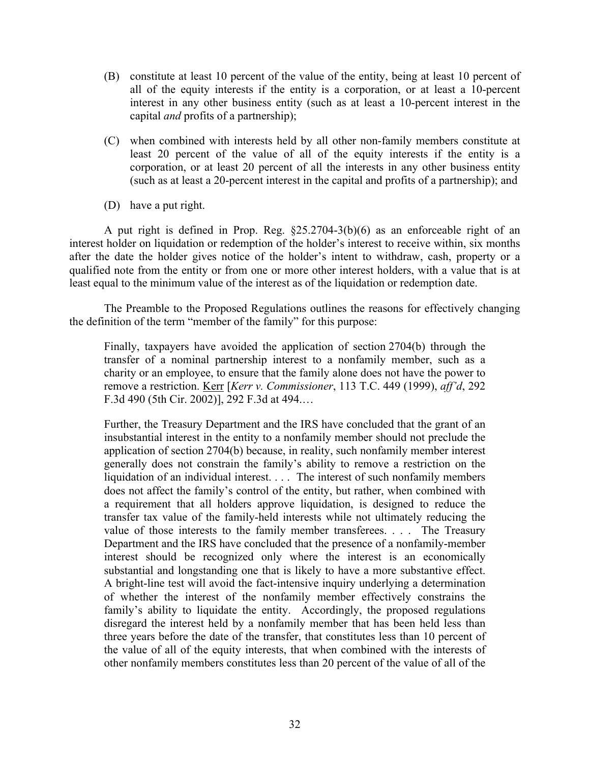(B) constitute at least 10 percent of the value of the entity, being at least 10 percent of all of the equity interests if the entity is a corporation, or at least a 10-percent interest in any other business entity (such as at least a 10-percent interest in the capital *and* profits of a partnership);

(C) when combined with interests held by all other non-family members constitute at least 20 percent of the value of all of the equity interests if the entity is a corporation, or at least 20 percent of all the interests in any other business entity (such as at least a 20-percent interest in the capital and profits of a partnership); and

(D) have a put right.

A put right is defined in Prop. Reg. §25.2704-3(b)(6) as an enforceable right of an interest holder on liquidation or redemption of the holder's interest to receive within, six months after the date the holder gives notice of the holder's intent to withdraw, cash, property or a qualified note from the entity or from one or more other interest holders, with a value that is at least equal to the minimum value of the interest as of the liquidation or redemption date.

The Preamble to the Proposed Regulations outlines the reasons for effectively changing the definition of the term "member of the family" for this purpose:

> Finally, taxpayers have avoided the application of section 2704(b) through the transfer of a nominal partnership interest to a nonfamily member, such as a charity or an employee, to ensure that the family alone does not have the power to remove a restriction. Kerr [*Kerr v. Commissioner*, 113 T.C. 449 (1999), *aff'd*, 292 F.3d 490 (5th Cir. 2002)], 292 F.3d at 494.…
>
> Further, the Treasury Department and the IRS have concluded that the grant of an insubstantial interest in the entity to a nonfamily member should not preclude the application of section 2704(b) because, in reality, such nonfamily member interest generally does not constrain the family's ability to remove a restriction on the liquidation of an individual interest. . . . The interest of such nonfamily members does not affect the family's control of the entity, but rather, when combined with a requirement that all holders approve liquidation, is designed to reduce the transfer tax value of the family-held interests while not ultimately reducing the value of those interests to the family member transferees. . . . The Treasury Department and the IRS have concluded that the presence of a nonfamily-member interest should be recognized only where the interest is an economically substantial and longstanding one that is likely to have a more substantive effect. A bright-line test will avoid the fact-intensive inquiry underlying a determination of whether the interest of the nonfamily member effectively constrains the family's ability to liquidate the entity. Accordingly, the proposed regulations disregard the interest held by a nonfamily member that has been held less than three years before the date of the transfer, that constitutes less than 10 percent of the value of all of the equity interests, that when combined with the interests of other nonfamily members constitutes less than 20 percent of the value of all of the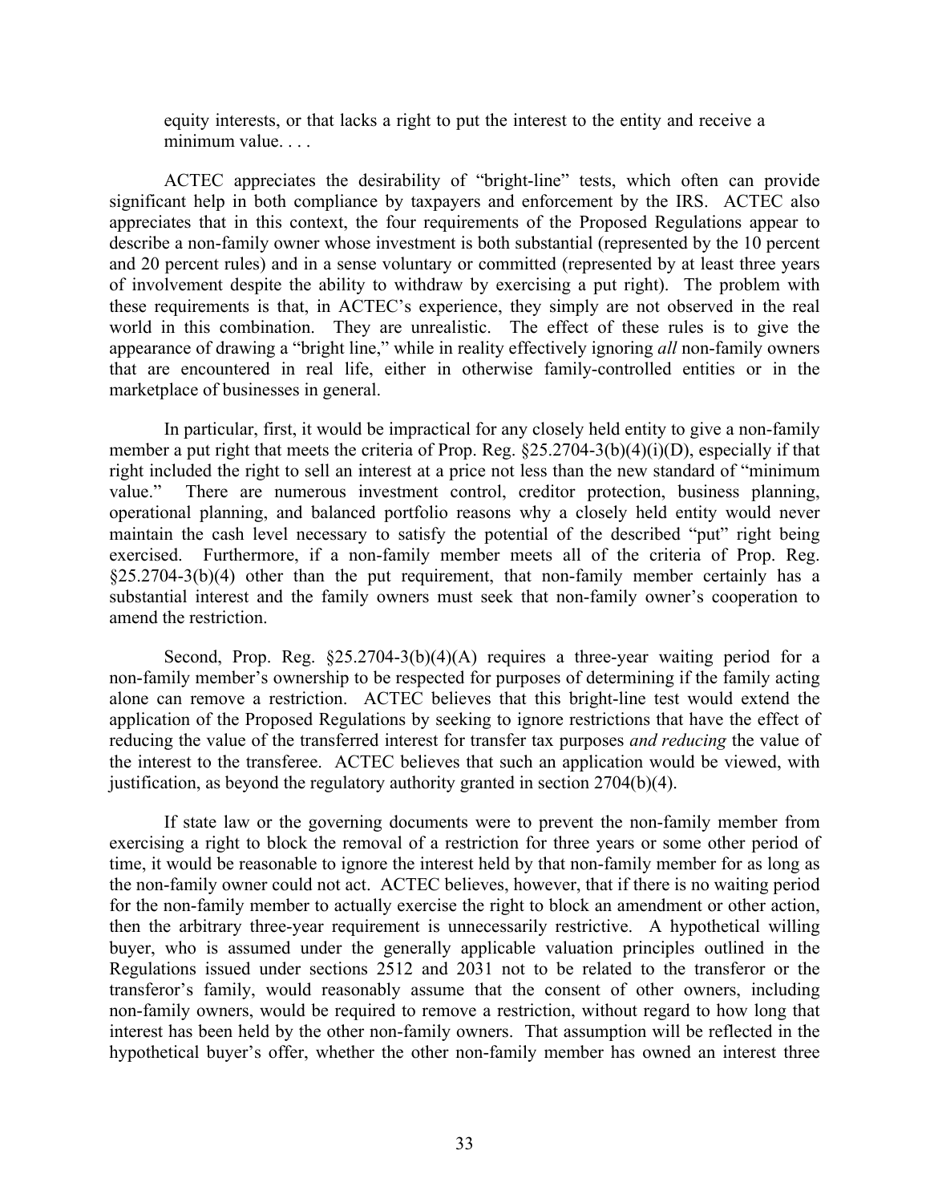> equity interests, or that lacks a right to put the interest to the entity and receive a minimum value. . . .

ACTEC appreciates the desirability of "bright-line" tests, which often can provide significant help in both compliance by taxpayers and enforcement by the IRS. ACTEC also appreciates that in this context, the four requirements of the Proposed Regulations appear to describe a non-family owner whose investment is both substantial (represented by the 10 percent and 20 percent rules) and in a sense voluntary or committed (represented by at least three years of involvement despite the ability to withdraw by exercising a put right). The problem with these requirements is that, in ACTEC's experience, they simply are not observed in the real world in this combination. They are unrealistic. The effect of these rules is to give the appearance of drawing a "bright line," while in reality effectively ignoring *all* non-family owners that are encountered in real life, either in otherwise family-controlled entities or in the marketplace of businesses in general.

In particular, first, it would be impractical for any closely held entity to give a non-family member a put right that meets the criteria of Prop. Reg. §25.2704-3(b)(4)(i)(D), especially if that right included the right to sell an interest at a price not less than the new standard of "minimum value." There are numerous investment control, creditor protection, business planning, operational planning, and balanced portfolio reasons why a closely held entity would never maintain the cash level necessary to satisfy the potential of the described "put" right being exercised. Furthermore, if a non-family member meets all of the criteria of Prop. Reg. §25.2704-3(b)(4) other than the put requirement, that non-family member certainly has a substantial interest and the family owners must seek that non-family owner's cooperation to amend the restriction.

Second, Prop. Reg. §25.2704-3(b)(4)(A) requires a three-year waiting period for a non-family member's ownership to be respected for purposes of determining if the family acting alone can remove a restriction. ACTEC believes that this bright-line test would extend the application of the Proposed Regulations by seeking to ignore restrictions that have the effect of reducing the value of the transferred interest for transfer tax purposes *and reducing* the value of the interest to the transferee. ACTEC believes that such an application would be viewed, with justification, as beyond the regulatory authority granted in section 2704(b)(4).

If state law or the governing documents were to prevent the non-family member from exercising a right to block the removal of a restriction for three years or some other period of time, it would be reasonable to ignore the interest held by that non-family member for as long as the non-family owner could not act. ACTEC believes, however, that if there is no waiting period for the non-family member to actually exercise the right to block an amendment or other action, then the arbitrary three-year requirement is unnecessarily restrictive. A hypothetical willing buyer, who is assumed under the generally applicable valuation principles outlined in the Regulations issued under sections 2512 and 2031 not to be related to the transferor or the transferor's family, would reasonably assume that the consent of other owners, including non-family owners, would be required to remove a restriction, without regard to how long that interest has been held by the other non-family owners. That assumption will be reflected in the hypothetical buyer's offer, whether the other non-family member has owned an interest three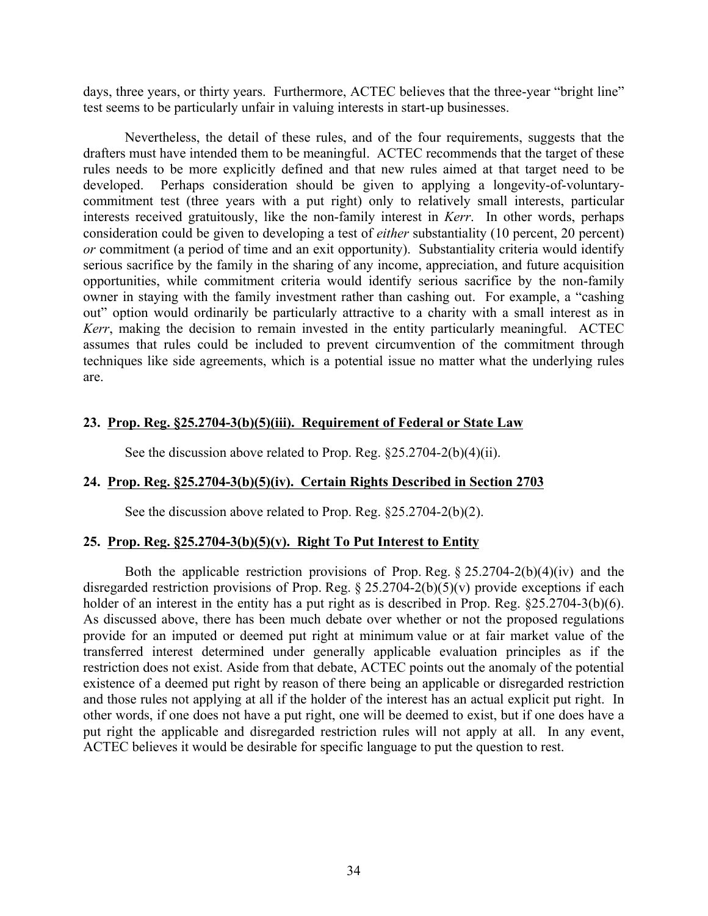days, three years, or thirty years. Furthermore, ACTEC believes that the three-year "bright line" test seems to be particularly unfair in valuing interests in start-up businesses.

Nevertheless, the detail of these rules, and of the four requirements, suggests that the drafters must have intended them to be meaningful. ACTEC recommends that the target of these rules needs to be more explicitly defined and that new rules aimed at that target need to be developed. Perhaps consideration should be given to applying a longevity-of-voluntary-commitment test (three years with a put right) only to relatively small interests, particular interests received gratuitously, like the non-family interest in *Kerr*. In other words, perhaps consideration could be given to developing a test of *either* substantiality (10 percent, 20 percent) *or* commitment (a period of time and an exit opportunity). Substantiality criteria would identify serious sacrifice by the family in the sharing of any income, appreciation, and future acquisition opportunities, while commitment criteria would identify serious sacrifice by the non-family owner in staying with the family investment rather than cashing out. For example, a "cashing out" option would ordinarily be particularly attractive to a charity with a small interest as in *Kerr*, making the decision to remain invested in the entity particularly meaningful. ACTEC assumes that rules could be included to prevent circumvention of the commitment through techniques like side agreements, which is a potential issue no matter what the underlying rules are.

### 23. <u>Prop. Reg. §25.2704-3(b)(5)(iii). Requirement of Federal or State Law</u>

See the discussion above related to Prop. Reg. §25.2704-2(b)(4)(ii).

### 24. <u>Prop. Reg. §25.2704-3(b)(5)(iv). Certain Rights Described in Section 2703</u>

See the discussion above related to Prop. Reg. §25.2704-2(b)(2).

### 25. <u>Prop. Reg. §25.2704-3(b)(5)(v). Right To Put Interest to Entity</u>

Both the applicable restriction provisions of Prop. Reg. § 25.2704-2(b)(4)(iv) and the disregarded restriction provisions of Prop. Reg. § 25.2704-2(b)(5)(v) provide exceptions if each holder of an interest in the entity has a put right as is described in Prop. Reg. §25.2704-3(b)(6). As discussed above, there has been much debate over whether or not the proposed regulations provide for an imputed or deemed put right at minimum value or at fair market value of the transferred interest determined under generally applicable evaluation principles as if the restriction does not exist. Aside from that debate, ACTEC points out the anomaly of the potential existence of a deemed put right by reason of there being an applicable or disregarded restriction and those rules not applying at all if the holder of the interest has an actual explicit put right. In other words, if one does not have a put right, one will be deemed to exist, but if one does have a put right the applicable and disregarded restriction rules will not apply at all. In any event, ACTEC believes it would be desirable for specific language to put the question to rest.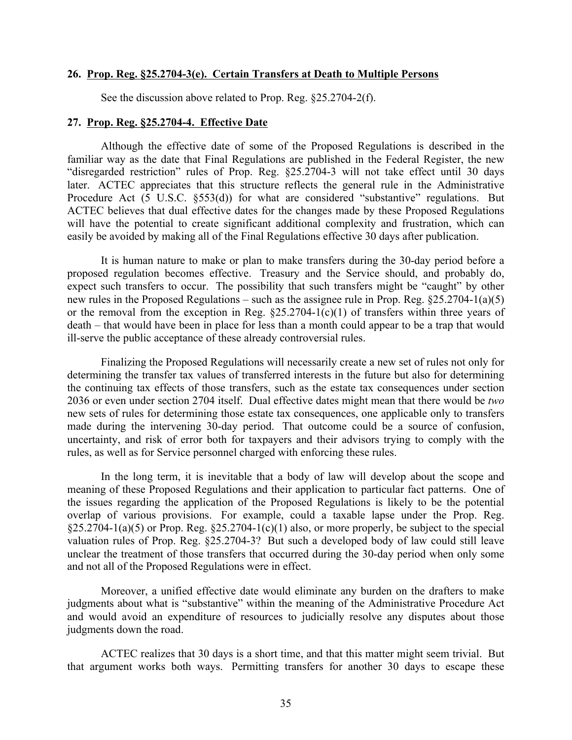**26. Prop. Reg. §25.2704-3(e). Certain Transfers at Death to Multiple Persons**

See the discussion above related to Prop. Reg. §25.2704-2(f).

**27. Prop. Reg. §25.2704-4. Effective Date**

Although the effective date of some of the Proposed Regulations is described in the familiar way as the date that Final Regulations are published in the Federal Register, the new "disregarded restriction" rules of Prop. Reg. §25.2704-3 will not take effect until 30 days later. ACTEC appreciates that this structure reflects the general rule in the Administrative Procedure Act (5 U.S.C. §553(d)) for what are considered "substantive" regulations. But ACTEC believes that dual effective dates for the changes made by these Proposed Regulations will have the potential to create significant additional complexity and frustration, which can easily be avoided by making all of the Final Regulations effective 30 days after publication.

It is human nature to make or plan to make transfers during the 30-day period before a proposed regulation becomes effective. Treasury and the Service should, and probably do, expect such transfers to occur. The possibility that such transfers might be "caught" by other new rules in the Proposed Regulations – such as the assignee rule in Prop. Reg. §25.2704-1(a)(5) or the removal from the exception in Reg. §25.2704-1(c)(1) of transfers within three years of death – that would have been in place for less than a month could appear to be a trap that would ill-serve the public acceptance of these already controversial rules.

Finalizing the Proposed Regulations will necessarily create a new set of rules not only for determining the transfer tax values of transferred interests in the future but also for determining the continuing tax effects of those transfers, such as the estate tax consequences under section 2036 or even under section 2704 itself. Dual effective dates might mean that there would be *two* new sets of rules for determining those estate tax consequences, one applicable only to transfers made during the intervening 30-day period. That outcome could be a source of confusion, uncertainty, and risk of error both for taxpayers and their advisors trying to comply with the rules, as well as for Service personnel charged with enforcing these rules.

In the long term, it is inevitable that a body of law will develop about the scope and meaning of these Proposed Regulations and their application to particular fact patterns. One of the issues regarding the application of the Proposed Regulations is likely to be the potential overlap of various provisions. For example, could a taxable lapse under the Prop. Reg. §25.2704-1(a)(5) or Prop. Reg. §25.2704-1(c)(1) also, or more properly, be subject to the special valuation rules of Prop. Reg. §25.2704-3? But such a developed body of law could still leave unclear the treatment of those transfers that occurred during the 30-day period when only some and not all of the Proposed Regulations were in effect.

Moreover, a unified effective date would eliminate any burden on the drafters to make judgments about what is "substantive" within the meaning of the Administrative Procedure Act and would avoid an expenditure of resources to judicially resolve any disputes about those judgments down the road.

ACTEC realizes that 30 days is a short time, and that this matter might seem trivial. But that argument works both ways. Permitting transfers for another 30 days to escape these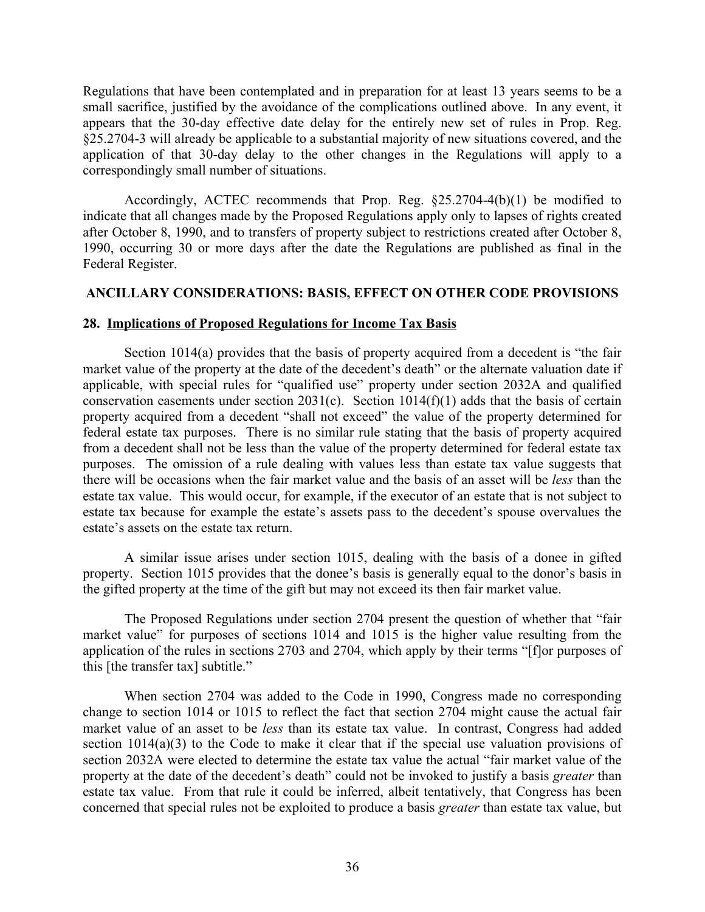Regulations that have been contemplated and in preparation for at least 13 years seems to be a small sacrifice, justified by the avoidance of the complications outlined above. In any event, it appears that the 30-day effective date delay for the entirely new set of rules in Prop. Reg. §25.2704-3 will already be applicable to a substantial majority of new situations covered, and the application of that 30-day delay to the other changes in the Regulations will apply to a correspondingly small number of situations.

Accordingly, ACTEC recommends that Prop. Reg. §25.2704-4(b)(1) be modified to indicate that all changes made by the Proposed Regulations apply only to lapses of rights created after October 8, 1990, and to transfers of property subject to restrictions created after October 8, 1990, occurring 30 or more days after the date the Regulations are published as final in the Federal Register.

## ANCILLARY CONSIDERATIONS: BASIS, EFFECT ON OTHER CODE PROVISIONS

### 28. Implications of Proposed Regulations for Income Tax Basis

Section 1014(a) provides that the basis of property acquired from a decedent is "the fair market value of the property at the date of the decedent's death" or the alternate valuation date if applicable, with special rules for "qualified use" property under section 2032A and qualified conservation easements under section 2031(c). Section 1014(f)(1) adds that the basis of certain property acquired from a decedent "shall not exceed" the value of the property determined for federal estate tax purposes. There is no similar rule stating that the basis of property acquired from a decedent shall not be less than the value of the property determined for federal estate tax purposes. The omission of a rule dealing with values less than estate tax value suggests that there will be occasions when the fair market value and the basis of an asset will be *less* than the estate tax value. This would occur, for example, if the executor of an estate that is not subject to estate tax because for example the estate's assets pass to the decedent's spouse overvalues the estate's assets on the estate tax return.

A similar issue arises under section 1015, dealing with the basis of a donee in gifted property. Section 1015 provides that the donee's basis is generally equal to the donor's basis in the gifted property at the time of the gift but may not exceed its then fair market value.

The Proposed Regulations under section 2704 present the question of whether that "fair market value" for purposes of sections 1014 and 1015 is the higher value resulting from the application of the rules in sections 2703 and 2704, which apply by their terms "[f]or purposes of this [the transfer tax] subtitle."

When section 2704 was added to the Code in 1990, Congress made no corresponding change to section 1014 or 1015 to reflect the fact that section 2704 might cause the actual fair market value of an asset to be *less* than its estate tax value. In contrast, Congress had added section 1014(a)(3) to the Code to make it clear that if the special use valuation provisions of section 2032A were elected to determine the estate tax value the actual "fair market value of the property at the date of the decedent's death" could not be invoked to justify a basis *greater* than estate tax value. From that rule it could be inferred, albeit tentatively, that Congress has been concerned that special rules not be exploited to produce a basis *greater* than estate tax value, but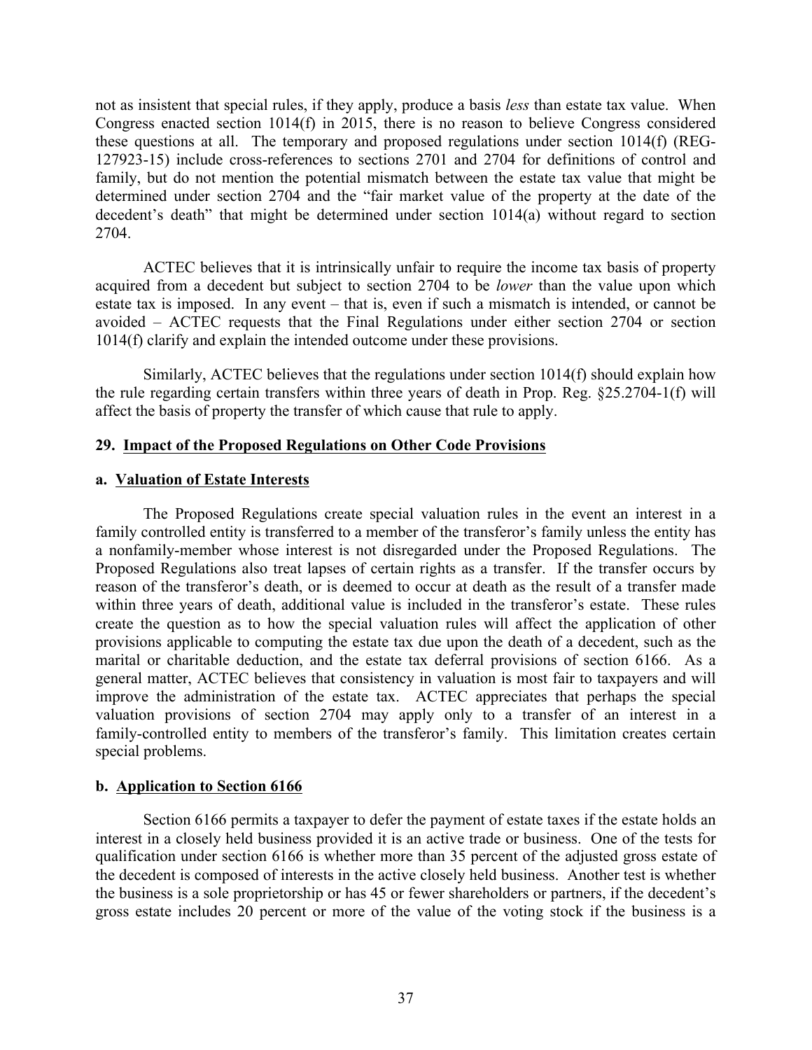not as insistent that special rules, if they apply, produce a basis *less* than estate tax value. When Congress enacted section 1014(f) in 2015, there is no reason to believe Congress considered these questions at all. The temporary and proposed regulations under section 1014(f) (REG-127923-15) include cross-references to sections 2701 and 2704 for definitions of control and family, but do not mention the potential mismatch between the estate tax value that might be determined under section 2704 and the "fair market value of the property at the date of the decedent's death" that might be determined under section 1014(a) without regard to section 2704.

ACTEC believes that it is intrinsically unfair to require the income tax basis of property acquired from a decedent but subject to section 2704 to be *lower* than the value upon which estate tax is imposed. In any event – that is, even if such a mismatch is intended, or cannot be avoided – ACTEC requests that the Final Regulations under either section 2704 or section 1014(f) clarify and explain the intended outcome under these provisions.

Similarly, ACTEC believes that the regulations under section 1014(f) should explain how the rule regarding certain transfers within three years of death in Prop. Reg. §25.2704-1(f) will affect the basis of property the transfer of which cause that rule to apply.

## 29. Impact of the Proposed Regulations on Other Code Provisions

### a. Valuation of Estate Interests

The Proposed Regulations create special valuation rules in the event an interest in a family controlled entity is transferred to a member of the transferor's family unless the entity has a nonfamily-member whose interest is not disregarded under the Proposed Regulations. The Proposed Regulations also treat lapses of certain rights as a transfer. If the transfer occurs by reason of the transferor's death, or is deemed to occur at death as the result of a transfer made within three years of death, additional value is included in the transferor's estate. These rules create the question as to how the special valuation rules will affect the application of other provisions applicable to computing the estate tax due upon the death of a decedent, such as the marital or charitable deduction, and the estate tax deferral provisions of section 6166. As a general matter, ACTEC believes that consistency in valuation is most fair to taxpayers and will improve the administration of the estate tax. ACTEC appreciates that perhaps the special valuation provisions of section 2704 may apply only to a transfer of an interest in a family-controlled entity to members of the transferor's family. This limitation creates certain special problems.

### b. Application to Section 6166

Section 6166 permits a taxpayer to defer the payment of estate taxes if the estate holds an interest in a closely held business provided it is an active trade or business. One of the tests for qualification under section 6166 is whether more than 35 percent of the adjusted gross estate of the decedent is composed of interests in the active closely held business. Another test is whether the business is a sole proprietorship or has 45 or fewer shareholders or partners, if the decedent's gross estate includes 20 percent or more of the value of the voting stock if the business is a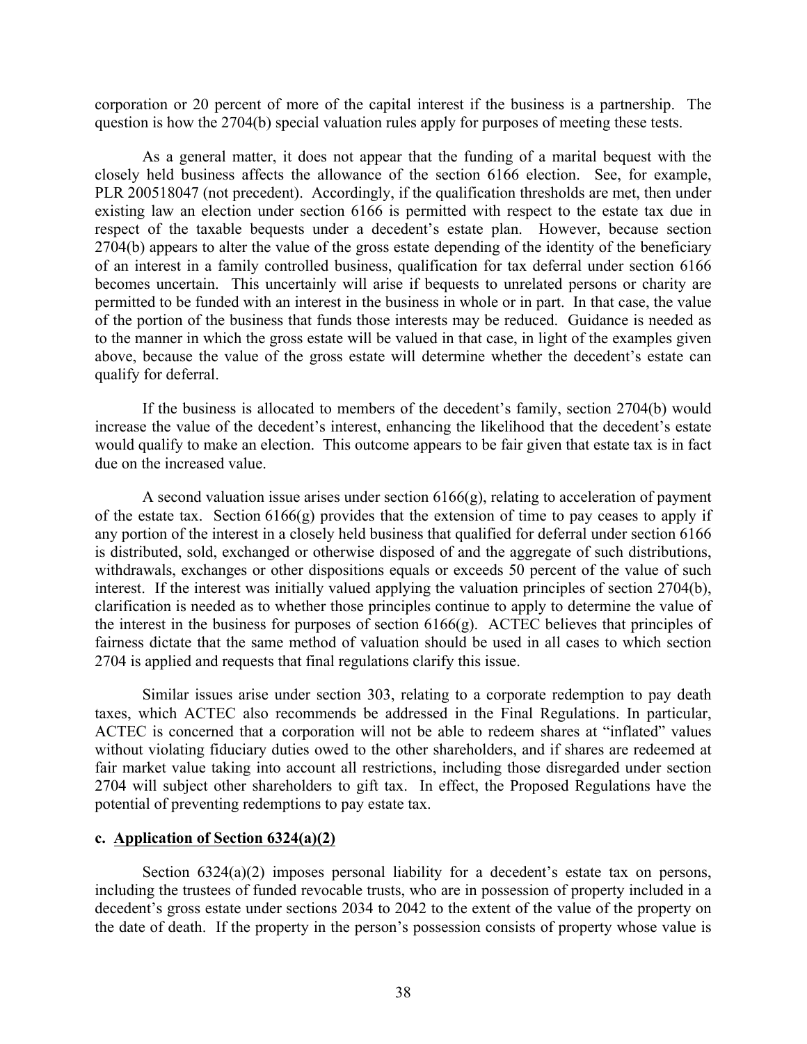corporation or 20 percent of more of the capital interest if the business is a partnership. The question is how the 2704(b) special valuation rules apply for purposes of meeting these tests.

As a general matter, it does not appear that the funding of a marital bequest with the closely held business affects the allowance of the section 6166 election. See, for example, PLR 200518047 (not precedent). Accordingly, if the qualification thresholds are met, then under existing law an election under section 6166 is permitted with respect to the estate tax due in respect of the taxable bequests under a decedent's estate plan. However, because section 2704(b) appears to alter the value of the gross estate depending of the identity of the beneficiary of an interest in a family controlled business, qualification for tax deferral under section 6166 becomes uncertain. This uncertainly will arise if bequests to unrelated persons or charity are permitted to be funded with an interest in the business in whole or in part. In that case, the value of the portion of the business that funds those interests may be reduced. Guidance is needed as to the manner in which the gross estate will be valued in that case, in light of the examples given above, because the value of the gross estate will determine whether the decedent's estate can qualify for deferral.

If the business is allocated to members of the decedent's family, section 2704(b) would increase the value of the decedent's interest, enhancing the likelihood that the decedent's estate would qualify to make an election. This outcome appears to be fair given that estate tax is in fact due on the increased value.

A second valuation issue arises under section 6166(g), relating to acceleration of payment of the estate tax. Section 6166(g) provides that the extension of time to pay ceases to apply if any portion of the interest in a closely held business that qualified for deferral under section 6166 is distributed, sold, exchanged or otherwise disposed of and the aggregate of such distributions, withdrawals, exchanges or other dispositions equals or exceeds 50 percent of the value of such interest. If the interest was initially valued applying the valuation principles of section 2704(b), clarification is needed as to whether those principles continue to apply to determine the value of the interest in the business for purposes of section 6166(g). ACTEC believes that principles of fairness dictate that the same method of valuation should be used in all cases to which section 2704 is applied and requests that final regulations clarify this issue.

Similar issues arise under section 303, relating to a corporate redemption to pay death taxes, which ACTEC also recommends be addressed in the Final Regulations. In particular, ACTEC is concerned that a corporation will not be able to redeem shares at "inflated" values without violating fiduciary duties owed to the other shareholders, and if shares are redeemed at fair market value taking into account all restrictions, including those disregarded under section 2704 will subject other shareholders to gift tax. In effect, the Proposed Regulations have the potential of preventing redemptions to pay estate tax.

**c. Application of Section 6324(a)(2)**

Section 6324(a)(2) imposes personal liability for a decedent's estate tax on persons, including the trustees of funded revocable trusts, who are in possession of property included in a decedent's gross estate under sections 2034 to 2042 to the extent of the value of the property on the date of death. If the property in the person's possession consists of property whose value is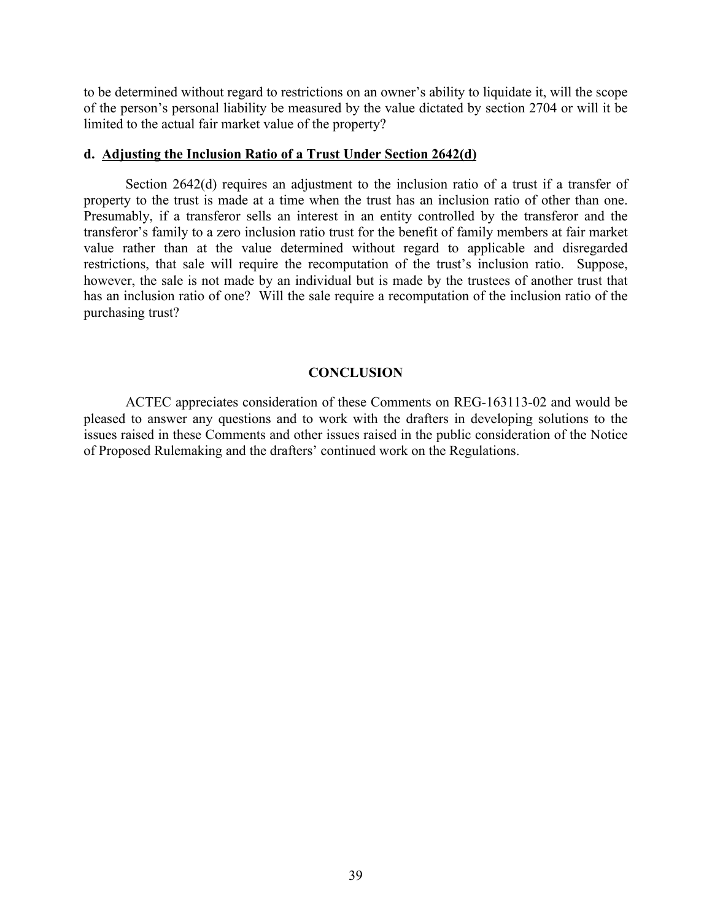to be determined without regard to restrictions on an owner's ability to liquidate it, will the scope of the person's personal liability be measured by the value dictated by section 2704 or will it be limited to the actual fair market value of the property?

#### d. Adjusting the Inclusion Ratio of a Trust Under Section 2642(d)

Section 2642(d) requires an adjustment to the inclusion ratio of a trust if a transfer of property to the trust is made at a time when the trust has an inclusion ratio of other than one. Presumably, if a transferor sells an interest in an entity controlled by the transferor and the transferor's family to a zero inclusion ratio trust for the benefit of family members at fair market value rather than at the value determined without regard to applicable and disregarded restrictions, that sale will require the recomputation of the trust's inclusion ratio. Suppose, however, the sale is not made by an individual but is made by the trustees of another trust that has an inclusion ratio of one? Will the sale require a recomputation of the inclusion ratio of the purchasing trust?

## CONCLUSION

ACTEC appreciates consideration of these Comments on REG-163113-02 and would be pleased to answer any questions and to work with the drafters in developing solutions to the issues raised in these Comments and other issues raised in the public consideration of the Notice of Proposed Rulemaking and the drafters' continued work on the Regulations.